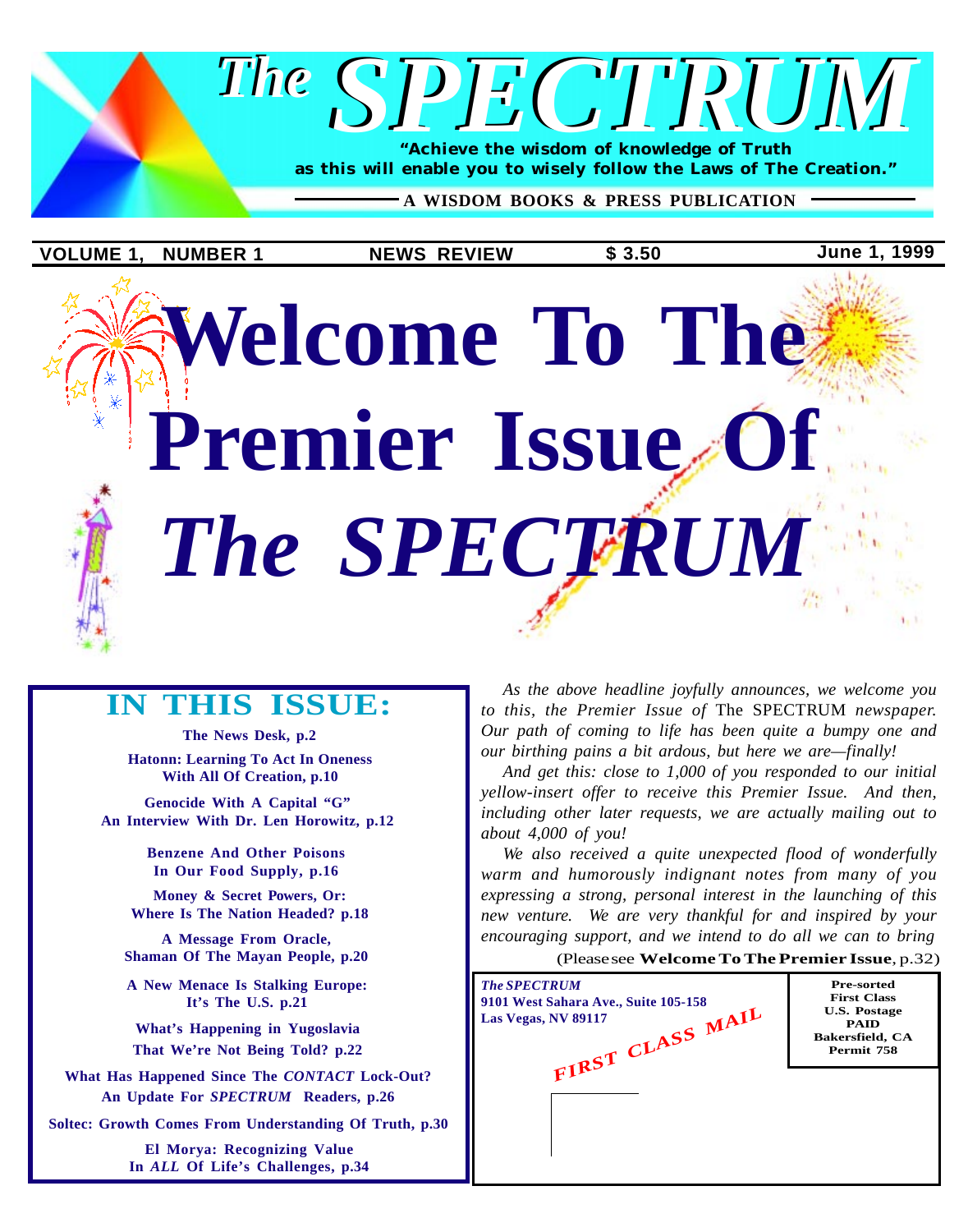# The SPECTRUM

**"Achieve the wisdom of knowledge of Truth as this will enable you to wisely follow the Laws of The Creation."**

A WISDOM BOOKS & PRESS PUBLICATION

**VOLUME 1, NUMBER 1** | **NEWS REVIEW** | **$ 3.50** | **June 1, 1999**

# Welcome To The Premier Issue Of *The SPECTRUM*

## IN THIS ISSUE:

**The News Desk, p.2**

**Hatonn: Learning To Act In Oneness With All Of Creation, p.10**

**Genocide With A Capital "G" An Interview With Dr. Len Horowitz, p.12**

**Benzene And Other Poisons In Our Food Supply, p.16**

**Money & Secret Powers, Or: Where Is The Nation Headed? p.18**

**A Message From Oracle, Shaman Of The Mayan People, p.20**

**A New Menace Is Stalking Europe: It's The U.S. p.21**

**What's Happening in Yugoslavia That We're Not Being Told? p.22**

**What Has Happened Since The *CONTACT* Lock-Out? An Update For *SPECTRUM* Readers, p.26**

**Soltec: Growth Comes From Understanding Of Truth, p.30**

**El Morya: Recognizing Value In *ALL* Of Life's Challenges, p.34**

*As the above headline joyfully announces, we welcome you to this, the Premier Issue of* The SPECTRUM *newspaper. Our path of coming to life has been quite a bumpy one and our birthing pains a bit ardous, but here we are—finally!*

*And get this: close to 1,000 of you responded to our initial yellow-insert offer to receive this Premier Issue. And then, including other later requests, we are actually mailing out to about 4,000 of you!*

*We also received a quite unexpected flood of wonderfully warm and humorously indignant notes from many of you expressing a strong, personal interest in the launching of this new venture. We are very thankful for and inspired by your encouraging support, and we intend to do all we can to bring*

(Please see **Welcome To The Premier Issue**, p.32)

*The SPECTRUM*
9101 West Sahara Ave., Suite 105-158
Las Vegas, NV 89117

FIRST CLASS MAIL

Pre-sorted
First Class
U.S. Postage
PAID
Bakersfield, CA
Permit 758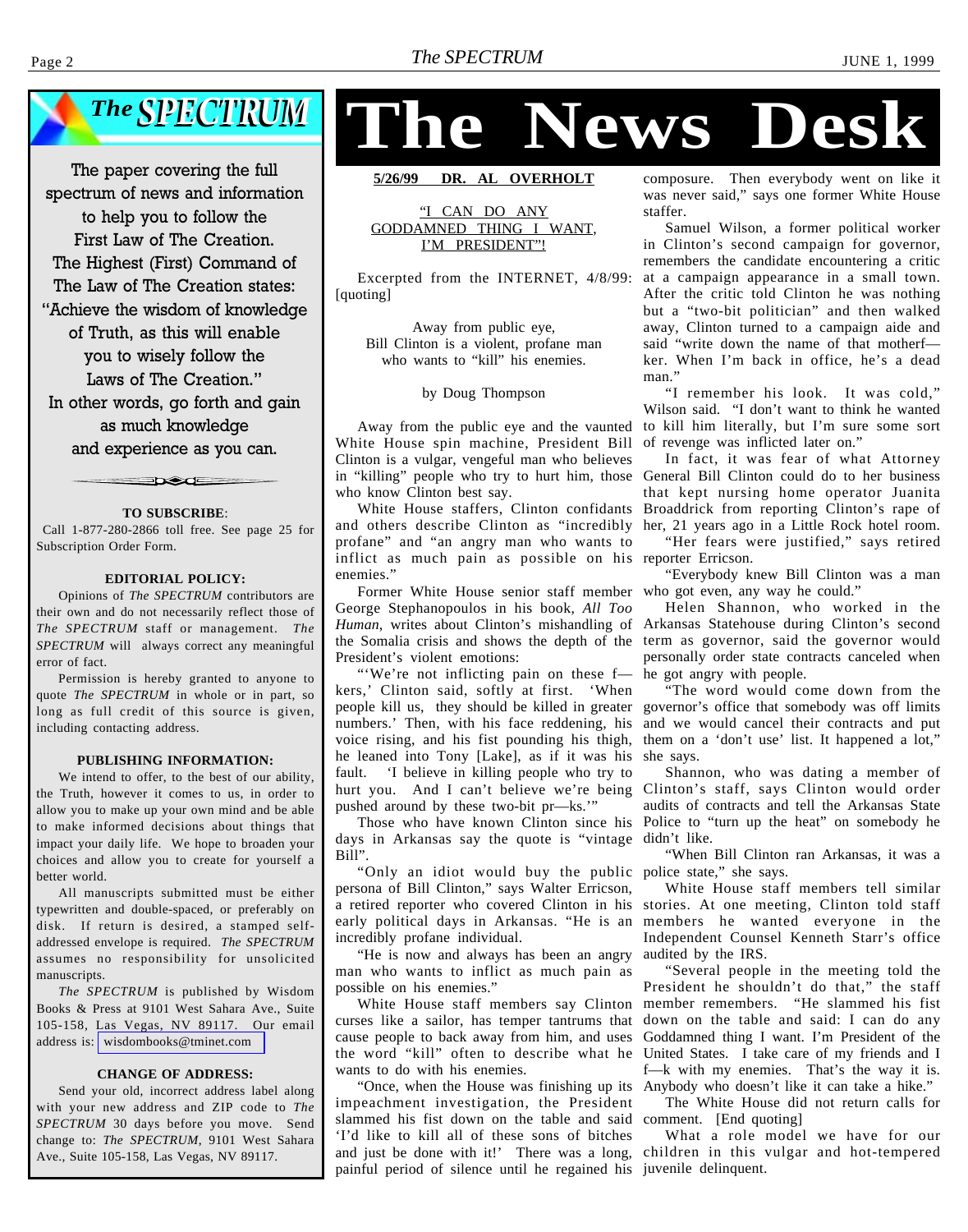# The SPECTRUM

The paper covering the full spectrum of news and information to help you to follow the First Law of The Creation. The Highest (First) Command of The Law of The Creation states: "Achieve the wisdom of knowledge of Truth, as this will enable you to wisely follow the Laws of The Creation." In other words, go forth and gain as much knowledge and experience as you can.

**TO SUBSCRIBE**: Call 1-877-280-2866 toll free. See page 25 for Subscription Order Form.

**EDITORIAL POLICY:**

Opinions of *The SPECTRUM* contributors are their own and do not necessarily reflect those of *The SPECTRUM* staff or management. *The SPECTRUM* will always correct any meaningful error of fact.

Permission is hereby granted to anyone to quote *The SPECTRUM* in whole or in part, so long as full credit of this source is given, including contacting address.

**PUBLISHING INFORMATION:**

We intend to offer, to the best of our ability, the Truth, however it comes to us, in order to allow you to make up your own mind and be able to make informed decisions about things that impact your daily life. We hope to broaden your choices and allow you to create for yourself a better world.

All manuscripts submitted must be either typewritten and double-spaced, or preferably on disk. If return is desired, a stamped self-addressed envelope is required. *The SPECTRUM* assumes no responsibility for unsolicited manuscripts.

*The SPECTRUM* is published by Wisdom Books & Press at 9101 West Sahara Ave., Suite 105-158, Las Vegas, NV 89117. Our email address is: wisdombooks@tminet.com

**CHANGE OF ADDRESS:**

Send your old, incorrect address label along with your new address and ZIP code to *The SPECTRUM* 30 days before you move. Send change to: *The SPECTRUM*, 9101 West Sahara Ave., Suite 105-158, Las Vegas, NV 89117.

# The News Desk

**5/26/99 DR. AL OVERHOLT**

"I CAN DO ANY GODDAMNED THING I WANT, I'M PRESIDENT"!

Excerpted from the INTERNET, 4/8/99: [quoting]

Away from public eye,
Bill Clinton is a violent, profane man
who wants to "kill" his enemies.

by Doug Thompson

Away from the public eye and the vaunted White House spin machine, President Bill Clinton is a vulgar, vengeful man who believes in "killing" people who try to hurt him, those who know Clinton best say.

White House staffers, Clinton confidants and others describe Clinton as "incredibly profane" and "an angry man who wants to inflict as much pain as possible on his enemies."

Former White House senior staff member George Stephanopoulos in his book, *All Too Human*, writes about Clinton's mishandling of the Somalia crisis and shows the depth of the President's violent emotions:

"'We're not inflicting pain on these f—kers,' Clinton said, softly at first. 'When people kill us, they should be killed in greater numbers.' Then, with his face reddening, his voice rising, and his fist pounding his thigh, he leaned into Tony [Lake], as if it was his fault. 'I believe in killing people who try to hurt you. And I can't believe we're being pushed around by these two-bit pr—ks.'"

Those who have known Clinton since his days in Arkansas say the quote is "vintage Bill".

"Only an idiot would buy the public persona of Bill Clinton," says Walter Erricson, a retired reporter who covered Clinton in his early political days in Arkansas. "He is an incredibly profane individual.

"He is now and always has been an angry man who wants to inflict as much pain as possible on his enemies."

White House staff members say Clinton curses like a sailor, has temper tantrums that cause people to back away from him, and uses the word "kill" often to describe what he wants to do with his enemies.

"Once, when the House was finishing up its impeachment investigation, the President slammed his fist down on the table and said 'I'd like to kill all of these sons of bitches and just be done with it!' There was a long, painful period of silence until he regained his composure. Then everybody went on like it was never said," says one former White House staffer.

Samuel Wilson, a former political worker in Clinton's second campaign for governor, remembers the candidate encountering a critic at a campaign appearance in a small town. After the critic told Clinton he was nothing but a "two-bit politician" and then walked away, Clinton turned to a campaign aide and said "write down the name of that motherf—ker. When I'm back in office, he's a dead man."

"I remember his look. It was cold," Wilson said. "I don't want to think he wanted to kill him literally, but I'm sure some sort of revenge was inflicted later on."

In fact, it was fear of what Attorney General Bill Clinton could do to her business that kept nursing home operator Juanita Broaddrick from reporting Clinton's rape of her, 21 years ago in a Little Rock hotel room.

"Her fears were justified," says retired reporter Erricson.

"Everybody knew Bill Clinton was a man who got even, any way he could."

Helen Shannon, who worked in the Arkansas Statehouse during Clinton's second term as governor, said the governor would personally order state contracts canceled when he got angry with people.

"The word would come down from the governor's office that somebody was off limits and we would cancel their contracts and put them on a 'don't use' list. It happened a lot," she says.

Shannon, who was dating a member of Clinton's staff, says Clinton would order audits of contracts and tell the Arkansas State Police to "turn up the heat" on somebody he didn't like.

"When Bill Clinton ran Arkansas, it was a police state," she says.

White House staff members tell similar stories. At one meeting, Clinton told staff members he wanted everyone in the Independent Counsel Kenneth Starr's office audited by the IRS.

"Several people in the meeting told the President he shouldn't do that," the staff member remembers. "He slammed his fist down on the table and said: I can do any Goddamned thing I want. I'm President of the United States. I take care of my friends and I f—k with my enemies. That's the way it is. Anybody who doesn't like it can take a hike."

The White House did not return calls for comment. [End quoting]

What a role model we have for our children in this vulgar and hot-tempered juvenile delinquent.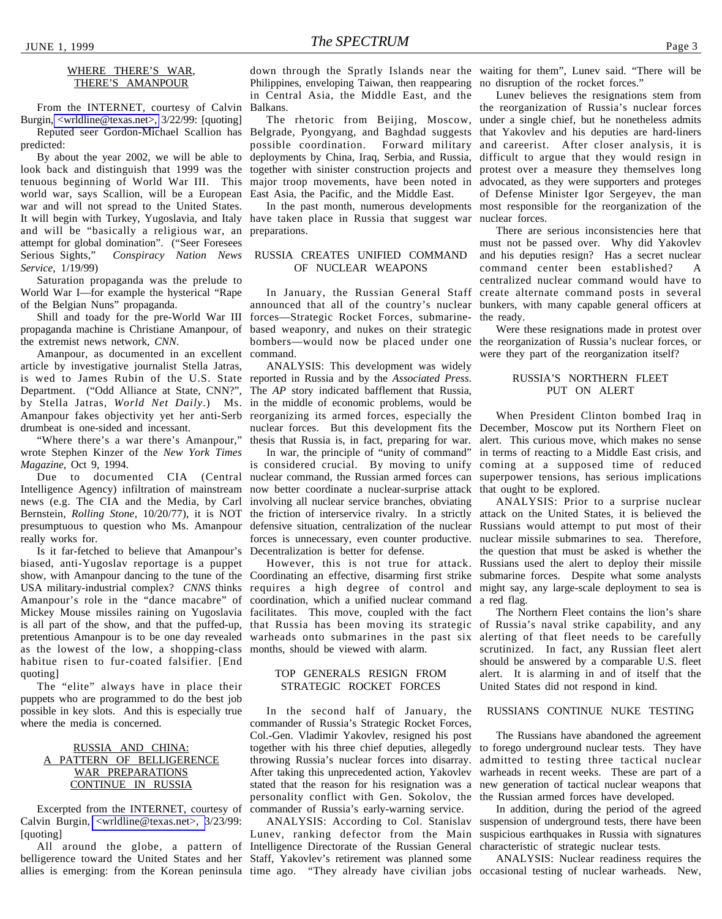## WHERE THERE'S WAR, THERE'S AMANPOUR

From the INTERNET, courtesy of Calvin Burgin, <wrldline@texas.net>, 3/22/99: [quoting]

Reputed seer Gordon-Michael Scallion has predicted:

By about the year 2002, we will be able to look back and distinguish that 1999 was the tenuous beginning of World War III. This world war, says Scallion, will be a European war and will not spread to the United States. It will begin with Turkey, Yugoslavia, and Italy and will be "basically a religious war, an attempt for global domination". ("Seer Foresees Serious Sights," *Conspiracy Nation News Service*, 1/19/99)

Saturation propaganda was the prelude to World War I—for example the hysterical "Rape of the Belgian Nuns" propaganda.

Shill and toady for the pre-World War III propaganda machine is Christiane Amanpour, of the extremist news network, *CNN*.

Amanpour, as documented in an excellent article by investigative journalist Stella Jatras, is wed to James Rubin of the U.S. State Department. ("Odd Alliance at State, CNN?", by Stella Jatras, *World Net Daily*.) Ms. Amanpour fakes objectivity yet her anti-Serb drumbeat is one-sided and incessant.

"Where there's a war there's Amanpour," wrote Stephen Kinzer of the *New York Times Magazine*, Oct 9, 1994.

Due to documented CIA (Central Intelligence Agency) infiltration of mainstream news (e.g. The CIA and the Media, by Carl Bernstein, *Rolling Stone*, 10/20/77), it is NOT presumptuous to question who Ms. Amanpour really works for.

Is it far-fetched to believe that Amanpour's biased, anti-Yugoslav reportage is a puppet show, with Amanpour dancing to the tune of the USA military-industrial complex? *CNNS* thinks Amanpour's role in the "dance macabre" of Mickey Mouse missiles raining on Yugoslavia is all part of the show, and that the puffed-up, pretentious Amanpour is to be one day revealed as the lowest of the low, a shopping-class habitue risen to fur-coated falsifier. [End quoting]

The "elite" always have in place their puppets who are programmed to do the best job possible in key slots. And this is especially true where the media is concerned.

## RUSSIA AND CHINA: A PATTERN OF BELLIGERENCE WAR PREPARATIONS CONTINUE IN RUSSIA

Excerpted from the INTERNET, courtesy of Calvin Burgin, <wrldline@texas.net>, 3/23/99: [quoting]

All around the globe, a pattern of belligerence toward the United States and her allies is emerging: from the Korean peninsula down through the Spratly Islands near the Philippines, enveloping Taiwan, then reappearing in Central Asia, the Middle East, and the Balkans.

The rhetoric from Beijing, Moscow, Belgrade, Pyongyang, and Baghdad suggests possible coordination. Forward military deployments by China, Iraq, Serbia, and Russia, together with sinister construction projects and major troop movements, have been noted in East Asia, the Pacific, and the Middle East.

In the past month, numerous developments have taken place in Russia that suggest war preparations.

### RUSSIA CREATES UNIFIED COMMAND OF NUCLEAR WEAPONS

In January, the Russian General Staff announced that all of the country's nuclear forces—Strategic Rocket Forces, submarine-based weaponry, and nukes on their strategic bombers—would now be placed under one command.

ANALYSIS: This development was widely reported in Russia and by the *Associated Press*. The *AP* story indicated bafflement that Russia, in the middle of economic problems, would be reorganizing its armed forces, especially the nuclear forces. But this development fits the thesis that Russia is, in fact, preparing for war.

In war, the principle of "unity of command" is considered crucial. By moving to unify nuclear command, the Russian armed forces can now better coordinate a nuclear-surprise attack involving all nuclear service branches, obviating the friction of interservice rivalry. In a strictly defensive situation, centralization of the nuclear forces is unnecessary, even counter productive. Decentralization is better for defense.

However, this is not true for attack. Coordinating an effective, disarming first strike requires a high degree of control and coordination, which a unified nuclear command facilitates. This move, coupled with the fact that Russia has been moving its strategic warheads onto submarines in the past six months, should be viewed with alarm.

### TOP GENERALS RESIGN FROM STRATEGIC ROCKET FORCES

In the second half of January, the commander of Russia's Strategic Rocket Forces, Col.-Gen. Vladimir Yakovlev, resigned his post together with his three chief deputies, allegedly throwing Russia's nuclear forces into disarray. After taking this unprecedented action, Yakovlev stated that the reason for his resignation was a personality conflict with Gen. Sokolov, the commander of Russia's early-warning service.

ANALYSIS: According to Col. Stanislav Lunev, ranking defector from the Main Intelligence Directorate of the Russian General Staff, Yakovlev's retirement was planned some time ago. "They already have civilian jobs waiting for them", Lunev said. "There will be no disruption of the rocket forces."

Lunev believes the resignations stem from the reorganization of Russia's nuclear forces under a single chief, but he nonetheless admits that Yakovlev and his deputies are hard-liners and careerist. After closer analysis, it is difficult to argue that they would resign in protest over a measure they themselves long advocated, as they were supporters and proteges of Defense Minister Igor Sergeyev, the man most responsible for the reorganization of the nuclear forces.

There are serious inconsistencies here that must not be passed over. Why did Yakovlev and his deputies resign? Has a secret nuclear command center been established? A centralized nuclear command would have to create alternate command posts in several bunkers, with many capable general officers at the ready.

Were these resignations made in protest over the reorganization of Russia's nuclear forces, or were they part of the reorganization itself?

### RUSSIA'S NORTHERN FLEET PUT ON ALERT

When President Clinton bombed Iraq in December, Moscow put its Northern Fleet on alert. This curious move, which makes no sense in terms of reacting to a Middle East crisis, and coming at a supposed time of reduced superpower tensions, has serious implications that ought to be explored.

ANALYSIS: Prior to a surprise nuclear attack on the United States, it is believed the Russians would attempt to put most of their nuclear missile submarines to sea. Therefore, the question that must be asked is whether the Russians used the alert to deploy their missile submarine forces. Despite what some analysts might say, any large-scale deployment to sea is a red flag.

The Northern Fleet contains the lion's share of Russia's naval strike capability, and any alerting of that fleet needs to be carefully scrutinized. In fact, any Russian fleet alert should be answered by a comparable U.S. fleet alert. It is alarming in and of itself that the United States did not respond in kind.

### RUSSIANS CONTINUE NUKE TESTING

The Russians have abandoned the agreement to forego underground nuclear tests. They have admitted to testing three tactical nuclear warheads in recent weeks. These are part of a new generation of tactical nuclear weapons that the Russian armed forces have developed.

In addition, during the period of the agreed suspension of underground tests, there have been suspicious earthquakes in Russia with signatures characteristic of strategic nuclear tests.

ANALYSIS: Nuclear readiness requires the occasional testing of nuclear warheads. New,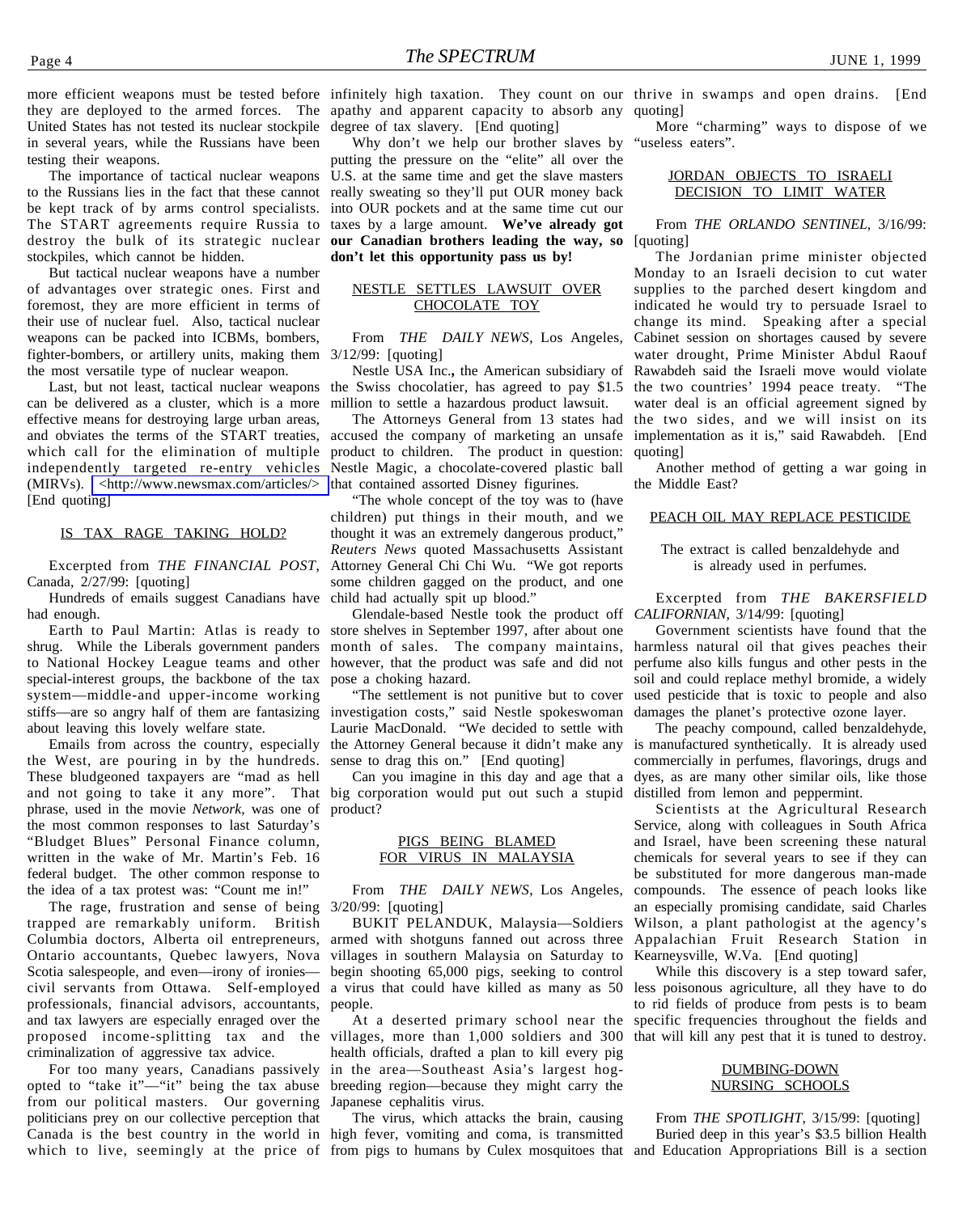more efficient weapons must be tested before they are deployed to the armed forces. The United States has not tested its nuclear stockpile in several years, while the Russians have been testing their weapons.

The importance of tactical nuclear weapons to the Russians lies in the fact that these cannot be kept track of by arms control specialists. The START agreements require Russia to destroy the bulk of its strategic nuclear stockpiles, which cannot be hidden.

But tactical nuclear weapons have a number of advantages over strategic ones. First and foremost, they are more efficient in terms of their use of nuclear fuel. Also, tactical nuclear weapons can be packed into ICBMs, bombers, fighter-bombers, or artillery units, making them the most versatile type of nuclear weapon.

Last, but not least, tactical nuclear weapons can be delivered as a cluster, which is a more effective means for destroying large urban areas, and obviates the terms of the START treaties, which call for the elimination of multiple independently targeted re-entry vehicles (MIRVs). <http://www.newsmax.com/articles/> [End quoting]

## IS TAX RAGE TAKING HOLD?

Excerpted from *THE FINANCIAL POST*, Canada, 2/27/99: [quoting]

Hundreds of emails suggest Canadians have had enough.

Earth to Paul Martin: Atlas is ready to shrug. While the Liberals government panders to National Hockey League teams and other special-interest groups, the backbone of the tax system—middle-and upper-income working stiffs—are so angry half of them are fantasizing about leaving this lovely welfare state.

Emails from across the country, especially the West, are pouring in by the hundreds. These bludgeoned taxpayers are "mad as hell and not going to take it any more". That phrase, used in the movie *Network*, was one of the most common responses to last Saturday's "Bludget Blues" Personal Finance column, written in the wake of Mr. Martin's Feb. 16 federal budget. The other common response to the idea of a tax protest was: "Count me in!"

The rage, frustration and sense of being trapped are remarkably uniform. British Columbia doctors, Alberta oil entrepreneurs, Ontario accountants, Quebec lawyers, Nova Scotia salespeople, and even—irony of ironies—civil servants from Ottawa. Self-employed professionals, financial advisors, accountants, and tax lawyers are especially enraged over the proposed income-splitting tax and the criminalization of aggressive tax advice.

For too many years, Canadians passively opted to "take it"—"it" being the tax abuse from our political masters. Our governing politicians prey on our collective perception that Canada is the best country in the world in which to live, seemingly at the price of infinitely high taxation. They count on our apathy and apparent capacity to absorb any degree of tax slavery. [End quoting]

Why don't we help our brother slaves by putting the pressure on the "elite" all over the U.S. at the same time and get the slave masters really sweating so they'll put OUR money back into OUR pockets and at the same time cut our taxes by a large amount. **We've already got our Canadian brothers leading the way, so don't let this opportunity pass us by!**

## NESTLE SETTLES LAWSUIT OVER CHOCOLATE TOY

From *THE DAILY NEWS*, Los Angeles, 3/12/99: [quoting]

Nestle USA Inc**.**, the American subsidiary of the Swiss chocolatier, has agreed to pay $1.5 million to settle a hazardous product lawsuit.

The Attorneys General from 13 states had accused the company of marketing an unsafe product to children. The product in question: Nestle Magic, a chocolate-covered plastic ball that contained assorted Disney figurines.

"The whole concept of the toy was to (have children) put things in their mouth, and we thought it was an extremely dangerous product," *Reuters News* quoted Massachusetts Assistant Attorney General Chi Chi Wu. "We got reports some children gagged on the product, and one child had actually spit up blood."

Glendale-based Nestle took the product off store shelves in September 1997, after about one month of sales. The company maintains, however, that the product was safe and did not pose a choking hazard.

"The settlement is not punitive but to cover investigation costs," said Nestle spokeswoman Laurie MacDonald. "We decided to settle with the Attorney General because it didn't make any sense to drag this on." [End quoting]

Can you imagine in this day and age that a big corporation would put out such a stupid product?

## PIGS BEING BLAMED FOR VIRUS IN MALAYSIA

From *THE DAILY NEWS*, Los Angeles, 3/20/99: [quoting]

BUKIT PELANDUK, Malaysia—Soldiers armed with shotguns fanned out across three villages in southern Malaysia on Saturday to begin shooting 65,000 pigs, seeking to control a virus that could have killed as many as 50 people.

At a deserted primary school near the villages, more than 1,000 soldiers and 300 health officials, drafted a plan to kill every pig in the area—Southeast Asia's largest hog-breeding region—because they might carry the Japanese cephalitis virus.

The virus, which attacks the brain, causing high fever, vomiting and coma, is transmitted from pigs to humans by Culex mosquitoes that thrive in swamps and open drains. [End quoting]

More "charming" ways to dispose of we "useless eaters".

## JORDAN OBJECTS TO ISRAELI DECISION TO LIMIT WATER

From *THE ORLANDO SENTINEL*, 3/16/99: [quoting]

The Jordanian prime minister objected Monday to an Israeli decision to cut water supplies to the parched desert kingdom and indicated he would try to persuade Israel to change its mind. Speaking after a special Cabinet session on shortages caused by severe water drought, Prime Minister Abdul Raouf Rawabdeh said the Israeli move would violate the two countries' 1994 peace treaty. "The water deal is an official agreement signed by the two sides, and we will insist on its implementation as it is," said Rawabdeh. [End quoting]

Another method of getting a war going in the Middle East?

## PEACH OIL MAY REPLACE PESTICIDE

The extract is called benzaldehyde and is already used in perfumes.

Excerpted from *THE BAKERSFIELD CALIFORNIAN*, 3/14/99: [quoting]

Government scientists have found that the harmless natural oil that gives peaches their perfume also kills fungus and other pests in the soil and could replace methyl bromide, a widely used pesticide that is toxic to people and also damages the planet's protective ozone layer.

The peachy compound, called benzaldehyde, is manufactured synthetically. It is already used commercially in perfumes, flavorings, drugs and dyes, as are many other similar oils, like those distilled from lemon and peppermint.

Scientists at the Agricultural Research Service, along with colleagues in South Africa and Israel, have been screening these natural chemicals for several years to see if they can be substituted for more dangerous man-made compounds. The essence of peach looks like an especially promising candidate, said Charles Wilson, a plant pathologist at the agency's Appalachian Fruit Research Station in Kearneysville, W.Va. [End quoting]

While this discovery is a step toward safer, less poisonous agriculture, all they have to do to rid fields of produce from pests is to beam specific frequencies throughout the fields and that will kill any pest that it is tuned to destroy.

## DUMBING-DOWN NURSING SCHOOLS

From *THE SPOTLIGHT*, 3/15/99: [quoting]

Buried deep in this year's $3.5 billion Health and Education Appropriations Bill is a section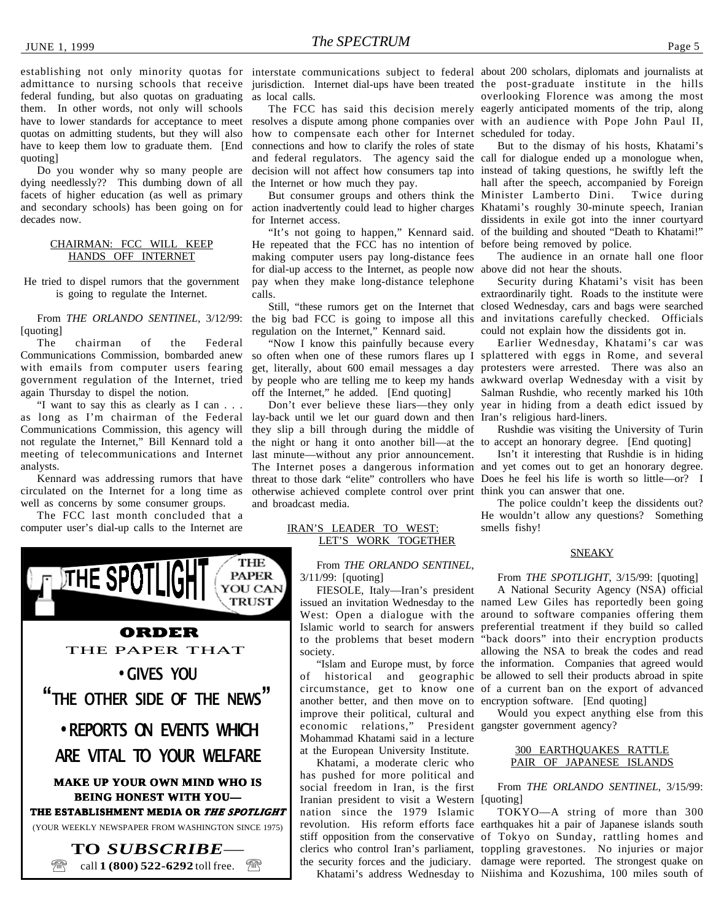establishing not only minority quotas for admittance to nursing schools that receive federal funding, but also quotas on graduating them. In other words, not only will schools have to lower standards for acceptance to meet quotas on admitting students, but they will also have to keep them low to graduate them. [End quoting]

Do you wonder why so many people are dying needlessly?? This dumbing down of all facets of higher education (as well as primary and secondary schools) has been going on for decades now.

## CHAIRMAN: FCC WILL KEEP HANDS OFF INTERNET

He tried to dispel rumors that the government is going to regulate the Internet.

From *THE ORLANDO SENTINEL*, 3/12/99: [quoting]

The chairman of the Federal Communications Commission, bombarded anew with emails from computer users fearing government regulation of the Internet, tried again Thursday to dispel the notion.

"I want to say this as clearly as I can . . . as long as I'm chairman of the Federal Communications Commission, this agency will not regulate the Internet," Bill Kennard told a meeting of telecommunications and Internet analysts.

Kennard was addressing rumors that have circulated on the Internet for a long time as well as concerns by some consumer groups.

The FCC last month concluded that a computer user's dial-up calls to the Internet are interstate communications subject to federal jurisdiction. Internet dial-ups have been treated as local calls.

The FCC has said this decision merely resolves a dispute among phone companies over how to compensate each other for Internet connections and how to clarify the roles of state and federal regulators. The agency said the decision will not affect how consumers tap into the Internet or how much they pay.

But consumer groups and others think the action inadvertently could lead to higher charges for Internet access.

"It's not going to happen," Kennard said. He repeated that the FCC has no intention of making computer users pay long-distance fees for dial-up access to the Internet, as people now pay when they make long-distance telephone calls.

Still, "these rumors get on the Internet that the big bad FCC is going to impose all this regulation on the Internet," Kennard said.

"Now I know this painfully because every so often when one of these rumors flares up I get, literally, about 600 email messages a day by people who are telling me to keep my hands off the Internet," he added. [End quoting]

Don't ever believe these liars—they only lay-back until we let our guard down and then they slip a bill through during the middle of the night or hang it onto another bill—at the last minute—without any prior announcement. The Internet poses a dangerous information threat to those dark "elite" controllers who have otherwise achieved complete control over print and broadcast media.

**THE SPOTLIGHT** — THE PAPER YOU CAN TRUST

**ORDER**

THE PAPER THAT

- **GIVES YOU "THE OTHER SIDE OF THE NEWS"**
- **REPORTS ON EVENTS WHICH ARE VITAL TO YOUR WELFARE**

**MAKE UP YOUR OWN MIND WHO IS BEING HONEST WITH YOU— THE ESTABLISHMENT MEDIA OR *THE SPOTLIGHT***

(YOUR WEEKLY NEWSPAPER FROM WASHINGTON SINCE 1975)

**TO *SUBSCRIBE*—**

call **1 (800) 522-6292** toll free.

## IRAN'S LEADER TO WEST: LET'S WORK TOGETHER

From *THE ORLANDO SENTINEL*, 3/11/99: [quoting]

FIESOLE, Italy—Iran's president issued an invitation Wednesday to the West: Open a dialogue with the Islamic world to search for answers to the problems that beset modern society.

"Islam and Europe must, by force of historical and geographic circumstance, get to know one another better, and then move on to improve their political, cultural and economic relations," President Mohammad Khatami said in a lecture at the European University Institute.

Khatami, a moderate cleric who has pushed for more political and social freedom in Iran, is the first Iranian president to visit a Western nation since the 1979 Islamic revolution. His reform efforts face stiff opposition from the conservative clerics who control Iran's parliament, the security forces and the judiciary.

Khatami's address Wednesday to about 200 scholars, diplomats and journalists at the post-graduate institute in the hills overlooking Florence was among the most eagerly anticipated moments of the trip, along with an audience with Pope John Paul II, scheduled for today.

But to the dismay of his hosts, Khatami's call for dialogue ended up a monologue when, instead of taking questions, he swiftly left the hall after the speech, accompanied by Foreign Minister Lamberto Dini. Twice during Khatami's roughly 30-minute speech, Iranian dissidents in exile got into the inner courtyard of the building and shouted "Death to Khatami!" before being removed by police.

The audience in an ornate hall one floor above did not hear the shouts.

Security during Khatami's visit has been extraordinarily tight. Roads to the institute were closed Wednesday, cars and bags were searched and invitations carefully checked. Officials could not explain how the dissidents got in.

Earlier Wednesday, Khatami's car was splattered with eggs in Rome, and several protesters were arrested. There was also an awkward overlap Wednesday with a visit by Salman Rushdie, who recently marked his 10th year in hiding from a death edict issued by Iran's religious hard-liners.

Rushdie was visiting the University of Turin to accept an honorary degree. [End quoting]

Isn't it interesting that Rushdie is in hiding and yet comes out to get an honorary degree. Does he feel his life is worth so little—or? I think you can answer that one.

The police couldn't keep the dissidents out? He wouldn't allow any questions? Something smells fishy!

## SNEAKY

From *THE SPOTLIGHT*, 3/15/99: [quoting]

A National Security Agency (NSA) official named Lew Giles has reportedly been going around to software companies offering them preferential treatment if they build so called "back doors" into their encryption products allowing the NSA to break the codes and read the information. Companies that agreed would be allowed to sell their products abroad in spite of a current ban on the export of advanced encryption software. [End quoting]

Would you expect anything else from this gangster government agency?

## 300 EARTHQUAKES RATTLE PAIR OF JAPANESE ISLANDS

From *THE ORLANDO SENTINEL*, 3/15/99: [quoting]

TOKYO—A string of more than 300 earthquakes hit a pair of Japanese islands south of Tokyo on Sunday, rattling homes and toppling gravestones. No injuries or major damage were reported. The strongest quake on Niishima and Kozushima, 100 miles south of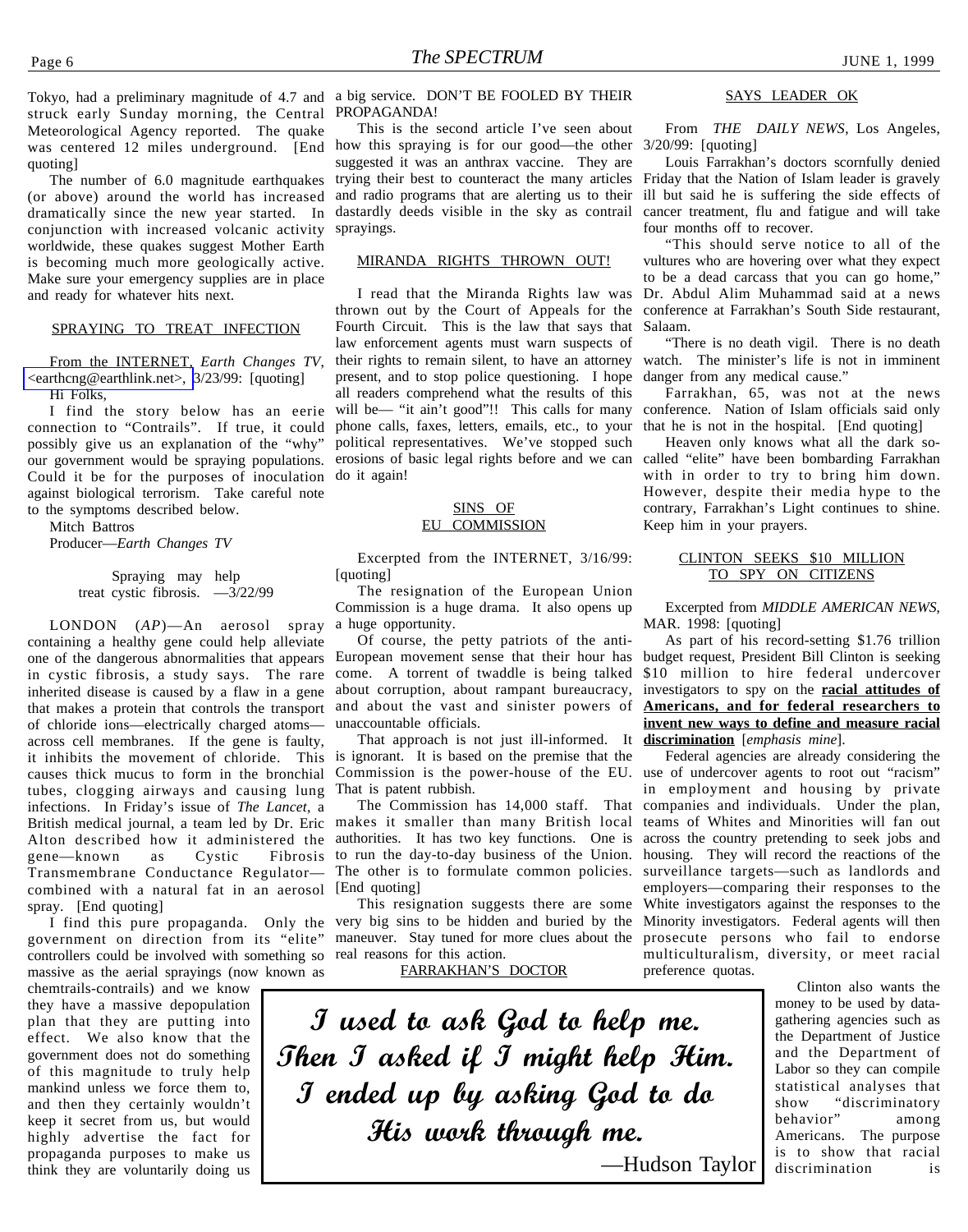Tokyo, had a preliminary magnitude of 4.7 and struck early Sunday morning, the Central Meteorological Agency reported. The quake was centered 12 miles underground. [End quoting]

The number of 6.0 magnitude earthquakes (or above) around the world has increased dramatically since the new year started. In conjunction with increased volcanic activity worldwide, these quakes suggest Mother Earth is becoming much more geologically active. Make sure your emergency supplies are in place and ready for whatever hits next.

## SPRAYING TO TREAT INFECTION

From the INTERNET, *Earth Changes TV*, <earthcng@earthlink.net>, 3/23/99: [quoting]

Hi Folks,

I find the story below has an eerie connection to "Contrails". If true, it could possibly give us an explanation of the "why" our government would be spraying populations. Could it be for the purposes of inoculation against biological terrorism. Take careful note to the symptoms described below.

Mitch Battros
Producer—*Earth Changes TV*

Spraying may help treat cystic fibrosis. —3/22/99

LONDON (*AP*)—An aerosol spray containing a healthy gene could help alleviate one of the dangerous abnormalities that appears in cystic fibrosis, a study says. The rare inherited disease is caused by a flaw in a gene that makes a protein that controls the transport of chloride ions—electrically charged atoms—across cell membranes. If the gene is faulty, it inhibits the movement of chloride. This causes thick mucus to form in the bronchial tubes, clogging airways and causing lung infections. In Friday's issue of *The Lancet*, a British medical journal, a team led by Dr. Eric Alton described how it administered the gene—known as Cystic Fibrosis Transmembrane Conductance Regulator—combined with a natural fat in an aerosol spray. [End quoting]

I find this pure propaganda. Only the government on direction from its "elite" controllers could be involved with something so massive as the aerial sprayings (now known as chemtrails-contrails) and we know they have a massive depopulation plan that they are putting into effect. We also know that the government does not do something of this magnitude to truly help mankind unless we force them to, and then they certainly wouldn't keep it secret from us, but would highly advertise the fact for propaganda purposes to make us think they are voluntarily doing us a big service. DON'T BE FOOLED BY THEIR PROPAGANDA!

This is the second article I've seen about how this spraying is for our good—the other suggested it was an anthrax vaccine. They are trying their best to counteract the many articles and radio programs that are alerting us to their dastardly deeds visible in the sky as contrail sprayings.

## MIRANDA RIGHTS THROWN OUT!

I read that the Miranda Rights law was thrown out by the Court of Appeals for the Fourth Circuit. This is the law that says that law enforcement agents must warn suspects of their rights to remain silent, to have an attorney present, and to stop police questioning. I hope all readers comprehend what the results of this will be— "it ain't good"!! This calls for many phone calls, faxes, letters, emails, etc., to your political representatives. We've stopped such erosions of basic legal rights before and we can do it again!

## SINS OF EU COMMISSION

Excerpted from the INTERNET, 3/16/99: [quoting]

The resignation of the European Union Commission is a huge drama. It also opens up a huge opportunity.

Of course, the petty patriots of the anti-European movement sense that their hour has come. A torrent of twaddle is being talked about corruption, about rampant bureaucracy, and about the vast and sinister powers of unaccountable officials.

That approach is not just ill-informed. It is ignorant. It is based on the premise that the Commission is the power-house of the EU. That is patent rubbish.

The Commission has 14,000 staff. That makes it smaller than many British local authorities. It has two key functions. One is to run the day-to-day business of the Union. The other is to formulate common policies. [End quoting]

This resignation suggests there are some very big sins to be hidden and buried by the maneuver. Stay tuned for more clues about the real reasons for this action.

## FARRAKHAN'S DOCTOR SAYS LEADER OK

From *THE DAILY NEWS*, Los Angeles, 3/20/99: [quoting]

Louis Farrakhan's doctors scornfully denied Friday that the Nation of Islam leader is gravely ill but said he is suffering the side effects of cancer treatment, flu and fatigue and will take four months off to recover.

"This should serve notice to all of the vultures who are hovering over what they expect to be a dead carcass that you can go home," Dr. Abdul Alim Muhammad said at a news conference at Farrakhan's South Side restaurant, Salaam.

"There is no death vigil. There is no death watch. The minister's life is not in imminent danger from any medical cause."

Farrakhan, 65, was not at the news conference. Nation of Islam officials said only that he is not in the hospital. [End quoting]

Heaven only knows what all the dark so-called "elite" have been bombarding Farrakhan with in order to try to bring him down. However, despite their media hype to the contrary, Farrakhan's Light continues to shine. Keep him in your prayers.

## CLINTON SEEKS $10 MILLION TO SPY ON CITIZENS

Excerpted from *MIDDLE AMERICAN NEWS*, MAR. 1998: [quoting]

As part of his record-setting $1.76 trillion budget request, President Bill Clinton is seeking $10 million to hire federal undercover investigators to spy on the **racial attitudes of Americans, and for federal researchers to invent new ways to define and measure racial discrimination** [*emphasis mine*].

Federal agencies are already considering the use of undercover agents to root out "racism" in employment and housing by private companies and individuals. Under the plan, teams of Whites and Minorities will fan out across the country pretending to seek jobs and housing. They will record the reactions of the surveillance targets—such as landlords and employers—comparing their responses to the White investigators against the responses to the Minority investigators. Federal agents will then prosecute persons who fail to endorse multiculturalism, diversity, or meet racial preference quotas.

Clinton also wants the money to be used by data-gathering agencies such as the Department of Justice and the Department of Labor so they can compile statistical analyses that show "discriminatory behavior" among Americans. The purpose is to show that racial discrimination is

> *I used to ask God to help me. Then I asked if I might help Him. I ended up by asking God to do His work through me.*
>
> —Hudson Taylor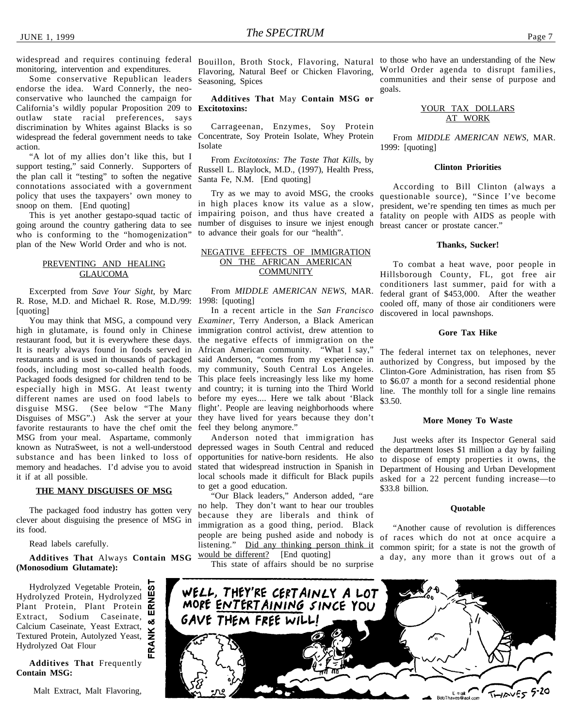widespread and requires continuing federal monitoring, intervention and expenditures.

Some conservative Republican leaders endorse the idea. Ward Connerly, the neo-conservative who launched the campaign for California's wildly popular Proposition 209 to outlaw state racial preferences, says discrimination by Whites against Blacks is so widespread the federal government needs to take action.

"A lot of my allies don't like this, but I support testing," said Connerly. Supporters of the plan call it "testing" to soften the negative connotations associated with a government policy that uses the taxpayers' own money to snoop on them. [End quoting]

This is yet another gestapo-squad tactic of going around the country gathering data to see who is conforming to the "homogenization" plan of the New World Order and who is not.

## PREVENTING AND HEALING GLAUCOMA

Excerpted from *Save Your Sight*, by Marc R. Rose, M.D. and Michael R. Rose, M.D./99: [quoting]

You may think that MSG, a compound very high in glutamate, is found only in Chinese restaurant food, but it is everywhere these days. It is nearly always found in foods served in restaurants and is used in thousands of packaged foods, including most so-called health foods. Packaged foods designed for children tend to be especially high in MSG. At least twenty different names are used on food labels to disguise MSG. (See below "The Many Disguises of MSG".) Ask the server at your favorite restaurants to have the chef omit the MSG from your meal. Aspartame, commonly known as NutraSweet, is not a well-understood substance and has been linked to loss of memory and headaches. I'd advise you to avoid it if at all possible.

### THE MANY DISGUISES OF MSG

The packaged food industry has gotten very clever about disguising the presence of MSG in its food.

Read labels carefully.

**Additives That** Always **Contain MSG (Monosodium Glutamate):**

Hydrolyzed Vegetable Protein, Hydrolyzed Protein, Hydrolyzed Plant Protein, Plant Protein Extract, Sodium Caseinate, Calcium Caseinate, Yeast Extract, Textured Protein, Autolyzed Yeast, Hydrolyzed Oat Flour

**Additives That** Frequently **Contain MSG:**

Malt Extract, Malt Flavoring, Bouillon, Broth Stock, Flavoring, Natural Flavoring, Natural Beef or Chicken Flavoring, Seasoning, Spices

**Additives That** May **Contain MSG or Excitotoxins:**

Carrageenan, Enzymes, Soy Protein Concentrate, Soy Protein Isolate, Whey Protein Isolate

From *Excitotoxins: The Taste That Kills*, by Russell L. Blaylock, M.D., (1997), Health Press, Santa Fe, N.M. [End quoting]

Try as we may to avoid MSG, the crooks in high places know its value as a slow, impairing poison, and thus have created a number of disguises to insure we injest enough to advance their goals for our "health".

## NEGATIVE EFFECTS OF IMMIGRATION ON THE AFRICAN AMERICAN COMMUNITY

From *MIDDLE AMERICAN NEWS*, MAR. 1998: [quoting]

In a recent article in the *San Francisco Examiner*, Terry Anderson, a Black American immigration control activist, drew attention to the negative effects of immigration on the African American community. "What I say," said Anderson, "comes from my experience in my community, South Central Los Angeles. This place feels increasingly less like my home and country; it is turning into the Third World before my eyes.... Here we talk about 'Black flight'. People are leaving neighborhoods where they have lived for years because they don't feel they belong anymore."

Anderson noted that immigration has depressed wages in South Central and reduced opportunities for native-born residents. He also stated that widespread instruction in Spanish in local schools made it difficult for Black pupils to get a good education.

"Our Black leaders," Anderson added, "are no help. They don't want to hear our troubles because they are liberals and think of immigration as a good thing, period. Black people are being pushed aside and nobody is listening." <u>Did any thinking person think it would be different?</u> [End quoting]

This state of affairs should be no surprise to those who have an understanding of the New World Order agenda to disrupt families, communities and their sense of purpose and goals.

## YOUR TAX DOLLARS AT WORK

From *MIDDLE AMERICAN NEWS*, MAR. 1999: [quoting]

**Clinton Priorities**

According to Bill Clinton (always a questionable source), "Since I've become president, we're spending ten times as much per fatality on people with AIDS as people with breast cancer or prostate cancer."

**Thanks, Sucker!**

To combat a heat wave, poor people in Hillsborough County, FL, got free air conditioners last summer, paid for with a federal grant of $453,000. After the weather cooled off, many of those air conditioners were discovered in local pawnshops.

**Gore Tax Hike**

The federal internet tax on telephones, never authorized by Congress, but imposed by the Clinton-Gore Administration, has risen from $5 to $6.07 a month for a second residential phone line. The monthly toll for a single line remains $3.50.

**More Money To Waste**

Just weeks after its Inspector General said the department loses $1 million a day by failing to dispose of empty properties it owns, the Department of Housing and Urban Development asked for a 22 percent funding increase—to $33.8 billion.

**Quotable**

"Another cause of revolution is differences of races which do not at once acquire a common spirit; for a state is not the growth of a day, any more than it grows out of a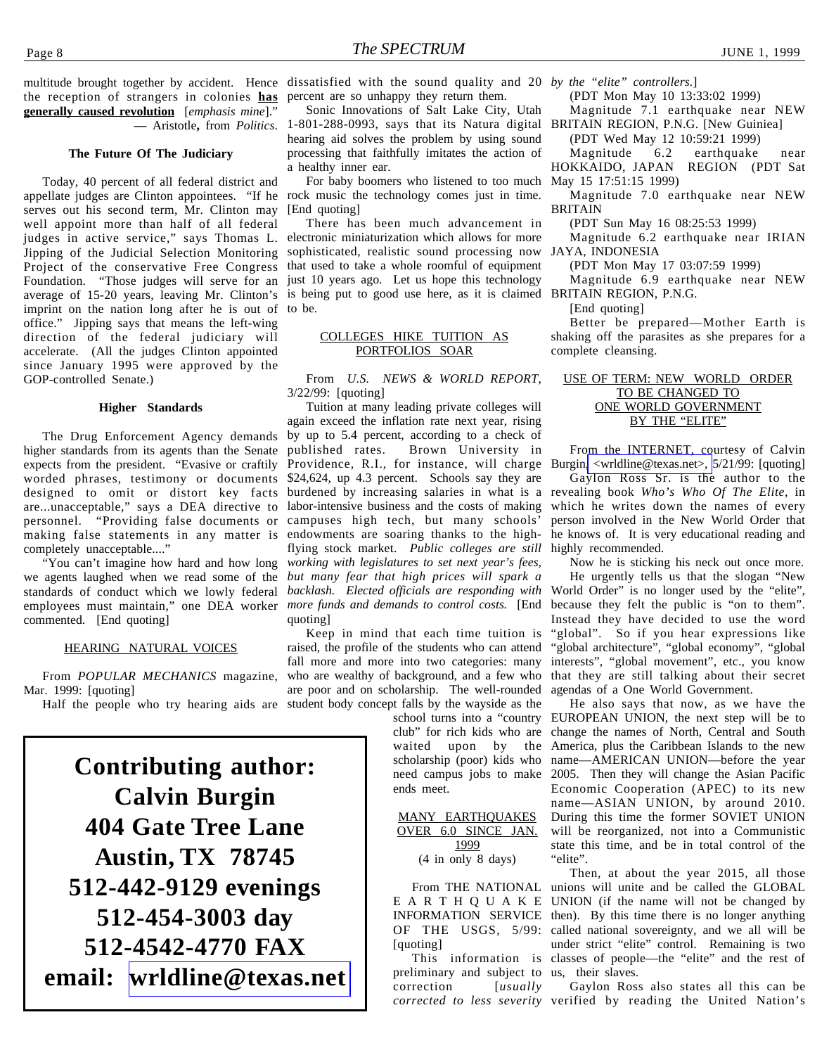multitude brought together by accident. Hence the reception of strangers in colonies **has generally caused revolution** [*emphasis mine*]." — Aristotle, from *Politics*.

### The Future Of The Judiciary

Today, 40 percent of all federal district and appellate judges are Clinton appointees. "If he serves out his second term, Mr. Clinton may well appoint more than half of all federal judges in active service," says Thomas L. Jipping of the Judicial Selection Monitoring Project of the conservative Free Congress Foundation. "Those judges will serve for an average of 15-20 years, leaving Mr. Clinton's imprint on the nation long after he is out of office." Jipping says that means the left-wing direction of the federal judiciary will accelerate. (All the judges Clinton appointed since January 1995 were approved by the GOP-controlled Senate.)

### Higher Standards

The Drug Enforcement Agency demands higher standards from its agents than the Senate expects from the president. "Evasive or craftily worded phrases, testimony or documents designed to omit or distort key facts are...unacceptable," says a DEA directive to personnel. "Providing false documents or making false statements in any matter is completely unacceptable...."

"You can't imagine how hard and how long we agents laughed when we read some of the standards of conduct which we lowly federal employees must maintain," one DEA worker commented. [End quoting]

### HEARING NATURAL VOICES

From *POPULAR MECHANICS* magazine, Mar. 1999: [quoting]

Half the people who try hearing aids are dissatisfied with the sound quality and 20 percent are so unhappy they return them.

Sonic Innovations of Salt Lake City, Utah 1-801-288-0993, says that its Natura digital hearing aid solves the problem by using sound processing that faithfully imitates the action of a healthy inner ear.

For baby boomers who listened to too much rock music the technology comes just in time. [End quoting]

There has been much advancement in electronic miniaturization which allows for more sophisticated, realistic sound processing now that used to take a whole roomful of equipment just 10 years ago. Let us hope this technology is being put to good use here, as it is claimed to be.

### COLLEGES HIKE TUITION AS PORTFOLIOS SOAR

From *U.S. NEWS & WORLD REPORT*, 3/22/99: [quoting]

Tuition at many leading private colleges will again exceed the inflation rate next year, rising by up to 5.4 percent, according to a check of published rates. Brown University in Providence, R.I., for instance, will charge $24,624, up 4.3 percent. Schools say they are burdened by increasing salaries in what is a labor-intensive business and the costs of making campuses high tech, but many schools' endowments are soaring thanks to the high-flying stock market. *Public colleges are still working with legislatures to set next year's fees, but many fear that high prices will spark a backlash. Elected officials are responding with more funds and demands to control costs.* [End quoting]

Keep in mind that each time tuition is raised, the profile of the students who can attend fall more and more into two categories: many who are wealthy of background, and a few who are poor and on scholarship. The well-rounded student body concept falls by the wayside as the school turns into a "country club" for rich kids who are waited upon by the scholarship (poor) kids who need campus jobs to make ends meet.

**Contributing author:**
**Calvin Burgin**
**404 Gate Tree Lane**
**Austin, TX 78745**
**512-442-9129 evenings**
**512-454-3003 day**
**512-4542-4770 FAX**
**email: wrldline@texas.net**

### MANY EARTHQUAKES OVER 6.0 SINCE JAN. 1999
(4 in only 8 days)

From THE NATIONAL EARTHQUAKE INFORMATION SERVICE OF THE USGS, 5/99: [quoting]

This information is preliminary and subject to correction [*usually corrected to less severity by the "elite" controllers.*]

(PDT Mon May 10 13:33:02 1999)

Magnitude 7.1 earthquake near NEW BRITAIN REGION, P.N.G. [New Guiniea]

(PDT Wed May 12 10:59:21 1999)

Magnitude 6.2 earthquake near HOKKAIDO, JAPAN REGION (PDT Sat May 15 17:51:15 1999)

Magnitude 7.0 earthquake near NEW BRITAIN

(PDT Sun May 16 08:25:53 1999)

Magnitude 6.2 earthquake near IRIAN JAYA, INDONESIA

(PDT Mon May 17 03:07:59 1999)

Magnitude 6.9 earthquake near NEW BRITAIN REGION, P.N.G.

[End quoting]

Better be prepared—Mother Earth is shaking off the parasites as she prepares for a complete cleansing.

### USE OF TERM: NEW WORLD ORDER TO BE CHANGED TO ONE WORLD GOVERNMENT BY THE "ELITE"

From the INTERNET, courtesy of Calvin Burgin, <wrldline@texas.net>, 5/21/99: [quoting]

Gaylon Ross Sr. is the author to the revealing book *Who's Who Of The Elite*, in which he writes down the names of every person involved in the New World Order that he knows of. It is very educational reading and highly recommended.

Now he is sticking his neck out once more. He urgently tells us that the slogan "New World Order" is no longer used by the "elite", because they felt the public is "on to them". Instead they have decided to use the word "global". So if you hear expressions like "global architecture", "global economy", "global interests", "global movement", etc., you know that they are still talking about their secret agendas of a One World Government.

He also says that now, as we have the EUROPEAN UNION, the next step will be to change the names of North, Central and South America, plus the Caribbean Islands to the new name—AMERICAN UNION—before the year 2005. Then they will change the Asian Pacific Economic Cooperation (APEC) to its new name—ASIAN UNION, by around 2010. During this time the former SOVIET UNION will be reorganized, not into a Communistic state this time, and be in total control of the "elite".

Then, at about the year 2015, all those unions will unite and be called the GLOBAL UNION (if the name will not be changed by then). By this time there is no longer anything called national sovereignty, and we all will be under strict "elite" control. Remaining is two classes of people—the "elite" and the rest of us, their slaves.

Gaylon Ross also states all this can be verified by reading the United Nation's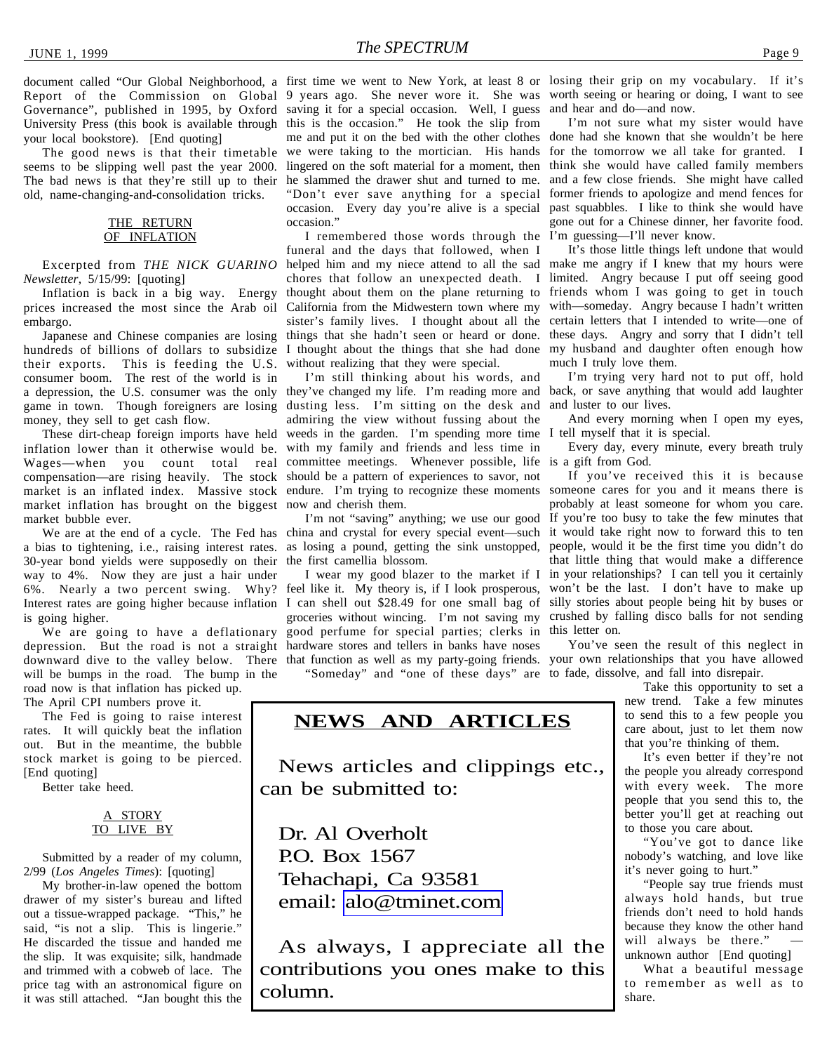document called "Our Global Neighborhood, a Report of the Commission on Global Governance", published in 1995, by Oxford University Press (this book is available through your local bookstore). [End quoting]

The good news is that their timetable seems to be slipping well past the year 2000. The bad news is that they're still up to their old, name-changing-and-consolidation tricks.

## THE RETURN OF INFLATION

Excerpted from *THE NICK GUARINO Newsletter*, 5/15/99: [quoting]

Inflation is back in a big way. Energy prices increased the most since the Arab oil embargo.

Japanese and Chinese companies are losing hundreds of billions of dollars to subsidize their exports. This is feeding the U.S. consumer boom. The rest of the world is in a depression, the U.S. consumer was the only game in town. Though foreigners are losing money, they sell to get cash flow.

These dirt-cheap foreign imports have held inflation lower than it otherwise would be. Wages—when you count total real compensation—are rising heavily. The stock market is an inflated index. Massive stock market inflation has brought on the biggest market bubble ever.

We are at the end of a cycle. The Fed has a bias to tightening, i.e., raising interest rates. 30-year bond yields were supposedly on their way to 4%. Now they are just a hair under 6%. Nearly a two percent swing. Why? Interest rates are going higher because inflation is going higher.

We are going to have a deflationary depression. But the road is not a straight downward dive to the valley below. There will be bumps in the road. The bump in the road now is that inflation has picked up. The April CPI numbers prove it.

The Fed is going to raise interest rates. It will quickly beat the inflation out. But in the meantime, the bubble stock market is going to be pierced. [End quoting]

Better take heed.

## A STORY TO LIVE BY

Submitted by a reader of my column, 2/99 (*Los Angeles Times*): [quoting]

My brother-in-law opened the bottom drawer of my sister's bureau and lifted out a tissue-wrapped package. "This," he said, "is not a slip. This is lingerie." He discarded the tissue and handed me the slip. It was exquisite; silk, handmade and trimmed with a cobweb of lace. The price tag with an astronomical figure on it was still attached. "Jan bought this the first time we went to New York, at least 8 or 9 years ago. She never wore it. She was saving it for a special occasion. Well, I guess this is the occasion." He took the slip from me and put it on the bed with the other clothes we were taking to the mortician. His hands lingered on the soft material for a moment, then he slammed the drawer shut and turned to me. "Don't ever save anything for a special occasion. Every day you're alive is a special occasion."

I remembered those words through the funeral and the days that followed, when I helped him and my niece attend to all the sad chores that follow an unexpected death. I thought about them on the plane returning to California from the Midwestern town where my sister's family lives. I thought about all the things that she hadn't seen or heard or done. I thought about the things that she had done without realizing that they were special.

I'm still thinking about his words, and they've changed my life. I'm reading more and dusting less. I'm sitting on the desk and admiring the view without fussing about the weeds in the garden. I'm spending more time with my family and friends and less time in committee meetings. Whenever possible, life should be a pattern of experiences to savor, not endure. I'm trying to recognize these moments now and cherish them.

I'm not "saving" anything; we use our good china and crystal for every special event—such as losing a pound, getting the sink unstopped, the first camellia blossom.

I wear my good blazer to the market if I feel like it. My theory is, if I look prosperous, I can shell out $28.49 for one small bag of groceries without wincing. I'm not saving my good perfume for special parties; clerks in hardware stores and tellers in banks have noses that function as well as my party-going friends.

"Someday" and "one of these days" are losing their grip on my vocabulary. If it's worth seeing or hearing or doing, I want to see and hear and do—and now.

I'm not sure what my sister would have done had she known that she wouldn't be here for the tomorrow we all take for granted. I think she would have called family members and a few close friends. She might have called former friends to apologize and mend fences for past squabbles. I like to think she would have gone out for a Chinese dinner, her favorite food. I'm guessing—I'll never know.

It's those little things left undone that would make me angry if I knew that my hours were limited. Angry because I put off seeing good friends whom I was going to get in touch with—someday. Angry because I hadn't written certain letters that I intended to write—one of these days. Angry and sorry that I didn't tell my husband and daughter often enough how much I truly love them.

I'm trying very hard not to put off, hold back, or save anything that would add laughter and luster to our lives.

And every morning when I open my eyes, I tell myself that it is special.

Every day, every minute, every breath truly is a gift from God.

If you've received this it is because someone cares for you and it means there is probably at least someone for whom you care. If you're too busy to take the few minutes that it would take right now to forward this to ten people, would it be the first time you didn't do that little thing that would make a difference in your relationships? I can tell you it certainly won't be the last. I don't have to make up silly stories about people being hit by buses or crushed by falling disco balls for not sending this letter on.

You've seen the result of this neglect in your own relationships that you have allowed to fade, dissolve, and fall into disrepair.

Take this opportunity to set a new trend. Take a few minutes to send this to a few people you care about, just to let them now that you're thinking of them.

It's even better if they're not the people you already correspond with every week. The more people that you send this to, the better you'll get at reaching out to those you care about.

"You've got to dance like nobody's watching, and love like it's never going to hurt."

"People say true friends must always hold hands, but true friends don't need to hold hands because they know the other hand will always be there." —unknown author [End quoting]

What a beautiful message to remember as well as to share.

---

## NEWS AND ARTICLES

News articles and clippings etc., can be submitted to:

Dr. Al Overholt
P.O. Box 1567
Tehachapi, Ca 93581
email: alo@tminet.com

As always, I appreciate all the contributions you ones make to this column.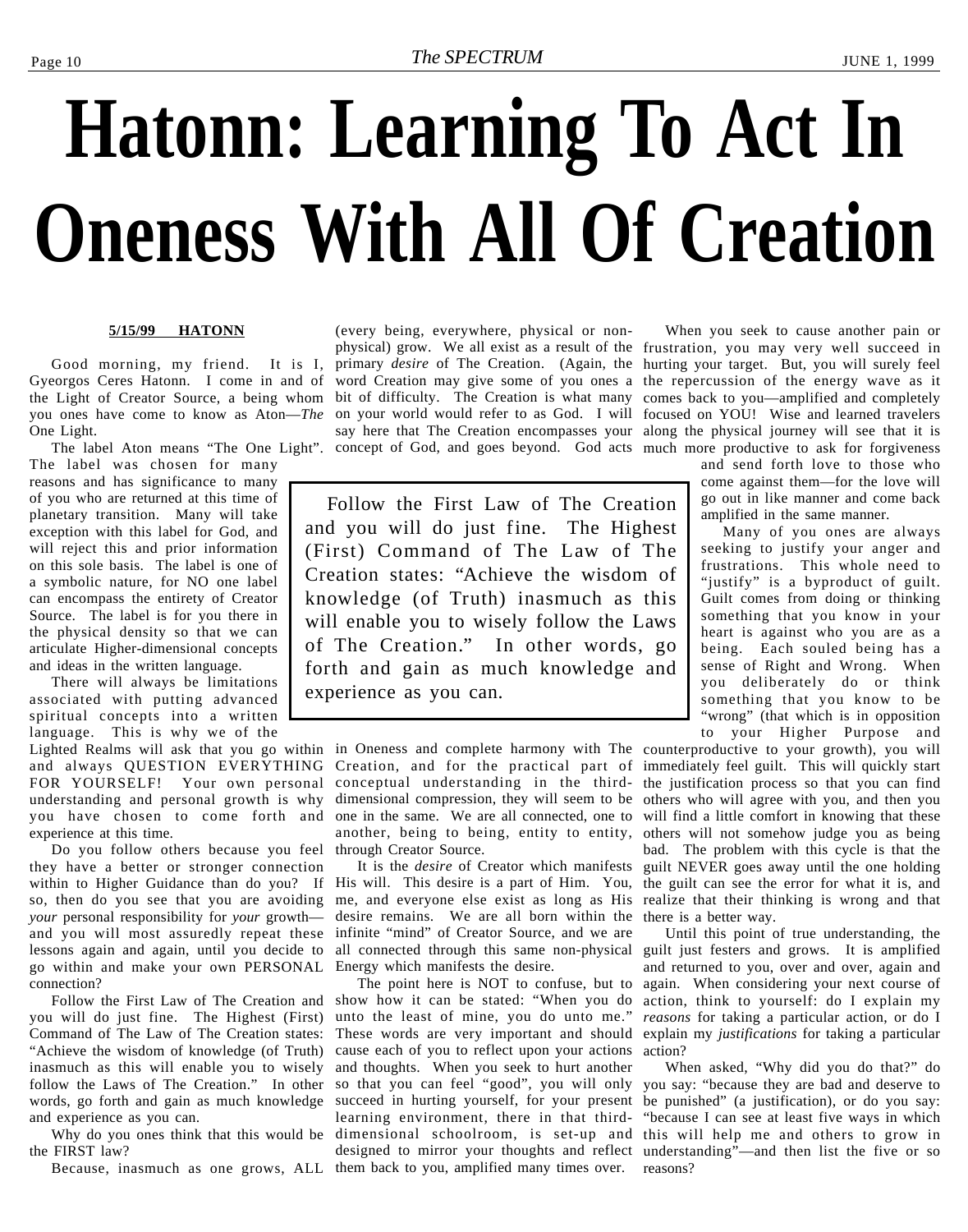# Hatonn: Learning To Act In Oneness With All Of Creation

**5/15/99 HATONN**

Good morning, my friend. It is I, Gyeorgos Ceres Hatonn. I come in and of the Light of Creator Source, a being whom you ones have come to know as Aton—*The* One Light.

The label Aton means "The One Light". The label was chosen for many reasons and has significance to many of you who are returned at this time of planetary transition. Many will take exception with this label for God, and will reject this and prior information on this sole basis. The label is one of a symbolic nature, for NO one label can encompass the entirety of Creator Source. The label is for you there in the physical density so that we can articulate Higher-dimensional concepts and ideas in the written language.

There will always be limitations associated with putting advanced spiritual concepts into a written language. This is why we of the Lighted Realms will ask that you go within and always QUESTION EVERYTHING FOR YOURSELF! Your own personal understanding and personal growth is why you have chosen to come forth and experience at this time.

Do you follow others because you feel they have a better or stronger connection within to Higher Guidance than do you? If so, then do you see that you are avoiding *your* personal responsibility for *your* growth—and you will most assuredly repeat these lessons again and again, until you decide to go within and make your own PERSONAL connection?

Follow the First Law of The Creation and you will do just fine. The Highest (First) Command of The Law of The Creation states: "Achieve the wisdom of knowledge (of Truth) inasmuch as this will enable you to wisely follow the Laws of The Creation." In other words, go forth and gain as much knowledge and experience as you can.

Why do you ones think that this would be the FIRST law?

Because, inasmuch as one grows, ALL (every being, everywhere, physical or non-physical) grow. We all exist as a result of the primary *desire* of The Creation. (Again, the word Creation may give some of you ones a bit of difficulty. The Creation is what many on your world would refer to as God. I will say here that The Creation encompasses your concept of God, and goes beyond. God acts in Oneness and complete harmony with The Creation, and for the practical part of conceptual understanding in the third-dimensional compression, they will seem to be one in the same. We are all connected, one to another, being to being, entity to entity, through Creator Source.

> Follow the First Law of The Creation and you will do just fine. The Highest (First) Command of The Law of The Creation states: "Achieve the wisdom of knowledge (of Truth) inasmuch as this will enable you to wisely follow the Laws of The Creation." In other words, go forth and gain as much knowledge and experience as you can.

It is the *desire* of Creator which manifests His will. This desire is a part of Him. You, me, and everyone else exist as long as His desire remains. We are all born within the infinite "mind" of Creator Source, and we are all connected through this same non-physical Energy which manifests the desire.

The point here is NOT to confuse, but to show how it can be stated: "When you do unto the least of mine, you do unto me." These words are very important and should cause each of you to reflect upon your actions and thoughts. When you seek to hurt another so that you can feel "good", you will only succeed in hurting yourself, for your present learning environment, there in that third-dimensional schoolroom, is set-up and designed to mirror your thoughts and reflect them back to you, amplified many times over.

When you seek to cause another pain or frustration, you may very well succeed in hurting your target. But, you will surely feel the repercussion of the energy wave as it comes back to you—amplified and completely focused on YOU! Wise and learned travelers along the physical journey will see that it is much more productive to ask for forgiveness and send forth love to those who come against them—for the love will go out in like manner and come back amplified in the same manner.

Many of you ones are always seeking to justify your anger and frustrations. This whole need to "justify" is a byproduct of guilt. Guilt comes from doing or thinking something that you know in your heart is against who you are as a being. Each souled being has a sense of Right and Wrong. When you deliberately do or think something that you know to be "wrong" (that which is in opposition to your Higher Purpose and counterproductive to your growth), you will immediately feel guilt. This will quickly start the justification process so that you can find others who will agree with you, and then you will find a little comfort in knowing that these others will not somehow judge you as being bad. The problem with this cycle is that the guilt NEVER goes away until the one holding the guilt can see the error for what it is, and realize that their thinking is wrong and that there is a better way.

Until this point of true understanding, the guilt just festers and grows. It is amplified and returned to you, over and over, again and again. When considering your next course of action, think to yourself: do I explain my *reasons* for taking a particular action, or do I explain my *justifications* for taking a particular action?

When asked, "Why did you do that?" do you say: "because they are bad and deserve to be punished" (a justification), or do you say: "because I can see at least five ways in which this will help me and others to grow in understanding"—and then list the five or so reasons?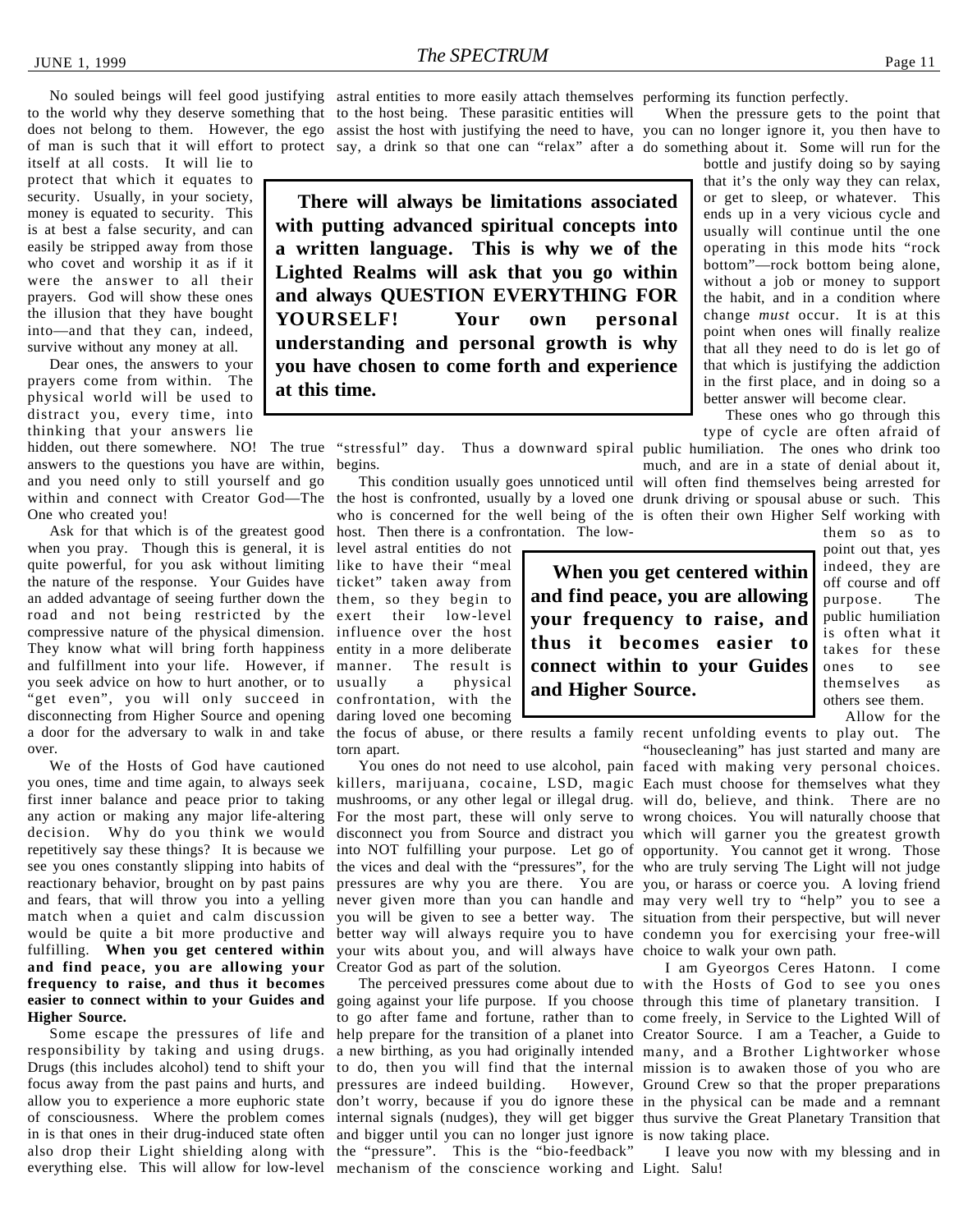No souled beings will feel good justifying to the world why they deserve something that does not belong to them. However, the ego of man is such that it will effort to protect itself at all costs. It will lie to protect that which it equates to security. Usually, in your society, money is equated to security. This is at best a false security, and can easily be stripped away from those who covet and worship it as if it were the answer to all their prayers. God will show these ones the illusion that they have bought into—and that they can, indeed, survive without any money at all.

Dear ones, the answers to your prayers come from within. The physical world will be used to distract you, every time, into thinking that your answers lie hidden, out there somewhere. NO! The true answers to the questions you have are within, and you need only to still yourself and go within and connect with Creator God—The One who created you!

Ask for that which is of the greatest good when you pray. Though this is general, it is quite powerful, for you ask without limiting the nature of the response. Your Guides have an added advantage of seeing further down the road and not being restricted by the compressive nature of the physical dimension. They know what will bring forth happiness and fulfillment into your life. However, if you seek advice on how to hurt another, or to "get even", you will only succeed in disconnecting from Higher Source and opening a door for the adversary to walk in and take over.

We of the Hosts of God have cautioned you ones, time and time again, to always seek first inner balance and peace prior to taking any action or making any major life-altering decision. Why do you think we would repetitively say these things? It is because we see you ones constantly slipping into habits of reactionary behavior, brought on by past pains and fears, that will throw you into a yelling match when a quiet and calm discussion would be quite a bit more productive and fulfilling. **When you get centered within and find peace, you are allowing your frequency to raise, and thus it becomes easier to connect within to your Guides and Higher Source.**

Some escape the pressures of life and responsibility by taking and using drugs. Drugs (this includes alcohol) tend to shift your focus away from the past pains and hurts, and allow you to experience a more euphoric state of consciousness. Where the problem comes in is that ones in their drug-induced state often also drop their Light shielding along with everything else. This will allow for low-level astral entities to more easily attach themselves to the host being. These parasitic entities will assist the host with justifying the need to have, say, a drink so that one can "relax" after a "stressful" day. Thus a downward spiral begins.

**There will always be limitations associated with putting advanced spiritual concepts into a written language. This is why we of the Lighted Realms will ask that you go within and always QUESTION EVERYTHING FOR YOURSELF! Your own personal understanding and personal growth is why you have chosen to come forth and experience at this time.**

This condition usually goes unnoticed until the host is confronted, usually by a loved one who is concerned for the well being of the host. Then there is a confrontation. The low-level astral entities do not like to have their "meal ticket" taken away from them, so they begin to exert their low-level influence over the host entity in a more deliberate manner. The result is usually a physical confrontation, with the daring loved one becoming the focus of abuse, or there results a family torn apart.

**When you get centered within and find peace, you are allowing your frequency to raise, and thus it becomes easier to connect within to your Guides and Higher Source.**

You ones do not need to use alcohol, pain killers, marijuana, cocaine, LSD, magic mushrooms, or any other legal or illegal drug. For the most part, these will only serve to disconnect you from Source and distract you into NOT fulfilling your purpose. Let go of the vices and deal with the "pressures", for the pressures are why you are there. You are never given more than you can handle and you will be given to see a better way. The better way will always require you to have your wits about you, and will always have Creator God as part of the solution.

The perceived pressures come about due to going against your life purpose. If you choose to go after fame and fortune, rather than to help prepare for the transition of a planet into a new birthing, as you had originally intended to do, then you will find that the internal pressures are indeed building. However, don't worry, because if you do ignore these internal signals (nudges), they will get bigger and bigger until you can no longer just ignore the "pressure". This is the "bio-feedback" mechanism of the conscience working and performing its function perfectly.

When the pressure gets to the point that you can no longer ignore it, you then have to do something about it. Some will run for the bottle and justify doing so by saying that it's the only way they can relax, or get to sleep, or whatever. This ends up in a very vicious cycle and usually will continue until the one operating in this mode hits "rock bottom"—rock bottom being alone, without a job or money to support the habit, and in a condition where change *must* occur. It is at this point when ones will finally realize that all they need to do is let go of that which is justifying the addiction in the first place, and in doing so a better answer will become clear.

These ones who go through this type of cycle are often afraid of public humiliation. The ones who drink too much, and are in a state of denial about it, will often find themselves being arrested for drunk driving or spousal abuse or such. This is often their own Higher Self working with them so as to point out that, yes indeed, they are off course and off purpose. The public humiliation is often what it takes for these ones to see themselves as others see them.

Allow for the recent unfolding events to play out. The "housecleaning" has just started and many are faced with making very personal choices. Each must choose for themselves what they will do, believe, and think. There are no wrong choices. You will naturally choose that which will garner you the greatest growth opportunity. You cannot get it wrong. Those who are truly serving The Light will not judge you, or harass or coerce you. A loving friend may very well try to "help" you to see a situation from their perspective, but will never condemn you for exercising your free-will choice to walk your own path.

I am Gyeorgos Ceres Hatonn. I come with the Hosts of God to see you ones through this time of planetary transition. I come freely, in Service to the Lighted Will of Creator Source. I am a Teacher, a Guide to many, and a Brother Lightworker whose mission is to awaken those of you who are Ground Crew so that the proper preparations in the physical can be made and a remnant thus survive the Great Planetary Transition that is now taking place.

I leave you now with my blessing and in Light. Salu!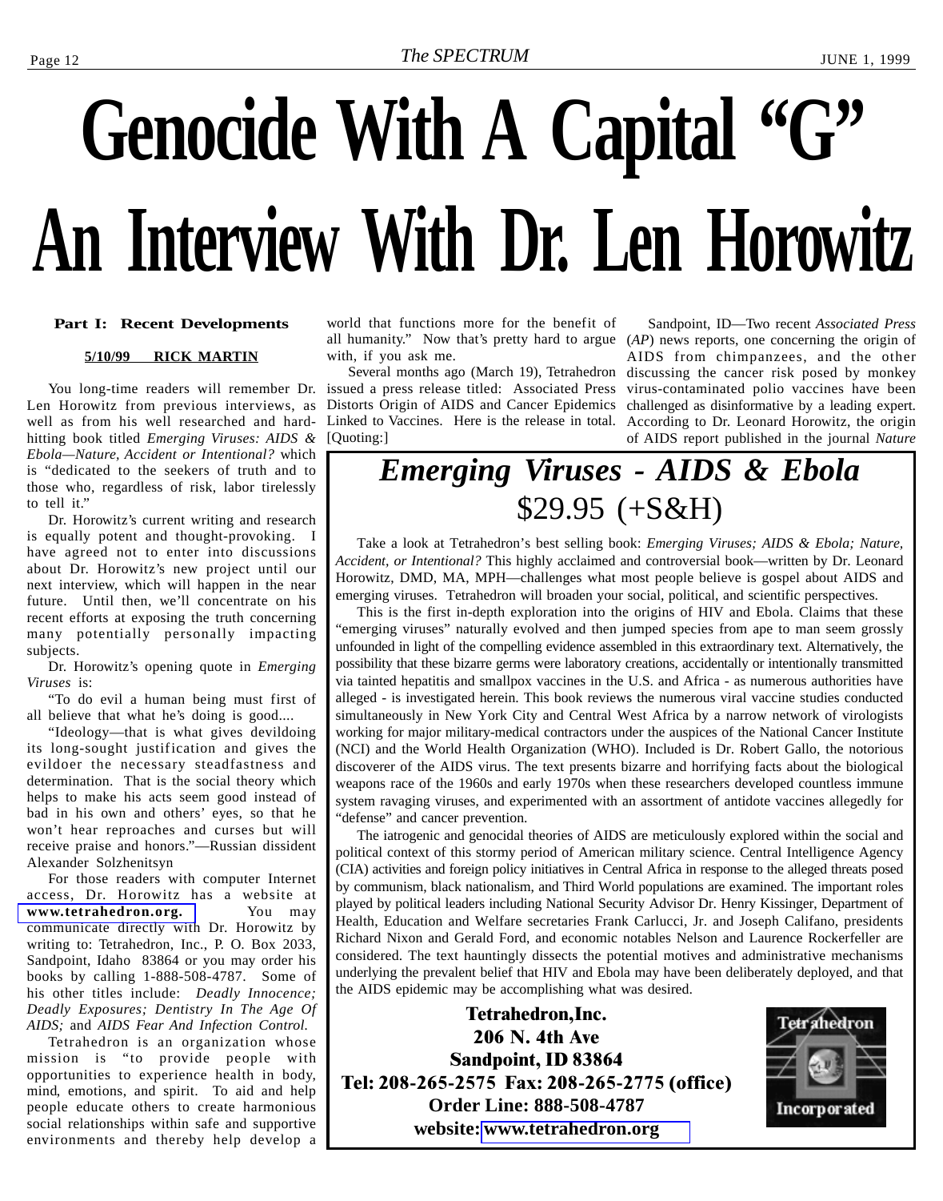# Genocide With A Capital "G"
# An Interview With Dr. Len Horowitz

**Part I: Recent Developments**

**5/10/99 RICK MARTIN**

You long-time readers will remember Dr. Len Horowitz from previous interviews, as well as from his well researched and hard-hitting book titled *Emerging Viruses: AIDS & Ebola—Nature, Accident or Intentional?* which is "dedicated to the seekers of truth and to those who, regardless of risk, labor tirelessly to tell it."

Dr. Horowitz's current writing and research is equally potent and thought-provoking. I have agreed not to enter into discussions about Dr. Horowitz's new project until our next interview, which will happen in the near future. Until then, we'll concentrate on his recent efforts at exposing the truth concerning many potentially personally impacting subjects.

Dr. Horowitz's opening quote in *Emerging Viruses* is:

"To do evil a human being must first of all believe that what he's doing is good....

"Ideology—that is what gives devildoing its long-sought justification and gives the evildoer the necessary steadfastness and determination. That is the social theory which helps to make his acts seem good instead of bad in his own and others' eyes, so that he won't hear reproaches and curses but will receive praise and honors."—Russian dissident Alexander Solzhenitsyn

For those readers with computer Internet access, Dr. Horowitz has a website at **www.tetrahedron.org.** You may communicate directly with Dr. Horowitz by writing to: Tetrahedron, Inc., P. O. Box 2033, Sandpoint, Idaho 83864 or you may order his books by calling 1-888-508-4787. Some of his other titles include: *Deadly Innocence; Deadly Exposures; Dentistry In The Age Of AIDS;* and *AIDS Fear And Infection Control.*

Tetrahedron is an organization whose mission is "to provide people with opportunities to experience health in body, mind, emotions, and spirit. To aid and help people educate others to create harmonious social relationships within safe and supportive environments and thereby help develop a world that functions more for the benefit of all humanity." Now that's pretty hard to argue with, if you ask me.

Several months ago (March 19), Tetrahedron issued a press release titled: Associated Press Distorts Origin of AIDS and Cancer Epidemics Linked to Vaccines. Here is the release in total. [Quoting:]

Sandpoint, ID—Two recent *Associated Press* (*AP*) news reports, one concerning the origin of AIDS from chimpanzees, and the other discussing the cancer risk posed by monkey virus-contaminated polio vaccines have been challenged as disinformative by a leading expert. According to Dr. Leonard Horowitz, the origin of AIDS report published in the journal *Nature*

---

## *Emerging Viruses - AIDS & Ebola*

**$29.95 (+S&H)**

Take a look at Tetrahedron's best selling book: *Emerging Viruses; AIDS & Ebola; Nature, Accident, or Intentional?* This highly acclaimed and controversial book—written by Dr. Leonard Horowitz, DMD, MA, MPH—challenges what most people believe is gospel about AIDS and emerging viruses. Tetrahedron will broaden your social, political, and scientific perspectives.

This is the first in-depth exploration into the origins of HIV and Ebola. Claims that these "emerging viruses" naturally evolved and then jumped species from ape to man seem grossly unfounded in light of the compelling evidence assembled in this extraordinary text. Alternatively, the possibility that these bizarre germs were laboratory creations, accidentally or intentionally transmitted via tainted hepatitis and smallpox vaccines in the U.S. and Africa - as numerous authorities have alleged - is investigated herein. This book reviews the numerous viral vaccine studies conducted simultaneously in New York City and Central West Africa by a narrow network of virologists working for major military-medical contractors under the auspices of the National Cancer Institute (NCI) and the World Health Organization (WHO). Included is Dr. Robert Gallo, the notorious discoverer of the AIDS virus. The text presents bizarre and horrifying facts about the biological weapons race of the 1960s and early 1970s when these researchers developed countless immune system ravaging viruses, and experimented with an assortment of antidote vaccines allegedly for "defense" and cancer prevention.

The iatrogenic and genocidal theories of AIDS are meticulously explored within the social and political context of this stormy period of American military science. Central Intelligence Agency (CIA) activities and foreign policy initiatives in Central Africa in response to the alleged threats posed by communism, black nationalism, and Third World populations are examined. The important roles played by political leaders including National Security Advisor Dr. Henry Kissinger, Department of Health, Education and Welfare secretaries Frank Carlucci, Jr. and Joseph Califano, presidents Richard Nixon and Gerald Ford, and economic notables Nelson and Laurence Rockerfeller are considered. The text hauntingly dissects the potential motives and administrative mechanisms underlying the prevalent belief that HIV and Ebola may have been deliberately deployed, and that the AIDS epidemic may be accomplishing what was desired.

**Tetrahedron,Inc.**
**206 N. 4th Ave**
**Sandpoint, ID 83864**
**Tel: 208-265-2575 Fax: 208-265-2775 (office)**
**Order Line: 888-508-4787**
**website: www.tetrahedron.org**

Tetrahedron Incorporated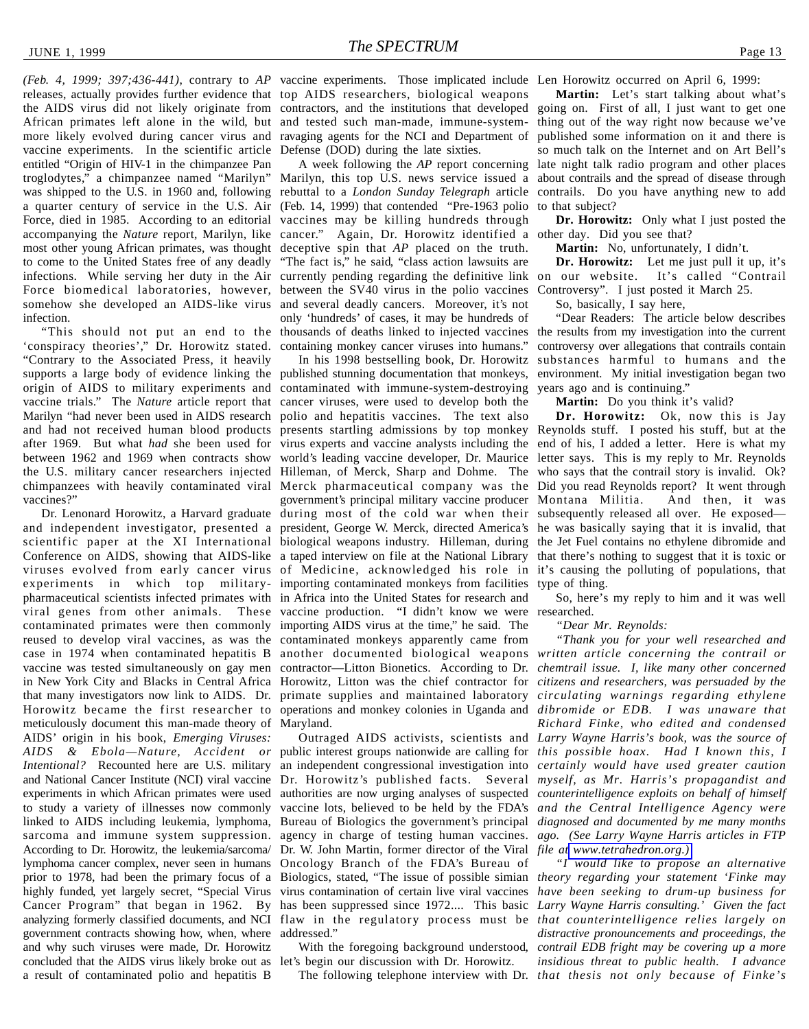*(Feb. 4, 1999; 397;436-441)*, contrary to *AP* releases, actually provides further evidence that the AIDS virus did not likely originate from African primates left alone in the wild, but more likely evolved during cancer virus and vaccine experiments. In the scientific article entitled "Origin of HIV-1 in the chimpanzee Pan troglodytes," a chimpanzee named "Marilyn" was shipped to the U.S. in 1960 and, following a quarter century of service in the U.S. Air Force, died in 1985. According to an editorial accompanying the *Nature* report, Marilyn, like most other young African primates, was thought to come to the United States free of any deadly infections. While serving her duty in the Air Force biomedical laboratories, however, somehow she developed an AIDS-like virus infection.

"This should not put an end to the 'conspiracy theories'," Dr. Horowitz stated. "Contrary to the Associated Press, it heavily supports a large body of evidence linking the origin of AIDS to military experiments and vaccine trials." The *Nature* article report that Marilyn "had never been used in AIDS research and had not received human blood products after 1969. But what *had* she been used for between 1962 and 1969 when contracts show the U.S. military cancer researchers injected chimpanzees with heavily contaminated viral vaccines?"

Dr. Lenonard Horowitz, a Harvard graduate and independent investigator, presented a scientific paper at the XI International Conference on AIDS, showing that AIDS-like viruses evolved from early cancer virus experiments in which top military-pharmaceutical scientists infected primates with viral genes from other animals. These contaminated primates were then commonly reused to develop viral vaccines, as was the case in 1974 when contaminated hepatitis B vaccine was tested simultaneously on gay men in New York City and Blacks in Central Africa that many investigators now link to AIDS. Dr. Horowitz became the first researcher to meticulously document this man-made theory of AIDS' origin in his book, *Emerging Viruses: AIDS & Ebola—Nature, Accident or Intentional?* Recounted here are U.S. military and National Cancer Institute (NCI) viral vaccine experiments in which African primates were used to study a variety of illnesses now commonly linked to AIDS including leukemia, lymphoma, sarcoma and immune system suppression. According to Dr. Horowitz, the leukemia/sarcoma/lymphoma cancer complex, never seen in humans prior to 1978, had been the primary focus of a highly funded, yet largely secret, "Special Virus Cancer Program" that began in 1962. By analyzing formerly classified documents, and NCI government contracts showing how, when, where and why such viruses were made, Dr. Horowitz concluded that the AIDS virus likely broke out as a result of contaminated polio and hepatitis B vaccine experiments. Those implicated include top AIDS researchers, biological weapons contractors, and the institutions that developed and tested such man-made, immune-system-ravaging agents for the NCI and Department of Defense (DOD) during the late sixties.

A week following the *AP* report concerning Marilyn, this top U.S. news service issued a rebuttal to a *London Sunday Telegraph* article (Feb. 14, 1999) that contended "Pre-1963 polio vaccines may be killing hundreds through cancer." Again, Dr. Horowitz identified a deceptive spin that *AP* placed on the truth. "The fact is," he said, "class action lawsuits are currently pending regarding the definitive link between the SV40 virus in the polio vaccines and several deadly cancers. Moreover, it's not only 'hundreds' of cases, it may be hundreds of thousands of deaths linked to injected vaccines containing monkey cancer viruses into humans."

In his 1998 bestselling book, Dr. Horowitz published stunning documentation that monkeys, contaminated with immune-system-destroying cancer viruses, were used to develop both the polio and hepatitis vaccines. The text also presents startling admissions by top monkey virus experts and vaccine analysts including the world's leading vaccine developer, Dr. Maurice Hilleman, of Merck, Sharp and Dohme. The Merck pharmaceutical company was the government's principal military vaccine producer during most of the cold war when their president, George W. Merck, directed America's biological weapons industry. Hilleman, during a taped interview on file at the National Library of Medicine, acknowledged his role in importing contaminated monkeys from facilities in Africa into the United States for research and vaccine production. "I didn't know we were importing AIDS virus at the time," he said. The contaminated monkeys apparently came from another documented biological weapons contractor—Litton Bionetics. According to Dr. Horowitz, Litton was the chief contractor for primate supplies and maintained laboratory operations and monkey colonies in Uganda and Maryland.

Outraged AIDS activists, scientists and public interest groups nationwide are calling for an independent congressional investigation into Dr. Horowitz's published facts. Several authorities are now urging analyses of suspected vaccine lots, believed to be held by the FDA's Bureau of Biologics the government's principal agency in charge of testing human vaccines. Dr. W. John Martin, former director of the Viral Oncology Branch of the FDA's Bureau of Biologics, stated, "The issue of possible simian virus contamination of certain live viral vaccines has been suppressed since 1972.... This basic flaw in the regulatory process must be addressed."

With the foregoing background understood, let's begin our discussion with Dr. Horowitz.

The following telephone interview with Dr. Len Horowitz occurred on April 6, 1999:

**Martin:** Let's start talking about what's going on. First of all, I just want to get one thing out of the way right now because we've published some information on it and there is so much talk on the Internet and on Art Bell's late night talk radio program and other places about contrails and the spread of disease through contrails. Do you have anything new to add to that subject?

**Dr. Horowitz:** Only what I just posted the other day. Did you see that?

**Martin:** No, unfortunately, I didn't.

**Dr. Horowitz:** Let me just pull it up, it's on our website. It's called "Contrail Controversy". I just posted it March 25.

So, basically, I say here,

"Dear Readers: The article below describes the results from my investigation into the current controversy over allegations that contrails contain substances harmful to humans and the environment. My initial investigation began two years ago and is continuing."

**Martin:** Do you think it's valid?

**Dr. Horowitz:** Ok, now this is Jay Reynolds stuff. I posted his stuff, but at the end of his, I added a letter. Here is what my letter says. This is my reply to Mr. Reynolds who says that the contrail story is invalid. Ok? Did you read Reynolds report? It went through Montana Militia. And then, it was subsequently released all over. He exposed—he was basically saying that it is invalid, that the Jet Fuel contains no ethylene dibromide and that there's nothing to suggest that it is toxic or it's causing the polluting of populations, that type of thing.

So, here's my reply to him and it was well researched.

*"Dear Mr. Reynolds:*

*"Thank you for your well researched and written article concerning the contrail or chemtrail issue. I, like many other concerned citizens and researchers, was persuaded by the circulating warnings regarding ethylene dibromide or EDB. I was unaware that Richard Finke, who edited and condensed Larry Wayne Harris's book, was the source of this possible hoax. Had I known this, I certainly would have used greater caution myself, as Mr. Harris's propagandist and counterintelligence exploits on behalf of himself and the Central Intelligence Agency were diagnosed and documented by me many months ago. (See Larry Wayne Harris articles in FTP file at www.tetrahedron.org.)*

*"I would like to propose an alternative theory regarding your statement 'Finke may have been seeking to drum-up business for Larry Wayne Harris consulting.' Given the fact that counterintelligence relies largely on distractive pronouncements and proceedings, the contrail EDB fright may be covering up a more insidious threat to public health. I advance that thesis not only because of Finke's*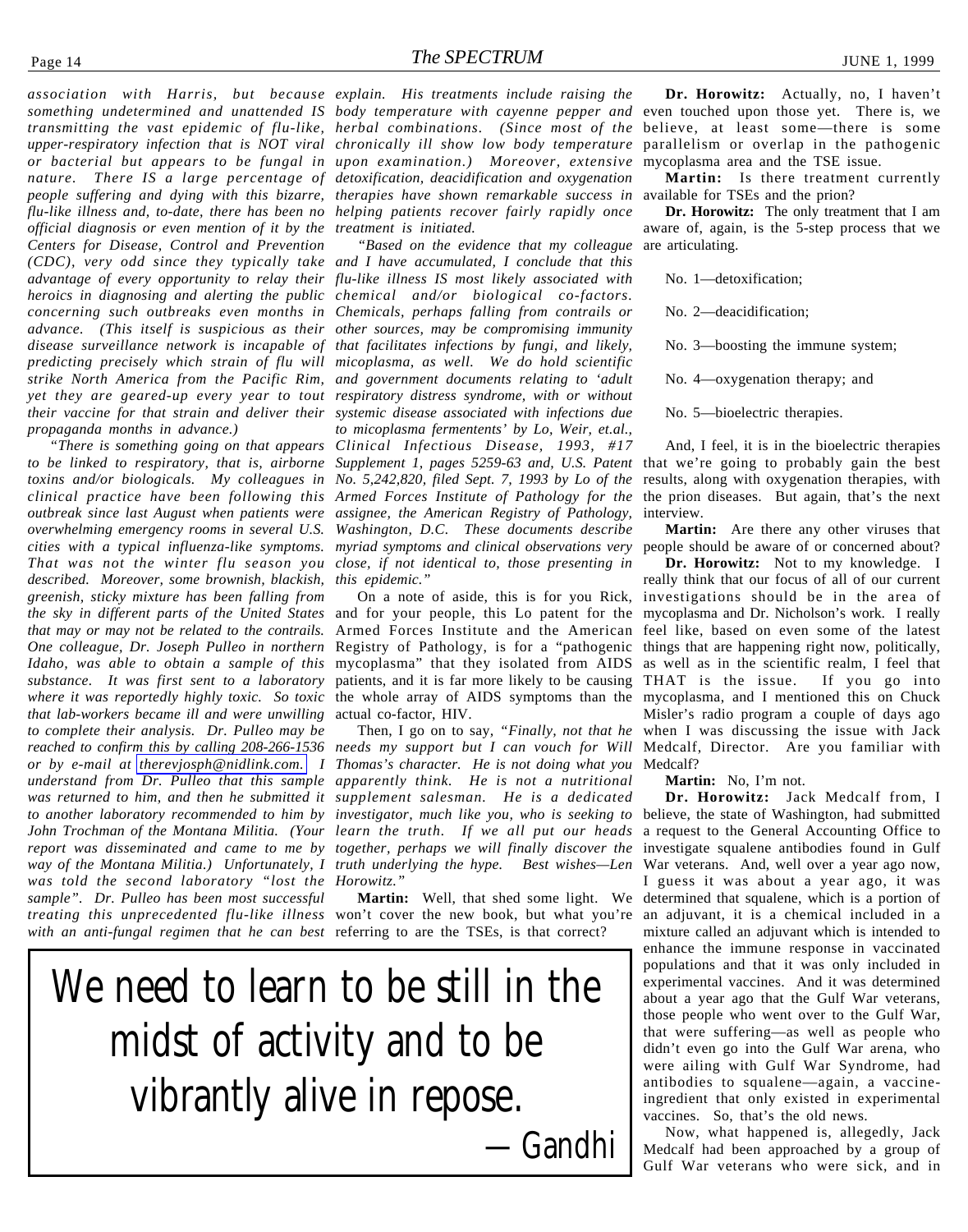*association with Harris, but because something undetermined and unattended IS transmitting the vast epidemic of flu-like, upper-respiratory infection that is NOT viral or bacterial but appears to be fungal in nature. There IS a large percentage of people suffering and dying with this bizarre, flu-like illness and, to-date, there has been no official diagnosis or even mention of it by the Centers for Disease, Control and Prevention (CDC), very odd since they typically take advantage of every opportunity to relay their heroics in diagnosing and alerting the public concerning such outbreaks even months in advance. (This itself is suspicious as their disease surveillance network is incapable of predicting precisely which strain of flu will strike North America from the Pacific Rim, yet they are geared-up every year to tout their vaccine for that strain and deliver their propaganda months in advance.)*

*"There is something going on that appears to be linked to respiratory, that is, airborne toxins and/or biologicals. My colleagues in clinical practice have been following this outbreak since last August when patients were overwhelming emergency rooms in several U.S. cities with a typical influenza-like symptoms. That was not the winter flu season you described. Moreover, some brownish, blackish, greenish, sticky mixture has been falling from the sky in different parts of the United States that may or may not be related to the contrails. One colleague, Dr. Joseph Pulleo in northern Idaho, was able to obtain a sample of this substance. It was first sent to a laboratory where it was reportedly highly toxic. So toxic that lab-workers became ill and were unwilling to complete their analysis. Dr. Pulleo may be reached to confirm this by calling 208-266-1536 or by e-mail at therevjosph@nidlink.com. I understand from Dr. Pulleo that this sample was returned to him, and then he submitted it to another laboratory recommended to him by John Trochman of the Montana Militia. (Your report was disseminated and came to me by way of the Montana Militia.) Unfortunately, I was told the second laboratory "lost the sample". Dr. Pulleo has been most successful treating this unprecedented flu-like illness with an anti-fungal regimen that he can best explain. His treatments include raising the body temperature with cayenne pepper and herbal combinations. (Since most of the chronically ill show low body temperature upon examination.) Moreover, extensive detoxification, deacidification and oxygenation therapies have shown remarkable success in helping patients recover fairly rapidly once treatment is initiated.*

*"Based on the evidence that my colleague and I have accumulated, I conclude that this flu-like illness IS most likely associated with chemical and/or biological co-factors. Chemicals, perhaps falling from contrails or other sources, may be compromising immunity that facilitates infections by fungi, and likely, micoplasma, as well. We do hold scientific and government documents relating to 'adult respiratory distress syndrome, with or without systemic disease associated with infections due to micoplasma fermentents' by Lo, Weir, et.al., Clinical Infectious Disease, 1993, #17 Supplement 1, pages 5259-63 and, U.S. Patent No. 5,242,820, filed Sept. 7, 1993 by Lo of the Armed Forces Institute of Pathology for the assignee, the American Registry of Pathology, Washington, D.C. These documents describe myriad symptoms and clinical observations very close, if not identical to, those presenting in this epidemic."*

On a note of aside, this is for you Rick, and for your people, this Lo patent for the Armed Forces Institute and the American Registry of Pathology, is for a "pathogenic mycoplasma" that they isolated from AIDS patients, and it is far more likely to be causing the whole array of AIDS symptoms than the actual co-factor, HIV.

Then, I go on to say, *"Finally, not that he needs my support but I can vouch for Will Thomas's character. He is not doing what you apparently think. He is not a nutritional supplement salesman. He is a dedicated investigator, much like you, who is seeking to learn the truth. If we all put our heads together, perhaps we will finally discover the truth underlying the hype. Best wishes—Len Horowitz."*

**Martin:** Well, that shed some light. We won't cover the new book, but what you're referring to are the TSEs, is that correct?

**Dr. Horowitz:** Actually, no, I haven't even touched upon those yet. There is, we believe, at least some—there is some parallelism or overlap in the pathogenic mycoplasma area and the TSE issue.

**Martin:** Is there treatment currently available for TSEs and the prion?

**Dr. Horowitz:** The only treatment that I am aware of, again, is the 5-step process that we are articulating.

No. 1—detoxification;

No. 2—deacidification;

No. 3—boosting the immune system;

No. 4—oxygenation therapy; and

No. 5—bioelectric therapies.

And, I feel, it is in the bioelectric therapies that we're going to probably gain the best results, along with oxygenation therapies, with the prion diseases. But again, that's the next interview.

**Martin:** Are there any other viruses that people should be aware of or concerned about?

**Dr. Horowitz:** Not to my knowledge. I really think that our focus of all of our current investigations should be in the area of mycoplasma and Dr. Nicholson's work. I really feel like, based on even some of the latest things that are happening right now, politically, as well as in the scientific realm, I feel that THAT is the issue. If you go into mycoplasma, and I mentioned this on Chuck Misler's radio program a couple of days ago when I was discussing the issue with Jack Medcalf, Director. Are you familiar with Medcalf?

**Martin:** No, I'm not.

**Dr. Horowitz:** Jack Medcalf from, I believe, the state of Washington, had submitted a request to the General Accounting Office to investigate squalene antibodies found in Gulf War veterans. And, well over a year ago now, I guess it was about a year ago, it was determined that squalene, which is a portion of an adjuvant, it is a chemical included in a mixture called an adjuvant which is intended to enhance the immune response in vaccinated populations and that it was only included in experimental vaccines. And it was determined about a year ago that the Gulf War veterans, those people who went over to the Gulf War, that were suffering—as well as people who didn't even go into the Gulf War arena, who were ailing with Gulf War Syndrome, had antibodies to squalene—again, a vaccine-ingredient that only existed in experimental vaccines. So, that's the old news.

Now, what happened is, allegedly, Jack Medcalf had been approached by a group of Gulf War veterans who were sick, and in

> We need to learn to be still in the midst of activity and to be vibrantly alive in repose.
>
> —Gandhi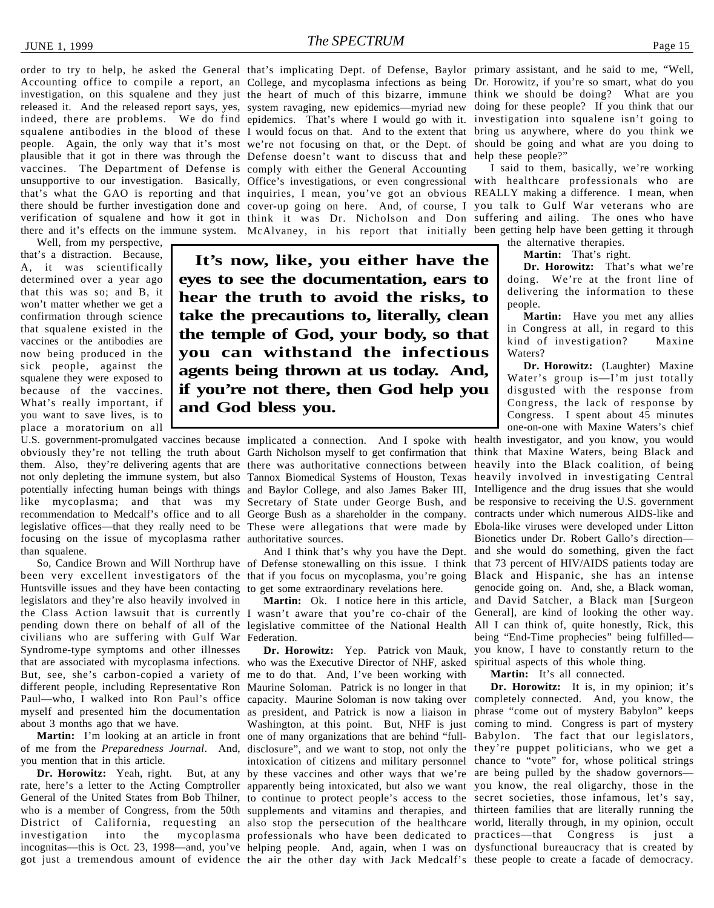order to try to help, he asked the General Accounting office to compile a report, an investigation, on this squalene and they just released it. And the released report says, yes, indeed, there are problems. We do find squalene antibodies in the blood of these people. Again, the only way that it's most plausible that it got in there was through the vaccines. The Department of Defense is unsupportive to our investigation. Basically, that's what the GAO is reporting and that there should be further investigation done and verification of squalene and how it got in there and it's effects on the immune system.

Well, from my perspective, that's a distraction. Because, A, it was scientifically determined over a year ago that this was so; and B, it won't matter whether we get a confirmation through science that squalene existed in the vaccines or the antibodies are now being produced in the sick people, against the squalene they were exposed to because of the vaccines. What's really important, if you want to save lives, is to place a moratorium on all U.S. government-promulgated vaccines because obviously they're not telling the truth about them. Also, they're delivering agents that are not only depleting the immune system, but also potentially infecting human beings with things like mycoplasma; and that was my recommendation to Medcalf's office and to all legislative offices—that they really need to be focusing on the issue of mycoplasma rather than squalene.

So, Candice Brown and Will Northrup have been very excellent investigators of the Huntsville issues and they have been contacting legislators and they're also heavily involved in the Class Action lawsuit that is currently pending down there on behalf of all of the civilians who are suffering with Gulf War Syndrome-type symptoms and other illnesses that are associated with mycoplasma infections. But, see, she's carbon-copied a variety of different people, including Representative Ron Paul—who, I walked into Ron Paul's office myself and presented him the documentation about 3 months ago that we have.

**Martin:** I'm looking at an article in front of me from the *Preparedness Journal*. And, you mention that in this article.

**Dr. Horowitz:** Yeah, right. But, at any rate, here's a letter to the Acting Comptroller General of the United States from Bob Thilner, who is a member of Congress, from the 50th District of California, requesting an investigation into the mycoplasma incognitas—this is Oct. 23, 1998—and, you've got just a tremendous amount of evidence that's implicating Dept. of Defense, Baylor College, and mycoplasma infections as being the heart of much of this bizarre, immune system ravaging, new epidemics—myriad new epidemics. That's where I would go with it. I would focus on that. And to the extent that we're not focusing on that, or the Dept. of Defense doesn't want to discuss that and comply with either the General Accounting Office's investigations, or even congressional inquiries, I mean, you've got an obvious cover-up going on here. And, of course, I think it was Dr. Nicholson and Don McAlvaney, in his report that initially implicated a connection. And I spoke with Garth Nicholson myself to get confirmation that there was authoritative connections between Tannox Biomedical Systems of Houston, Texas and Baylor College, and also James Baker III, Secretary of State under George Bush, and George Bush as a shareholder in the company. These were allegations that were made by authoritative sources.

> **It's now, like, you either have the eyes to see the documentation, ears to hear the truth to avoid the risks, to take the precautions to, literally, clean the temple of God, your body, so that you can withstand the infectious agents being thrown at us today. And, if you're not there, then God help you and God bless you.**

And I think that's why you have the Dept. of Defense stonewalling on this issue. I think that if you focus on mycoplasma, you're going to get some extraordinary revelations here.

**Martin:** Ok. I notice here in this article, I wasn't aware that you're co-chair of the legislative committee of the National Health Federation.

**Dr. Horowitz:** Yep. Patrick von Mauk, who was the Executive Director of NHF, asked me to do that. And, I've been working with Maurine Soloman. Patrick is no longer in that capacity. Maurine Soloman is now taking over as president, and Patrick is now a liaison in Washington, at this point. But, NHF is just one of many organizations that are behind "full-disclosure", and we want to stop, not only the intoxication of citizens and military personnel by these vaccines and other ways that we're apparently being intoxicated, but also we want to continue to protect people's access to the supplements and vitamins and therapies, and also stop the persecution of the healthcare professionals who have been dedicated to helping people. And, again, when I was on the air the other day with Jack Medcalf's primary assistant, and he said to me, "Well, Dr. Horowitz, if you're so smart, what do you think we should be doing? What are you doing for these people? If you think that our investigation into squalene isn't going to bring us anywhere, where do you think we should be going and what are you doing to help these people?"

I said to them, basically, we're working with healthcare professionals who are REALLY making a difference. I mean, when you talk to Gulf War veterans who are suffering and ailing. The ones who have been getting help have been getting it through the alternative therapies.

**Martin:** That's right.

**Dr. Horowitz:** That's what we're doing. We're at the front line of delivering the information to these people.

**Martin:** Have you met any allies in Congress at all, in regard to this kind of investigation? Maxine Waters?

**Dr. Horowitz:** (Laughter) Maxine Water's group is—I'm just totally disgusted with the response from Congress, the lack of response by Congress. I spent about 45 minutes one-on-one with Maxine Waters's chief health investigator, and you know, you would think that Maxine Waters, being Black and heavily into the Black coalition, of being heavily involved in investigating Central Intelligence and the drug issues that she would be responsive to receiving the U.S. government contracts under which numerous AIDS-like and Ebola-like viruses were developed under Litton Bionetics under Dr. Robert Gallo's direction—and she would do something, given the fact that 73 percent of HIV/AIDS patients today are Black and Hispanic, she has an intense genocide going on. And, she, a Black woman, and David Satcher, a Black man [Surgeon General], are kind of looking the other way. All I can think of, quite honestly, Rick, this being "End-Time prophecies" being fulfilled—you know, I have to constantly return to the spiritual aspects of this whole thing.

**Martin:** It's all connected.

**Dr. Horowitz:** It is, in my opinion; it's completely connected. And, you know, the phrase "come out of mystery Babylon" keeps coming to mind. Congress is part of mystery Babylon. The fact that our legislators, they're puppet politicians, who we get a chance to "vote" for, whose political strings are being pulled by the shadow governors—you know, the real oligarchy, those in the secret societies, those infamous, let's say, thirteen families that are literally running the world, literally through, in my opinion, occult practices—that Congress is just a dysfunctional bureaucracy that is created by these people to create a facade of democracy.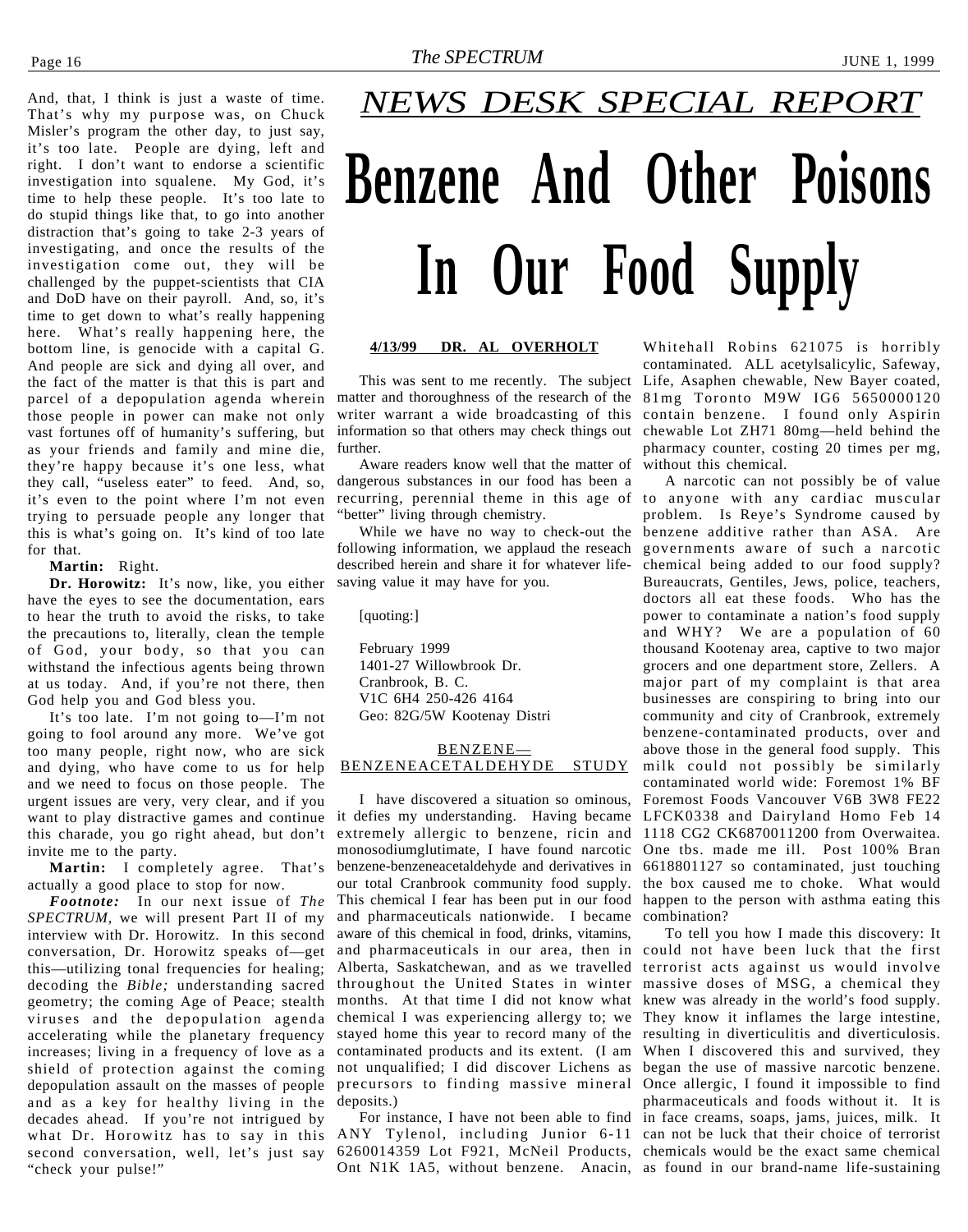And, that, I think is just a waste of time. That's why my purpose was, on Chuck Misler's program the other day, to just say, it's too late. People are dying, left and right. I don't want to endorse a scientific investigation into squalene. My God, it's time to help these people. It's too late to do stupid things like that, to go into another distraction that's going to take 2-3 years of investigating, and once the results of the investigation come out, they will be challenged by the puppet-scientists that CIA and DoD have on their payroll. And, so, it's time to get down to what's really happening here. What's really happening here, the bottom line, is genocide with a capital G. And people are sick and dying all over, and the fact of the matter is that this is part and parcel of a depopulation agenda wherein those people in power can make not only vast fortunes off of humanity's suffering, but as your friends and family and mine die, they're happy because it's one less, what they call, "useless eater" to feed. And, so, it's even to the point where I'm not even trying to persuade people any longer that this is what's going on. It's kind of too late for that.

**Martin:** Right.

**Dr. Horowitz:** It's now, like, you either have the eyes to see the documentation, ears to hear the truth to avoid the risks, to take the precautions to, literally, clean the temple of God, your body, so that you can withstand the infectious agents being thrown at us today. And, if you're not there, then God help you and God bless you.

It's too late. I'm not going to—I'm not going to fool around any more. We've got too many people, right now, who are sick and dying, who have come to us for help and we need to focus on those people. The urgent issues are very, very clear, and if you want to play distractive games and continue this charade, you go right ahead, but don't invite me to the party.

**Martin:** I completely agree. That's actually a good place to stop for now.

***Footnote:*** In our next issue of *The SPECTRUM,* we will present Part II of my interview with Dr. Horowitz. In this second conversation, Dr. Horowitz speaks of—get this—utilizing tonal frequencies for healing; decoding the *Bible;* understanding sacred geometry; the coming Age of Peace; stealth viruses and the depopulation agenda accelerating while the planetary frequency increases; living in a frequency of love as a shield of protection against the coming depopulation assault on the masses of people and as a key for healthy living in the decades ahead. If you're not intrigued by what Dr. Horowitz has to say in this second conversation, well, let's just say "check your pulse!"

## *NEWS DESK SPECIAL REPORT*

# Benzene And Other Poisons In Our Food Supply

**4/13/99 DR. AL OVERHOLT**

This was sent to me recently. The subject matter and thoroughness of the research of the writer warrant a wide broadcasting of this information so that others may check things out further.

Aware readers know well that the matter of dangerous substances in our food has been a recurring, perennial theme in this age of "better" living through chemistry.

While we have no way to check-out the following information, we applaud the reseach described herein and share it for whatever life-saving value it may have for you.

[quoting:]

February 1999
1401-27 Willowbrook Dr.
Cranbrook, B. C.
V1C 6H4 250-426 4164
Geo: 82G/5W Kootenay Distri

BENZENE—BENZENEACETALDEHYDE STUDY

I have discovered a situation so ominous, it defies my understanding. Having became extremely allergic to benzene, ricin and monosodiumglutimate, I have found narcotic benzene-benzeneacetaldehyde and derivatives in our total Cranbrook community food supply. This chemical I fear has been put in our food and pharmaceuticals nationwide. I became aware of this chemical in food, drinks, vitamins, and pharmaceuticals in our area, then in Alberta, Saskatchewan, and as we travelled throughout the United States in winter months. At that time I did not know what chemical I was experiencing allergy to; we stayed home this year to record many of the contaminated products and its extent. (I am not unqualified; I did discover Lichens as precursors to finding massive mineral deposits.)

For instance, I have not been able to find ANY Tylenol, including Junior 6-11 6260014359 Lot F921, McNeil Products, Ont N1K 1A5, without benzene. Anacin, Whitehall Robins 621075 is horribly contaminated. ALL acetylsalicylic, Safeway, Life, Asaphen chewable, New Bayer coated, 81mg Toronto M9W IG6 5650000120 contain benzene. I found only Aspirin chewable Lot ZH71 80mg—held behind the pharmacy counter, costing 20 times per mg, without this chemical.

A narcotic can not possibly be of value to anyone with any cardiac muscular problem. Is Reye's Syndrome caused by benzene additive rather than ASA. Are governments aware of such a narcotic chemical being added to our food supply? Bureaucrats, Gentiles, Jews, police, teachers, doctors all eat these foods. Who has the power to contaminate a nation's food supply and WHY? We are a population of 60 thousand Kootenay area, captive to two major grocers and one department store, Zellers. A major part of my complaint is that area businesses are conspiring to bring into our community and city of Cranbrook, extremely benzene-contaminated products, over and above those in the general food supply. This milk could not possibly be similarly contaminated world wide: Foremost 1% BF Foremost Foods Vancouver V6B 3W8 FE22 LFCK0338 and Dairyland Homo Feb 14 1118 CG2 CK6870011200 from Overwaitea. One tbs. made me ill. Post 100% Bran 6618801127 so contaminated, just touching the box caused me to choke. What would happen to the person with asthma eating this combination?

To tell you how I made this discovery: It could not have been luck that the first terrorist acts against us would involve massive doses of MSG, a chemical they knew was already in the world's food supply. They know it inflames the large intestine, resulting in diverticulitis and diverticulosis. When I discovered this and survived, they began the use of massive narcotic benzene. Once allergic, I found it impossible to find pharmaceuticals and foods without it. It is in face creams, soaps, jams, juices, milk. It can not be luck that their choice of terrorist chemicals would be the exact same chemical as found in our brand-name life-sustaining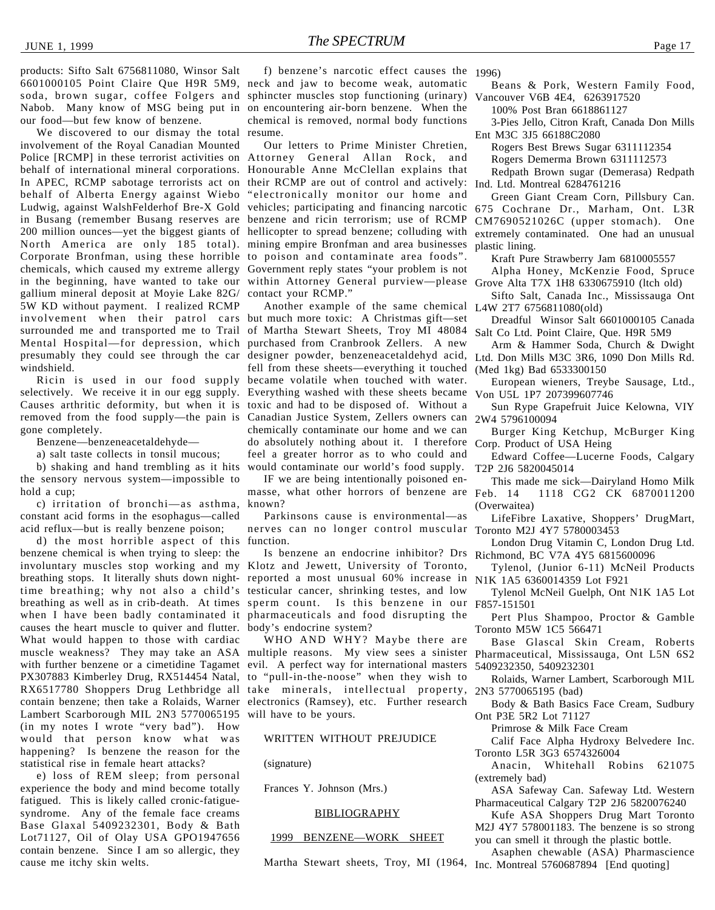products: Sifto Salt 6756811080, Winsor Salt 6601000105 Point Claire Que H9R 5M9, soda, brown sugar, coffee Folgers and Nabob. Many know of MSG being put in our food—but few know of benzene.

We discovered to our dismay the total involvement of the Royal Canadian Mounted Police [RCMP] in these terrorist activities on behalf of international mineral corporations. In APEC, RCMP sabotage terrorists act on behalf of Alberta Energy against Wiebo Ludwig, against WalshFelderhof Bre-X Gold in Busang (remember Busang reserves are 200 million ounces—yet the biggest giants of North America are only 185 total). Corporate Bronfman, using these horrible chemicals, which caused my extreme allergy in the beginning, have wanted to take our gallium mineral deposit at Moyie Lake 82G/5W KD without payment. I realized RCMP involvement when their patrol cars surrounded me and transported me to Trail Mental Hospital—for depression, which presumably they could see through the car windshield.

Ricin is used in our food supply selectively. We receive it in our egg supply. Causes arthritic deformity, but when it is removed from the food supply—the pain is gone completely.

Benzene—benzeneacetaldehyde—

a) salt taste collects in tonsil mucous;

b) shaking and hand trembling as it hits the sensory nervous system—impossible to hold a cup;

c) irritation of bronchi—as asthma, constant acid forms in the esophagus—called acid reflux—but is really benzene poison;

d) the most horrible aspect of this benzene chemical is when trying to sleep: the involuntary muscles stop working and my breathing stops. It literally shuts down night-time breathing; why not also a child's breathing as well as in crib-death. At times when I have been badly contaminated it causes the heart muscle to quiver and flutter. What would happen to those with cardiac muscle weakness? They may take an ASA with further benzene or a cimetidine Tagamet PX307883 Kimberley Drug, RX514454 Natal, RX6517780 Shoppers Drug Lethbridge all contain benzene; then take a Rolaids, Warner Lambert Scarborough MIL 2N3 5770065195 (in my notes I wrote "very bad"). How would that person know what was happening? Is benzene the reason for the statistical rise in female heart attacks?

e) loss of REM sleep; from personal experience the body and mind become totally fatigued. This is likely called cronic-fatigue-syndrome. Any of the female face creams Base Glaxal 5409232301, Body & Bath Lot71127, Oil of Olay USA GPO1947656 contain benzene. Since I am so allergic, they cause me itchy skin welts.

f) benzene's narcotic effect causes the neck and jaw to become weak, automatic sphincter muscles stop functioning (urinary) on encountering air-born benzene. When the chemical is removed, normal body functions resume.

Our letters to Prime Minister Chretien, Attorney General Allan Rock, and Honourable Anne McClellan explains that their RCMP are out of control and actively: "electronically monitor our home and vehicles; participating and financing narcotic benzene and ricin terrorism; use of RCMP hellicopter to spread benzene; colluding with mining empire Bronfman and area businesses to poison and contaminate area foods". Government reply states "your problem is not within Attorney General purview—please contact your RCMP."

Another example of the same chemical but much more toxic: A Christmas gift—set of Martha Stewart Sheets, Troy MI 48084 purchased from Cranbrook Zellers. A new designer powder, benzeneacetaldehyd acid, fell from these sheets—everything it touched became volatile when touched with water. Everything washed with these sheets became toxic and had to be disposed of. Without a Canadian Justice System, Zellers owners can chemically contaminate our home and we can do absolutely nothing about it. I therefore feel a greater horror as to who could and would contaminate our world's food supply.

IF we are being intentionally poisoned en-masse, what other horrors of benzene are known?

Parkinsons cause is environmental—as nerves can no longer control muscular function.

Is benzene an endocrine inhibitor? Drs Klotz and Jewett, University of Toronto, reported a most unusual 60% increase in testicular cancer, shrinking testes, and low sperm count. Is this benzene in our pharmaceuticals and food disrupting the body's endocrine system?

WHO AND WHY? Maybe there are multiple reasons. My view sees a sinister evil. A perfect way for international masters to "pull-in-the-noose" when they wish to take minerals, intellectual property, electronics (Ramsey), etc. Further research will have to be yours.

WRITTEN WITHOUT PREJUDICE

(signature)

Frances Y. Johnson (Mrs.)

BIBLIOGRAPHY

1999 BENZENE—WORK SHEET

Martha Stewart sheets, Troy, MI (1964, 1996)

Beans & Pork, Western Family Food, Vancouver V6B 4E4, 6263917520

100% Post Bran 6618861127

3-Pies Jello, Citron Kraft, Canada Don Mills Ent M3C 3J5 66188C2080

Rogers Best Brews Sugar 6311112354

Rogers Demerma Brown 6311112573

Redpath Brown sugar (Demerasa) Redpath Ind. Ltd. Montreal 6284761216

Green Giant Cream Corn, Pillsbury Can. 675 Cochrane Dr., Marham, Ont. L3R CM7690521026C (upper stomach). One extremely contaminated. One had an unusual plastic lining.

Kraft Pure Strawberry Jam 6810005557

Alpha Honey, McKenzie Food, Spruce Grove Alta T7X 1H8 6330675910 (ltch old)

Sifto Salt, Canada Inc., Mississauga Ont L4W 2T7 6756811080(old)

Dreadful Winsor Salt 6601000105 Canada Salt Co Ltd. Point Claire, Que. H9R 5M9

Arm & Hammer Soda, Church & Dwight Ltd. Don Mills M3C 3R6, 1090 Don Mills Rd. (Med 1kg) Bad 6533300150

European wieners, Treybe Sausage, Ltd., Von U5L 1P7 207399607746

Sun Rype Grapefruit Juice Kelowna, VIY 2W4 5796100094

Burger King Ketchup, McBurger King Corp. Product of USA Heing

Edward Coffee—Lucerne Foods, Calgary T2P 2J6 5820045014

This made me sick—Dairyland Homo Milk Feb. 14 1118 CG2 CK 6870011200 (Overwaitea)

LifeFibre Laxative, Shoppers' DrugMart, Toronto M2J 4Y7 5780003453

London Drug Vitamin C, London Drug Ltd. Richmond, BC V7A 4Y5 6815600096

Tylenol, (Junior 6-11) McNeil Products N1K 1A5 6360014359 Lot F921

Tylenol McNeil Guelph, Ont N1K 1A5 Lot F857-151501

Pert Plus Shampoo, Proctor & Gamble Toronto M5W 1C5 566471

Base Glascal Skin Cream, Roberts Pharmaceutical, Mississauga, Ont L5N 6S2 5409232350, 5409232301

Rolaids, Warner Lambert, Scarborough M1L 2N3 5770065195 (bad)

Body & Bath Basics Face Cream, Sudbury Ont P3E 5R2 Lot 71127

Primrose & Milk Face Cream

Calif Face Alpha Hydroxy Belvedere Inc. Toronto L5R 3G3 6574326004

Anacin, Whitehall Robins 621075 (extremely bad)

ASA Safeway Can. Safeway Ltd. Western Pharmaceutical Calgary T2P 2J6 5820076240

Kufe ASA Shoppers Drug Mart Toronto M2J 4Y7 578001183. The benzene is so strong you can smell it through the plastic bottle.

Asaphen chewable (ASA) Pharmascience Inc. Montreal 5760687894 [End quoting]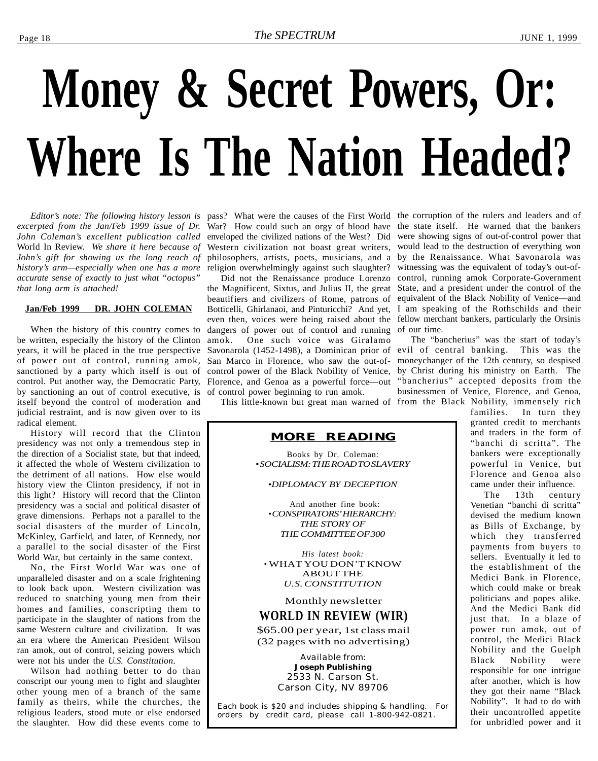# Money & Secret Powers, Or: Where Is The Nation Headed?

*Editor's note: The following history lesson is excerpted from the Jan/Feb 1999 issue of Dr. John Coleman's excellent publication called* World In Review. *We share it here because of John's gift for showing us the long reach of history's arm—especially when one has a more accurate sense of exactly to just what "octopus" that long arm is attached!*

**Jan/Feb 1999 DR. JOHN COLEMAN**

When the history of this country comes to be written, especially the history of the Clinton years, it will be placed in the true perspective of power out of control, running amok, sanctioned by a party which itself is out of control. Put another way, the Democratic Party, by sanctioning an out of control executive, is itself beyond the control of moderation and judicial restraint, and is now given over to its radical element.

History will record that the Clinton presidency was not only a tremendous step in the direction of a Socialist state, but that indeed, it affected the whole of Western civilization to the detriment of all nations. How else would history view the Clinton presidency, if not in this light? History will record that the Clinton presidency was a social and political disaster of grave dimensions. Perhaps not a parallel to the social disasters of the murder of Lincoln, McKinley, Garfield, and later, of Kennedy, nor a parallel to the social disaster of the First World War, but certainly in the same context.

No, the First World War was one of unparalleled disaster and on a scale frightening to look back upon. Western civilization was reduced to snatching young men from their homes and families, conscripting them to participate in the slaughter of nations from the same Western culture and civilization. It was an era where the American President Wilson ran amok, out of control, seizing powers which were not his under the *U.S. Constitution*.

Wilson had nothing better to do than conscript our young men to fight and slaughter other young men of a branch of the same family as theirs, while the churches, the religious leaders, stood mute or else endorsed the slaughter. How did these events come to pass? What were the causes of the First World War? How could such an orgy of blood have enveloped the civilized nations of the West? Did Western civilization not boast great writers, philosophers, artists, poets, musicians, and a religion overwhelmingly against such slaughter?

Did not the Renaissance produce Lorenzo the Magnificent, Sixtus, and Julius II, the great beautifiers and civilizers of Rome, patrons of Botticelli, Ghirlanaoi, and Pinturicchi? And yet, even then, voices were being raised about the dangers of power out of control and running amok. One such voice was Giralamo Savonarola (1452-1498), a Dominican prior of San Marco in Florence, who saw the out-of-control power of the Black Nobility of Venice, Florence, and Genoa as a powerful force—out of control power beginning to run amok.

This little-known but great man warned of the corruption of the rulers and leaders and of the state itself. He warned that the bankers were showing signs of out-of-control power that would lead to the destruction of everything won by the Renaissance. What Savonarola was witnessing was the equivalent of today's out-of-control, running amok Corporate-Government State, and a president under the control of the equivalent of the Black Nobility of Venice—and I am speaking of the Rothschilds and their fellow merchant bankers, particularly the Orsinis of our time.

The "bancherius" was the start of today's evil of central banking. This was the moneychanger of the 12th century, so despised by Christ during his ministry on Earth. The "bancherius" accepted deposits from the businessmen of Venice, Florence, and Genoa, from the Black Nobility, immensely rich families. In turn they granted credit to merchants and traders in the form of "banchi di scritta". The bankers were exceptionally powerful in Venice, but Florence and Genoa also came under their influence.

The 13th century Venetian "banchi di scritta" devised the medium known as Bills of Exchange, by which they transferred payments from buyers to sellers. Eventually it led to the establishment of the Medici Bank in Florence, which could make or break politicians and popes alike. And the Medici Bank did just that. In a blaze of power run amok, out of control, the Medici Black Nobility and the Guelph Black Nobility were responsible for one intrigue after another, which is how they got their name "Black Nobility". It had to do with their uncontrolled appetite for unbridled power and it

---

**MORE READING**

Books by Dr. Coleman:
•*SOCIALISM: THE ROAD TO SLAVERY*

•*DIPLOMACY BY DECEPTION*

And another fine book:
•*CONSPIRATORS' HIERARCHY: THE STORY OF THE COMMITTEE OF 300*

*His latest book:*
•WHAT YOU DON'T KNOW ABOUT THE *U.S. CONSTITUTION*

Monthly newsletter

**WORLD IN REVIEW (WIR)**

$65.00 per year, 1st class mail
(32 pages with no advertising)

Available from:
**Joseph Publishing**
2533 N. Carson St.
Carson City, NV 89706

Each book is $20 and includes shipping & handling. For orders by credit card, please call 1-800-942-0821.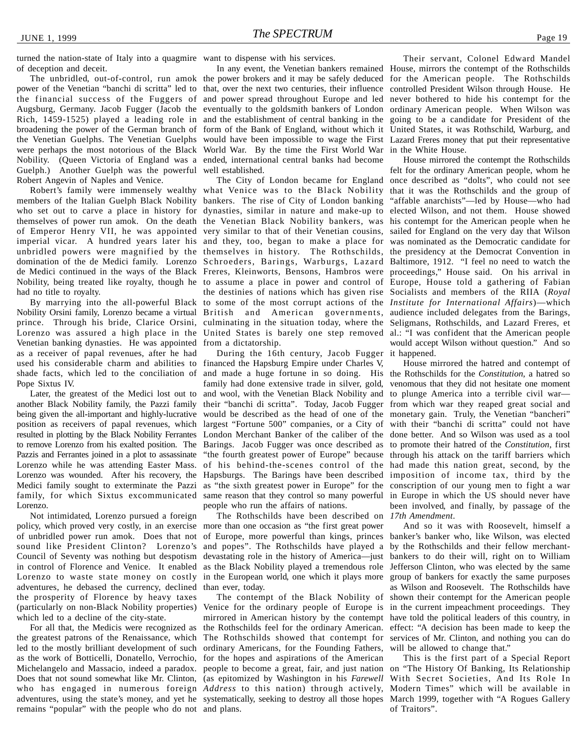turned the nation-state of Italy into a quagmire of deception and deceit.

The unbridled, out-of-control, run amok power of the Venetian "banchi di scritta" led to the financial success of the Fuggers of Augsburg, Germany. Jacob Fugger (Jacob the Rich, 1459-1525) played a leading role in broadening the power of the German branch of the Venetian Guelphs. The Venetian Guelphs were perhaps the most notorious of the Black Nobility. (Queen Victoria of England was a Guelph.) Another Guelph was the powerful Robert Angevin of Naples and Venice.

Robert's family were immensely wealthy members of the Italian Guelph Black Nobility who set out to carve a place in history for themselves of power run amok. On the death of Emperor Henry VII, he was appointed imperial vicar. A hundred years later his unbridled powers were magnified by the domination of the de Medici family. Lorenzo de Medici continued in the ways of the Black Nobility, being treated like royalty, though he had no title to royalty.

By marrying into the all-powerful Black Nobility Orsini family, Lorenzo became a virtual prince. Through his bride, Clarice Orsini, Lorenzo was assured a high place in the Venetian banking dynasties. He was appointed as a receiver of papal revenues, after he had used his considerable charm and abilities to shade facts, which led to the conciliation of Pope Sixtus IV.

Later, the greatest of the Medici lost out to another Black Nobility family, the Pazzi family being given the all-important and highly-lucrative position as receivers of papal revenues, which resulted in plotting by the Black Nobility Ferrantes to remove Lorenzo from his exalted position. The Pazzis and Ferrantes joined in a plot to assassinate Lorenzo while he was attending Easter Mass. Lorenzo was wounded. After his recovery, the Medici family sought to exterminate the Pazzi family, for which Sixtus excommunicated Lorenzo.

Not intimidated, Lorenzo pursued a foreign policy, which proved very costly, in an exercise of unbridled power run amok. Does that not sound like President Clinton? Lorenzo's Council of Seventy was nothing but despotism in control of Florence and Venice. It enabled Lorenzo to waste state money on costly adventures, he debased the currency, declined the prosperity of Florence by heavy taxes (particularly on non-Black Nobility properties) which led to a decline of the city-state.

For all that, the Medicis were recognized as the greatest patrons of the Renaissance, which led to the mostly brilliant development of such as the work of Botticelli, Donatello, Verrochio, Michelangelo and Massacio, indeed a paradox. Does that not sound somewhat like Mr. Clinton, who has engaged in numerous foreign adventures, using the state's money, and yet he remains "popular" with the people who do not want to dispense with his services.

In any event, the Venetian bankers remained the power brokers and it may be safely deduced that, over the next two centuries, their influence and power spread throughout Europe and led eventually to the goldsmith bankers of London and the establishment of central banking in the form of the Bank of England, without which it would have been impossible to wage the First World War. By the time the First World War ended, international central banks had become well established.

The City of London became for England what Venice was to the Black Nobility bankers. The rise of City of London banking dynasties, similar in nature and make-up to the Venetian Black Nobility bankers, was very similar to that of their Venetian cousins, and they, too, began to make a place for themselves in history. The Rothschilds, Schroeders, Barings, Warburgs, Lazard Freres, Kleinworts, Bensons, Hambros were to assume a place in power and control of the destinies of nations which has given rise to some of the most corrupt actions of the British and American governments, culminating in the situation today, where the United States is barely one step removed from a dictatorship.

During the 16th century, Jacob Fugger financed the Hapsburg Empire under Charles V, and made a huge fortune in so doing. His family had done extensive trade in silver, gold, and wool, with the Venetian Black Nobility and their "banchi di scritta". Today, Jacob Fugger would be described as the head of one of the largest "Fortune 500" companies, or a City of London Merchant Banker of the caliber of the Barings. Jacob Fugger was once described as "the fourth greatest power of Europe" because of his behind-the-scenes control of the Hapsburgs. The Barings have been described as "the sixth greatest power in Europe" for the same reason that they control so many powerful people who run the affairs of nations.

The Rothschilds have been described on more than one occasion as "the first great power of Europe, more powerful than kings, princes and popes". The Rothschilds have played a devastating role in the history of America—just as the Black Nobility played a tremendous role in the European world, one which it plays more than ever, today.

The contempt of the Black Nobility of Venice for the ordinary people of Europe is mirrored in American history by the contempt the Rothschilds feel for the ordinary American. The Rothschilds showed that contempt for ordinary Americans, for the Founding Fathers, for the hopes and aspirations of the American people to become a great, fair, and just nation (as epitomized by Washington in his *Farewell Address* to this nation) through actively, systematically, seeking to destroy all those hopes and plans.

Their servant, Colonel Edward Mandel House, mirrors the contempt of the Rothschilds for the American people. The Rothschilds controlled President Wilson through House. He never bothered to hide his contempt for the ordinary American people. When Wilson was going to be a candidate for President of the United States, it was Rothschild, Warburg, and Lazard Freres money that put their representative in the White House.

House mirrored the contempt the Rothschilds felt for the ordinary American people, whom he once described as "dolts", who could not see that it was the Rothschilds and the group of "affable anarchists"—led by House—who had elected Wilson, and not them. House showed his contempt for the American people when he sailed for England on the very day that Wilson was nominated as the Democratic candidate for the presidency at the Democrat Convention in Baltimore, 1912. "I feel no need to watch the proceedings," House said. On his arrival in Europe, House told a gathering of Fabian Socialists and members of the RIIA (*Royal Institute for International Affairs*)—which audience included delegates from the Barings, Seligmans, Rothschilds, and Lazard Freres, et al.: "I was confident that the American people would accept Wilson without question." And so it happened.

House mirrored the hatred and contempt of the Rothschilds for the *Constitution*, a hatred so venomous that they did not hesitate one moment to plunge America into a terrible civil war—from which war they reaped great social and monetary gain. Truly, the Venetian "bancheri" with their "banchi di scritta" could not have done better. And so Wilson was used as a tool to promote their hatred of the *Constitution*, first through his attack on the tariff barriers which had made this nation great, second, by the imposition of income tax, third by the conscription of our young men to fight a war in Europe in which the US should never have been involved, and finally, by passage of the *17th Amendment*.

And so it was with Roosevelt, himself a banker's banker who, like Wilson, was elected by the Rothschilds and their fellow merchant-bankers to do their will, right on to William Jefferson Clinton, who was elected by the same group of bankers for exactly the same purposes as Wilson and Roosevelt. The Rothschilds have shown their contempt for the American people in the current impeachment proceedings. They have told the political leaders of this country, in effect: "A decision has been made to keep the services of Mr. Clinton, and nothing you can do will be allowed to change that."

This is the first part of a Special Report on "The History Of Banking, Its Relationship With Secret Societies, And Its Role In Modern Times" which will be available in March 1999, together with "A Rogues Gallery of Traitors".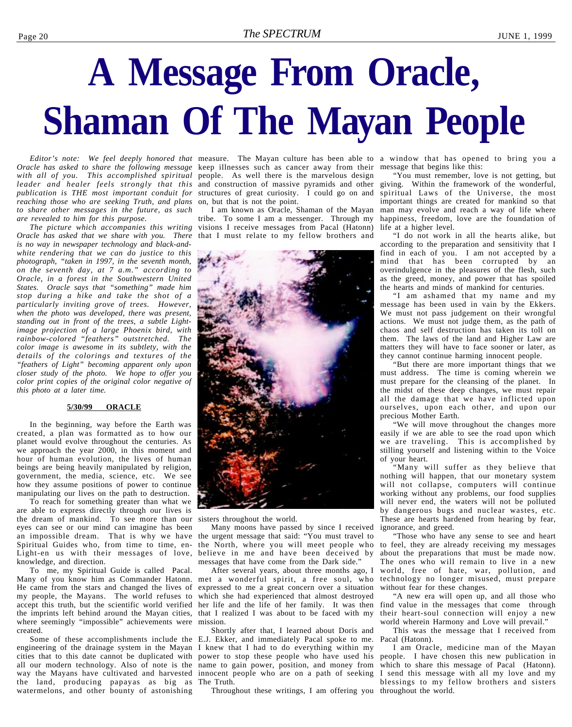# A Message From Oracle, Shaman Of The Mayan People

*Editor's note: We feel deeply honored that Oracle has asked to share the following message with all of you. This accomplished spiritual leader and healer feels strongly that this publication is THE most important conduit for reaching those who are seeking Truth, and plans to share other messages in the future, as such are revealed to him for this purpose.*

*The picture which accompanies this writing Oracle has asked that we share with you. There is no way in newspaper technology and black-and-white rendering that we can do justice to this photograph, "taken in 1997, in the seventh month, on the seventh day, at 7 a.m." according to Oracle, in a forest in the Southwestern United States. Oracle says that "something" made him stop during a hike and take the shot of a particularly inviting grove of trees. However, when the photo was developed, there was present, standing out in front of the trees, a subtle Light-image projection of a large Phoenix bird, with rainbow-colored "feathers" outstretched. The color image is awesome in its subtlety, with the details of the colorings and textures of the "feathers of Light" becoming apparent only upon closer study of the photo. We hope to offer you color print copies of the original color negative of this photo at a later time.*

**5/30/99 ORACLE**

In the beginning, way before the Earth was created, a plan was formatted as to how our planet would evolve throughout the centuries. As we approach the year 2000, in this moment and hour of human evolution, the lives of human beings are being heavily manipulated by religion, government, the media, science, etc. We see how they assume positions of power to continue manipulating our lives on the path to destruction.

To reach for something greater than what we are able to express directly through our lives is the dream of mankind. To see more than our eyes can see or our mind can imagine has been an impossible dream. That is why we have Spiritual Guides who, from time to time, en-Light-en us with their messages of love, knowledge, and direction.

To me, my Spiritual Guide is called Pacal. Many of you know him as Commander Hatonn. He came from the stars and changed the lives of my people, the Mayans. The world refuses to accept this truth, but the scientific world verified the imprints left behind around the Mayan cities, where seemingly "impossible" achievements were created.

Some of these accomplishments include the engineering of the drainage system in the Mayan cities that to this date cannot be duplicated with all our modern technology. Also of note is the way the Mayans have cultivated and harvested the land, producing papayas as big as watermelons, and other bounty of astonishing measure. The Mayan culture has been able to keep illnesses such as cancer away from their people. As well there is the marvelous design and construction of massive pyramids and other structures of great curiosity. I could go on and on, but that is not the point.

I am known as Oracle, Shaman of the Mayan tribe. To some I am a messenger. Through my visions I receive messages from Pacal (Hatonn) that I must relate to my fellow brothers and sisters throughout the world.

Many moons have passed by since I received the urgent message that said: "You must travel to the North, where you will meet people who believe in me and have been deceived by messages that have come from the Dark side."

After several years, about three months ago, I met a wonderful spirit, a free soul, who expressed to me a great concern over a situation which she had experienced that almost destroyed her life and the life of her family. It was then that I realized I was about to be faced with my mission.

Shortly after that, I learned about Doris and E.J. Ekker, and immediately Pacal spoke to me. I knew that I had to do everything within my power to stop these people who have used his name to gain power, position, and money from innocent people who are on a path of seeking The Truth.

Throughout these writings, I am offering you a window that has opened to bring you a message that begins like this:

"You must remember, love is not getting, but giving. Within the framework of the wonderful, spiritual Laws of the Universe, the most important things are created for mankind so that man may evolve and reach a way of life where happiness, freedom, love are the foundation of life at a higher level.

"I do not work in all the hearts alike, but according to the preparation and sensitivity that I find in each of you. I am not accepted by a mind that has been corrupted by an overindulgence in the pleasures of the flesh, such as the greed, money, and power that has spoiled the hearts and minds of mankind for centuries.

"I am ashamed that my name and my message has been used in vain by the Ekkers. We must not pass judgement on their wrongful actions. We must not judge them, as the path of chaos and self destruction has taken its toll on them. The laws of the land and Higher Law are matters they will have to face sooner or later, as they cannot continue harming innocent people.

"But there are more important things that we must address. The time is coming wherein we must prepare for the cleansing of the planet. In the midst of these deep changes, we must repair all the damage that we have inflicted upon ourselves, upon each other, and upon our precious Mother Earth.

"We will move throughout the changes more easily if we are able to see the road upon which we are traveling. This is accomplished by stilling yourself and listening within to the Voice of your heart.

"Many will suffer as they believe that nothing will happen, that our monetary system will not collapse, computers will continue working without any problems, our food supplies will never end, the waters will not be polluted by dangerous bugs and nuclear wastes, etc. These are hearts hardened from hearing by fear, ignorance, and greed.

"Those who have any sense to see and heart to feel, they are already receiving my messages about the preparations that must be made now. The ones who will remain to live in a new world, free of hate, war, pollution, and technology no longer misused, must prepare without fear for these changes.

"A new era will open up, and all those who find value in the messages that come through their heart-soul connection will enjoy a new world wherein Harmony and Love will prevail."

This was the message that I received from Pacal (Hatonn).

I am Oracle, medicine man of the Mayan people. I have chosen this new publication in which to share this message of Pacal (Hatonn). I send this message with all my love and my blessings to my fellow brothers and sisters throughout the world.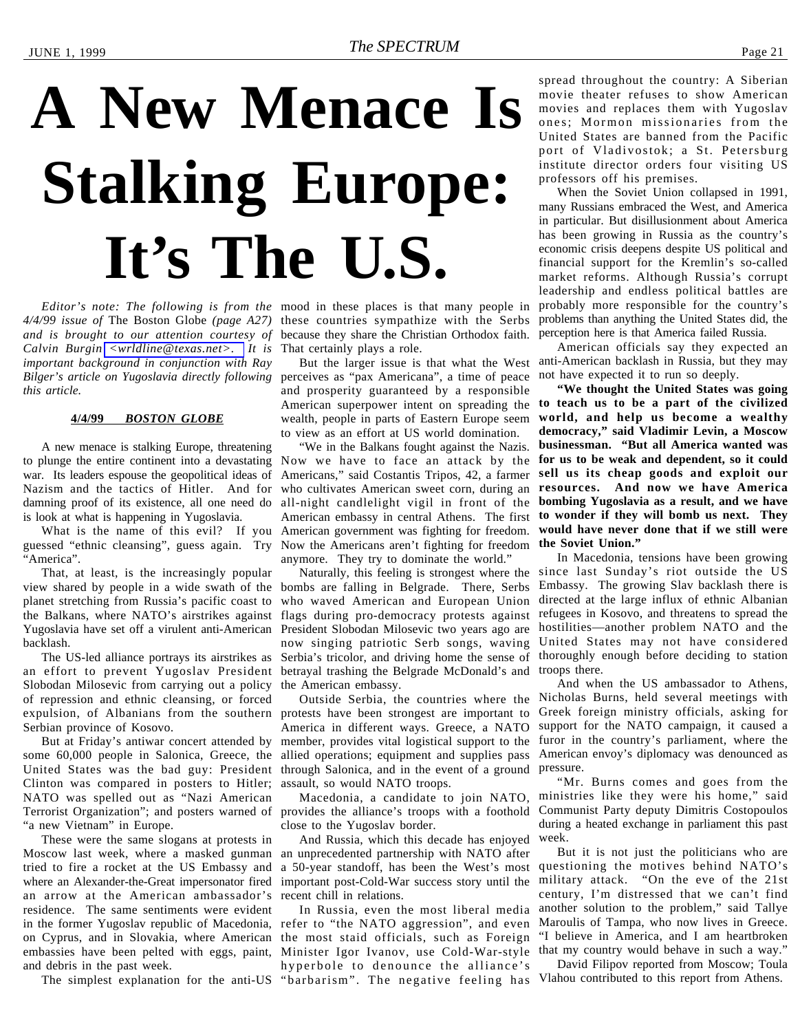# A New Menace Is Stalking Europe: It's The U.S.

*Editor's note: The following is from the 4/4/99 issue of* The Boston Globe *(page A27) and is brought to our attention courtesy of Calvin Burgin <wrldline@texas.net>. It is important background in conjunction with Ray Bilger's article on Yugoslavia directly following this article.*

**4/4/99 *BOSTON GLOBE***

A new menace is stalking Europe, threatening to plunge the entire continent into a devastating war. Its leaders espouse the geopolitical ideas of Nazism and the tactics of Hitler. And for damning proof of its existence, all one need do is look at what is happening in Yugoslavia.

What is the name of this evil? If you guessed "ethnic cleansing", guess again. Try "America".

That, at least, is the increasingly popular view shared by people in a wide swath of the planet stretching from Russia's pacific coast to the Balkans, where NATO's airstrikes against Yugoslavia have set off a virulent anti-American backlash.

The US-led alliance portrays its airstrikes as an effort to prevent Yugoslav President Slobodan Milosevic from carrying out a policy of repression and ethnic cleansing, or forced expulsion, of Albanians from the southern Serbian province of Kosovo.

But at Friday's antiwar concert attended by some 60,000 people in Salonica, Greece, the United States was the bad guy: President Clinton was compared in posters to Hitler; NATO was spelled out as "Nazi American Terrorist Organization"; and posters warned of "a new Vietnam" in Europe.

These were the same slogans at protests in Moscow last week, where a masked gunman tried to fire a rocket at the US Embassy and where an Alexander-the-Great impersonator fired an arrow at the American ambassador's residence. The same sentiments were evident in the former Yugoslav republic of Macedonia, on Cyprus, and in Slovakia, where American embassies have been pelted with eggs, paint, and debris in the past week.

The simplest explanation for the anti-US mood in these places is that many people in these countries sympathize with the Serbs because they share the Christian Orthodox faith. That certainly plays a role.

But the larger issue is that what the West perceives as "pax Americana", a time of peace and prosperity guaranteed by a responsible American superpower intent on spreading the wealth, people in parts of Eastern Europe seem to view as an effort at US world domination.

"We in the Balkans fought against the Nazis. Now we have to face an attack by the Americans," said Costantis Tripos, 42, a farmer who cultivates American sweet corn, during an all-night candlelight vigil in front of the American embassy in central Athens. The first American government was fighting for freedom. Now the Americans aren't fighting for freedom anymore. They try to dominate the world."

Naturally, this feeling is strongest where the bombs are falling in Belgrade. There, Serbs who waved American and European Union flags during pro-democracy protests against President Slobodan Milosevic two years ago are now singing patriotic Serb songs, waving Serbia's tricolor, and driving home the sense of betrayal trashing the Belgrade McDonald's and the American embassy.

Outside Serbia, the countries where the protests have been strongest are important to America in different ways. Greece, a NATO member, provides vital logistical support to the allied operations; equipment and supplies pass through Salonica, and in the event of a ground assault, so would NATO troops.

Macedonia, a candidate to join NATO, provides the alliance's troops with a foothold close to the Yugoslav border.

And Russia, which this decade has enjoyed an unprecedented partnership with NATO after a 50-year standoff, has been the West's most important post-Cold-War success story until the recent chill in relations.

In Russia, even the most liberal media refer to "the NATO aggression", and even the most staid officials, such as Foreign Minister Igor Ivanov, use Cold-War-style hyperbole to denounce the alliance's "barbarism". The negative feeling has spread throughout the country: A Siberian movie theater refuses to show American movies and replaces them with Yugoslav ones; Mormon missionaries from the United States are banned from the Pacific port of Vladivostok; a St. Petersburg institute director orders four visiting US professors off his premises.

When the Soviet Union collapsed in 1991, many Russians embraced the West, and America in particular. But disillusionment about America has been growing in Russia as the country's economic crisis deepens despite US political and financial support for the Kremlin's so-called market reforms. Although Russia's corrupt leadership and endless political battles are probably more responsible for the country's problems than anything the United States did, the perception here is that America failed Russia.

American officials say they expected an anti-American backlash in Russia, but they may not have expected it to run so deeply.

**"We thought the United States was going to teach us to be a part of the civilized world, and help us become a wealthy democracy," said Vladimir Levin, a Moscow businessman. "But all America wanted was for us to be weak and dependent, so it could sell us its cheap goods and exploit our resources. And now we have America bombing Yugoslavia as a result, and we have to wonder if they will bomb us next. They would have never done that if we still were the Soviet Union."**

In Macedonia, tensions have been growing since last Sunday's riot outside the US Embassy. The growing Slav backlash there is directed at the large influx of ethnic Albanian refugees in Kosovo, and threatens to spread the hostilities—another problem NATO and the United States may not have considered thoroughly enough before deciding to station troops there.

And when the US ambassador to Athens, Nicholas Burns, held several meetings with Greek foreign ministry officials, asking for support for the NATO campaign, it caused a furor in the country's parliament, where the American envoy's diplomacy was denounced as pressure.

"Mr. Burns comes and goes from the ministries like they were his home," said Communist Party deputy Dimitris Costopoulos during a heated exchange in parliament this past week.

But it is not just the politicians who are questioning the motives behind NATO's military attack. "On the eve of the 21st century, I'm distressed that we can't find another solution to the problem," said Tallye Maroulis of Tampa, who now lives in Greece. "I believe in America, and I am heartbroken that my country would behave in such a way."

David Filipov reported from Moscow; Toula Vlahou contributed to this report from Athens.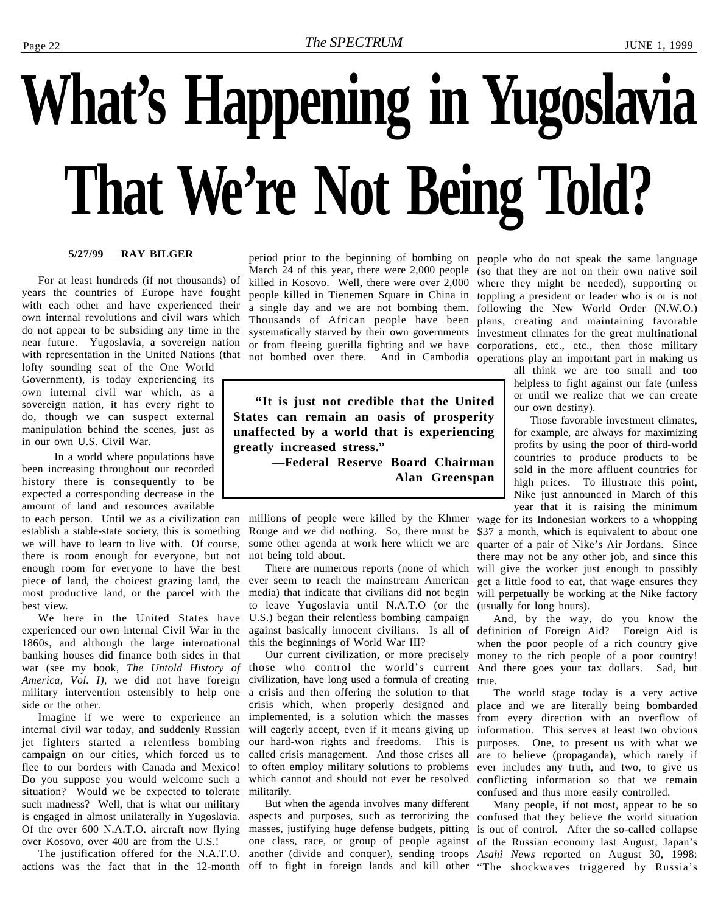# What's Happening in Yugoslavia That We're Not Being Told?

**5/27/99 RAY BILGER**

For at least hundreds (if not thousands) of years the countries of Europe have fought with each other and have experienced their own internal revolutions and civil wars which do not appear to be subsiding any time in the near future. Yugoslavia, a sovereign nation with representation in the United Nations (that lofty sounding seat of the One World Government), is today experiencing its own internal civil war which, as a sovereign nation, it has every right to do, though we can suspect external manipulation behind the scenes, just as in our own U.S. Civil War.

In a world where populations have been increasing throughout our recorded history there is consequently to be expected a corresponding decrease in the amount of land and resources available to each person. Until we as a civilization can establish a stable-state society, this is something we will have to learn to live with. Of course, there is room enough for everyone, but not enough room for everyone to have the best piece of land, the choicest grazing land, the most productive land, or the parcel with the best view.

We here in the United States have experienced our own internal Civil War in the 1860s, and although the large international banking houses did finance both sides in that war (see my book, *The Untold History of America, Vol. I),* we did not have foreign military intervention ostensibly to help one side or the other.

Imagine if we were to experience an internal civil war today, and suddenly Russian jet fighters started a relentless bombing campaign on our cities, which forced us to flee to our borders with Canada and Mexico! Do you suppose you would welcome such a situation? Would we be expected to tolerate such madness? Well, that is what our military is engaged in almost unilaterally in Yugoslavia. Of the over 600 N.A.T.O. aircraft now flying over Kosovo, over 400 are from the U.S.!

The justification offered for the N.A.T.O. actions was the fact that in the 12-month period prior to the beginning of bombing on March 24 of this year, there were 2,000 people killed in Kosovo. Well, there were over 2,000 people killed in Tienemen Square in China in a single day and we are not bombing them. Thousands of African people have been systematically starved by their own governments or from fleeing guerilla fighting and we have not bombed over there. And in Cambodia millions of people were killed by the Khmer Rouge and we did nothing. So, there must be some other agenda at work here which we are not being told about.

> **"It is just not credible that the United States can remain an oasis of prosperity unaffected by a world that is experiencing greatly increased stress."**
>
> **—Federal Reserve Board Chairman Alan Greenspan**

There are numerous reports (none of which ever seem to reach the mainstream American media) that indicate that civilians did not begin to leave Yugoslavia until N.A.T.O (or the U.S.) began their relentless bombing campaign against basically innocent civilians. Is all of this the beginnings of World War III?

Our current civilization, or more precisely those who control the world's current civilization, have long used a formula of creating a crisis and then offering the solution to that crisis which, when properly designed and implemented, is a solution which the masses will eagerly accept, even if it means giving up our hard-won rights and freedoms. This is called crisis management. And those crises all to often employ military solutions to problems which cannot and should not ever be resolved militarily.

But when the agenda involves many different aspects and purposes, such as terrorizing the masses, justifying huge defense budgets, pitting one class, race, or group of people against another (divide and conquer), sending troops off to fight in foreign lands and kill other people who do not speak the same language (so that they are not on their own native soil where they might be needed), supporting or toppling a president or leader who is or is not following the New World Order (N.W.O.) plans, creating and maintaining favorable investment climates for the great multinational corporations, etc., etc., then those military operations play an important part in making us all think we are too small and too helpless to fight against our fate (unless or until we realize that we can create our own destiny).

Those favorable investment climates, for example, are always for maximizing profits by using the poor of third-world countries to produce products to be sold in the more affluent countries for high prices. To illustrate this point, Nike just announced in March of this year that it is raising the minimum wage for its Indonesian workers to a whopping $37 a month, which is equivalent to about one quarter of a pair of Nike's Air Jordans. Since there may not be any other job, and since this will give the worker just enough to possibly get a little food to eat, that wage ensures they will perpetually be working at the Nike factory (usually for long hours).

And, by the way, do you know the definition of Foreign Aid? Foreign Aid is when the poor people of a rich country give money to the rich people of a poor country! And there goes your tax dollars. Sad, but true.

The world stage today is a very active place and we are literally being bombarded from every direction with an overflow of information. This serves at least two obvious purposes. One, to present us with what we are to believe (propaganda), which rarely if ever includes any truth, and two, to give us conflicting information so that we remain confused and thus more easily controlled.

Many people, if not most, appear to be so confused that they believe the world situation is out of control. After the so-called collapse of the Russian economy last August, Japan's *Asahi News* reported on August 30, 1998: "The shockwaves triggered by Russia's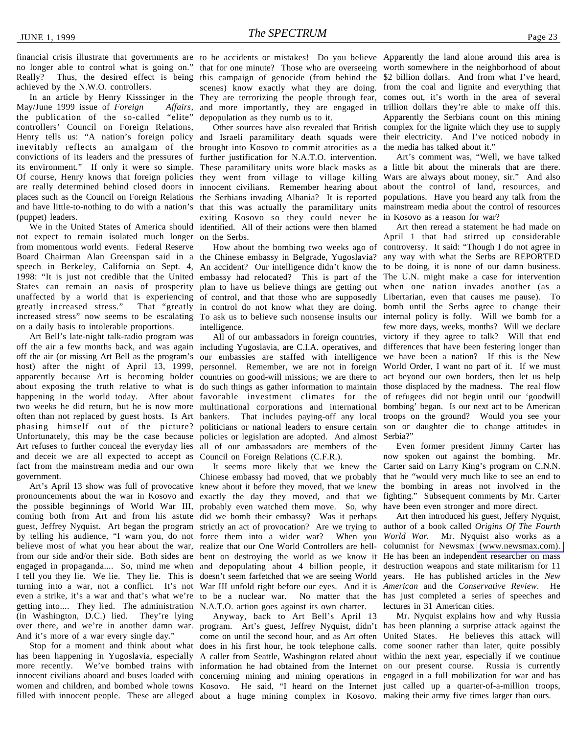financial crisis illustrate that governments are no longer able to control what is going on." Really? Thus, the desired effect is being achieved by the N.W.O. controllers.

In an article by Henry Kisssinger in the May/June 1999 issue of *Foreign Affairs*, the publication of the so-called "elite" controllers' Council on Foreign Relations, Henry tells us: "A nation's foreign policy inevitably reflects an amalgam of the convictions of its leaders and the pressures of its environment." If only it were so simple. Of course, Henry knows that foreign policies are really determined behind closed doors in places such as the Council on Foreign Relations and have little-to-nothing to do with a nation's (puppet) leaders.

We in the United States of America should not expect to remain isolated much longer from momentous world events. Federal Reserve Board Chairman Alan Greenspan said in a speech in Berkeley, California on Sept. 4, 1998: "It is just not credible that the United States can remain an oasis of prosperity unaffected by a world that is experiencing greatly increased stress." That "greatly increased stress" now seems to be escalating on a daily basis to intolerable proportions.

Art Bell's late-night talk-radio program was off the air a few months back, and was again off the air (or missing Art Bell as the program's host) after the night of April 13, 1999, apparently because Art is becoming bolder about exposing the truth relative to what is happening in the world today. After about two weeks he did return, but he is now more often than not replaced by guest hosts. Is Art phasing himself out of the picture? Unfortunately, this may be the case because Art refuses to further conceal the everyday lies and deceit we are all expected to accept as fact from the mainstream media and our own government.

Art's April 13 show was full of provocative pronouncements about the war in Kosovo and the possible beginnings of World War III, coming both from Art and from his astute guest, Jeffrey Nyquist. Art began the program by telling his audience, "I warn you, do not believe most of what you hear about the war, from our side and/or their side. Both sides are engaged in propaganda.... So, mind me when I tell you they lie. We lie. They lie. This is turning into a war, not a conflict. It's not even a strike, it's a war and that's what we're getting into.... They lied. The administration (in Washington, D.C.) lied. They're lying over there, and we're in another damn war. And it's more of a war every single day."

Stop for a moment and think about what has been happening in Yugoslavia, especially more recently. We've bombed trains with innocent civilians aboard and buses loaded with women and children, and bombed whole towns filled with innocent people. These are alleged to be accidents or mistakes! Do you believe that for one minute? Those who are overseeing this campaign of genocide (from behind the scenes) know exactly what they are doing. They are terrorizing the people through fear, and more importantly, they are engaged in depopulation as they numb us to it.

Other sources have also revealed that British and Israeli paramilitary death squads were brought into Kosovo to commit atrocities as a further justification for N.A.T.O. intervention. These paramilitary units wore black masks as they went from village to village killing innocent civilians. Remember hearing about the Serbians invading Albania? It is reported that this was actually the paramilitary units exiting Kosovo so they could never be identified. All of their actions were then blamed on the Serbs.

How about the bombing two weeks ago of the Chinese embassy in Belgrade, Yugoslavia? An accident? Our intelligence didn't know the embassy had relocated? This is part of the plan to have us believe things are getting out of control, and that those who are supposedly in control do not know what they are doing. To ask us to believe such nonsense insults our intelligence.

All of our ambassadors in foreign countries, including Yugoslavia, are C.I.A. operatives, and our embassies are staffed with intelligence personnel. Remember, we are not in foreign countries on good-will missions; we are there to do such things as gather information to maintain favorable investment climates for the multinational corporations and international bankers. That includes paying-off any local politicians or national leaders to ensure certain policies or legislation are adopted. And almost all of our ambassadors are members of the Council on Foreign Relations (C.F.R.).

It seems more likely that we knew the Chinese embassy had moved, that we probably knew about it before they moved, that we knew exactly the day they moved, and that we probably even watched them move. So, why did we bomb their embassy? Was it perhaps strictly an act of provocation? Are we trying to force them into a wider war? When you realize that our One World Controllers are hell-bent on destroying the world as we know it and depopulating about 4 billion people, it doesn't seem farfetched that we are seeing World War III unfold right before our eyes. And it is to be a nuclear war. No matter that the N.A.T.O. action goes against its own charter.

Anyway, back to Art Bell's April 13 program. Art's guest, Jeffrey Nyquist, didn't come on until the second hour, and as Art often does in his first hour, he took telephone calls. A caller from Seattle, Washington related about information he had obtained from the Internet concerning mining and mining operations in Kosovo. He said, "I heard on the Internet about a huge mining complex in Kosovo. Apparently the land alone around this area is worth somewhere in the neighborhood of about $2 billion dollars. And from what I've heard, from the coal and lignite and everything that comes out, it's worth in the area of several trillion dollars they're able to make off this. Apparently the Serbians count on this mining complex for the lignite which they use to supply their electricity. And I've noticed nobody in the media has talked about it."

Art's comment was, "Well, we have talked a little bit about the minerals that are there. Wars are always about money, sir." And also about the control of land, resources, and populations. Have you heard any talk from the mainstream media about the control of resources in Kosovo as a reason for war?

Art then reread a statement he had made on April 1 that had stirred up considerable controversy. It said: "Though I do not agree in any way with what the Serbs are REPORTED to be doing, it is none of our damn business. The U.N. might make a case for intervention when one nation invades another (as a Libertarian, even that causes me pause). To bomb until the Serbs agree to change their internal policy is folly. Will we bomb for a few more days, weeks, months? Will we declare victory if they agree to talk? Will that end differences that have been festering longer than we have been a nation? If this is the New World Order, I want no part of it. If we must act beyond our own borders, then let us help those displaced by the madness. The real flow of refugees did not begin until our 'goodwill bombing' began. Is our next act to be American troops on the ground? Would you see your son or daughter die to change attitudes in Serbia?"

Even former president Jimmy Carter has now spoken out against the bombing. Mr. Carter said on Larry King's program on C.N.N. that he "would very much like to see an end to the bombing in areas not involved in the fighting." Subsequent comments by Mr. Carter have been even stronger and more direct.

Art then introduced his guest, Jeffery Nyquist, author of a book called *Origins Of The Fourth World War*. Mr. Nyquist also works as a columnist for Newsmax (www.newsmax.com). He has been an independent researcher on mass destruction weapons and state militarism for 11 years. He has published articles in the *New American* and the *Conservative Review*. He has just completed a series of speeches and lectures in 31 American cities.

Mr. Nyquist explains how and why Russia has been planning a surprise attack against the United States. He believes this attack will come sooner rather than later, quite possibly within the next year, especially if we continue on our present course. Russia is currently engaged in a full mobilization for war and has just called up a quarter-of-a-million troops, making their army five times larger than ours.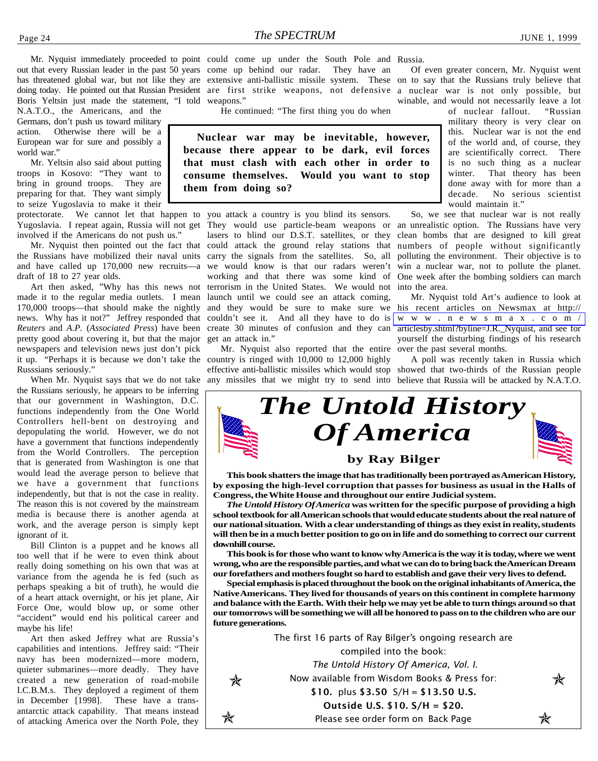Mr. Nyquist immediately proceeded to point out that every Russian leader in the past 50 years has threatened global war, but not like they are doing today. He pointed out that Russian President Boris Yeltsin just made the statement, "I told N.A.T.O., the Americans, and the Germans, don't push us toward military action. Otherwise there will be a European war for sure and possibly a world war."

Mr. Yeltsin also said about putting troops in Kosovo: "They want to bring in ground troops. They are preparing for that. They want simply to seize Yugoslavia to make it their protectorate. We cannot let that happen to Yugoslavia. I repeat again, Russia will not get involved if the Americans do not push us."

Mr. Nyquist then pointed out the fact that the Russians have mobilized their naval units and have called up 170,000 new recruits—a draft of 18 to 27 year olds.

Art then asked, "Why has this news not made it to the regular media outlets. I mean 170,000 troops—that should make the nightly news. Why has it not?" Jeffrey responded that *Reuters* and *A.P.* (*Associated Press*) have been pretty good about covering it, but that the major newspapers and television news just don't pick it up. "Perhaps it is because we don't take the Russsians seriously."

When Mr. Nyquist says that we do not take the Russians seriously, he appears to be inferring that our government in Washington, D.C. functions independently from the One World Controllers hell-bent on destroying and depopulating the world. However, we do not have a government that functions independently from the World Controllers. The perception that is generated from Washington is one that would lead the average person to believe that we have a government that functions independently, but that is not the case in reality. The reason this is not covered by the mainstream media is because there is another agenda at work, and the average person is simply kept ignorant of it.

Bill Clinton is a puppet and he knows all too well that if he were to even think about really doing something on his own that was at variance from the agenda he is fed (such as perhaps speaking a bit of truth), he would die of a heart attack overnight, or his jet plane, Air Force One, would blow up, or some other "accident" would end his political career and maybe his life!

Art then asked Jeffrey what are Russia's capabilities and intentions. Jeffrey said: "Their navy has been modernized—more modern, quieter submarines—more deadly. They have created a new generation of road-mobile I.C.B.M.s. They deployed a regiment of them in December [1998]. These have a trans-antarctic attack capability. That means instead of attacking America over the North Pole, they could come up under the South Pole and come up behind our radar. They have an extensive anti-ballistic missile system. These are first strike weapons, not defensive weapons."

He continued: "The first thing you do when you attack a country is you blind its sensors. They would use particle-beam weapons or lasers to blind our D.S.T. satellites, or they could attack the ground relay stations that carry the signals from the satellites. So, all we would know is that our radars weren't working and that there was some kind of terrorism in the United States. We would not launch until we could see an attack coming, and they would be sure to make sure we couldn't see it. And all they have to do is create 30 minutes of confusion and they can get an attack in."

> **Nuclear war may be inevitable, however, because there appear to be dark, evil forces that must clash with each other in order to consume themselves. Would you want to stop them from doing so?**

Mr. Nyquist also reported that the entire country is ringed with 10,000 to 12,000 highly effective anti-ballistic missiles which would stop any missiles that we might try to send into Russia.

Of even greater concern, Mr. Nyquist went on to say that the Russians truly believe that a nuclear war is not only possible, but winable, and would not necessarily leave a lot of nuclear fallout. "Russian military theory is very clear on this. Nuclear war is not the end of the world and, of course, they are scientifically correct. There is no such thing as a nuclear winter. That theory has been done away with for more than a decade. No serious scientist would maintain it."

So, we see that nuclear war is not really an unrealistic option. The Russians have very clean bombs that are designed to kill great numbers of people without significantly polluting the environment. Their objective is to win a nuclear war, not to pollute the planet. One week after the bombing soldiers can march into the area.

Mr. Nyquist told Art's audience to look at his recent articles on Newsmax at http://www.newsmax.com/articlesby.shtml?byline=J.R._Nyquist, and see for yourself the disturbing findings of his research over the past several months.

A poll was recently taken in Russia which showed that two-thirds of the Russian people believe that Russia will be attacked by N.A.T.O.

---

# *The Untold History Of America*

### by Ray Bilger

**This book shatters the image that has traditionally been portrayed as American History, by exposing the high-level corruption that passes for business as usual in the Halls of Congress, the White House and throughout our entire Judicial system.**

***The Untold History Of America* was written for the specific purpose of providing a high school textbook for all American schools that would educate students about the real nature of our national situation. With a clear understanding of things as they exist in reality, students will then be in a much better position to go on in life and do something to correct our current downhill course.**

**This book is for those who want to know why America is the way it is today, where we went wrong, who are the responsible parties, and what we can do to bring back the American Dream our forefathers and mothers fought so hard to establish and gave their very lives to defend.**

**Special emphasis is placed throughout the book on the original inhabitants of America, the Native Americans. They lived for thousands of years on this continent in complete harmony and balance with the Earth. With their help we may yet be able to turn things around so that our tomorrows will be something we will all be honored to pass on to the children who are our future generations.**

The first 16 parts of Ray Bilger's ongoing research are compiled into the book:

*The Untold History Of America, Vol. I.*

Now available from Wisdom Books & Press for:

**$10.** plus **$3.50** S/H = **$13.50 U.S.**

**Outside U.S. $10. S/H = $20.**

Please see order form on Back Page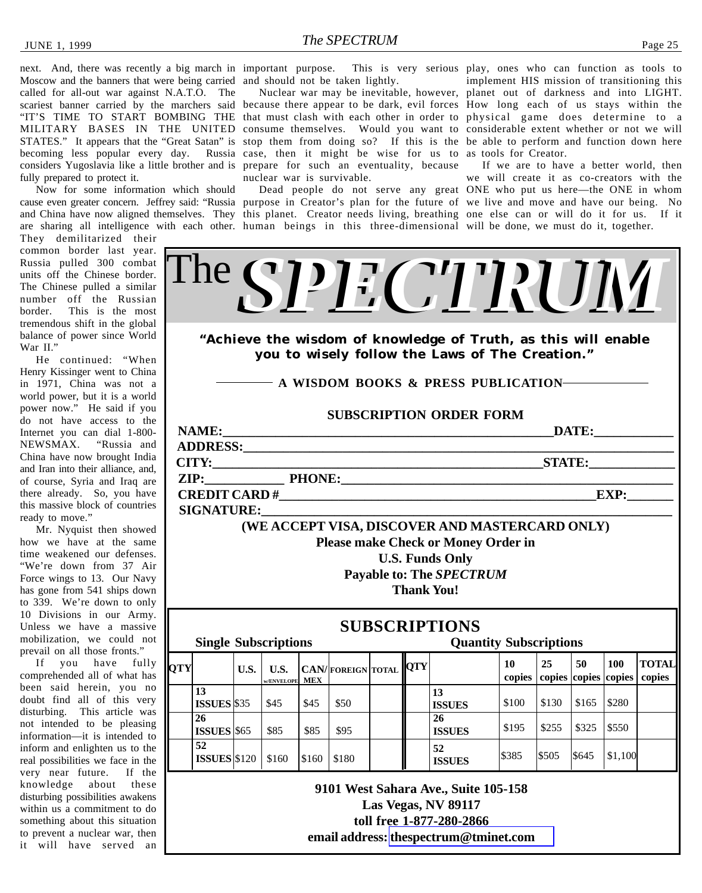next. And, there was recently a big march in Moscow and the banners that were being carried called for all-out war against N.A.T.O. The scariest banner carried by the marchers said "IT'S TIME TO START BOMBING THE MILITARY BASES IN THE UNITED STATES." It appears that the "Great Satan" is becoming less popular every day. Russia considers Yugoslavia like a little brother and is fully prepared to protect it.

Now for some information which should cause even greater concern. Jeffrey said: "Russia and China have now aligned themselves. They are sharing all intelligence with each other. They demilitarized their common border last year. Russia pulled 300 combat units off the Chinese border. The Chinese pulled a similar number off the Russian border. This is the most tremendous shift in the global balance of power since World War II."

He continued: "When Henry Kissinger went to China in 1971, China was not a world power, but it is a world power now." He said if you do not have access to the Internet you can dial 1-800-NEWSMAX. "Russia and China have now brought India and Iran into their alliance, and, of course, Syria and Iraq are there already. So, you have this massive block of countries ready to move."

Mr. Nyquist then showed how we have at the same time weakened our defenses. "We're down from 37 Air Force wings to 13. Our Navy has gone from 541 ships down to 339. We're down to only 10 Divisions in our Army. Unless we have a massive mobilization, we could not prevail on all those fronts."

If you have fully comprehended all of what has been said herein, you no doubt find all of this very disturbing. This article was not intended to be pleasing information—it is intended to inform and enlighten us to the real possibilities we face in the very near future. If the knowledge about these disturbing possibilities awakens within us a commitment to do something about this situation to prevent a nuclear war, then it will have served an important purpose. This is very serious and should not be taken lightly.

Nuclear war may be inevitable, however, because there appear to be dark, evil forces that must clash with each other in order to consume themselves. Would you want to stop them from doing so? If this is the case, then it might be wise for us to prepare for such an eventuality, because nuclear war is survivable.

Dead people do not serve any great purpose in Creator's plan for the future of this planet. Creator needs living, breathing human beings in this three-dimensional play, ones who can function as tools to implement HIS mission of transitioning this planet out of darkness and into LIGHT. How long each of us stays within the physical game does determine to a considerable extent whether or not we will be able to perform and function down here as tools for Creator.

If we are to have a better world, then we will create it as co-creators with the ONE who put us here—the ONE in whom we live and move and have our being. No one else can or will do it for us. If it will be done, we must do it, together.

# The *SPECTRUM*

**"Achieve the wisdom of knowledge of Truth, as this will enable you to wisely follow the Laws of The Creation."**

**A WISDOM BOOKS & PRESS PUBLICATION**

## SUBSCRIPTION ORDER FORM

**NAME:**\_\_\_\_\_\_\_\_\_\_\_\_\_\_\_\_\_\_\_\_ **DATE:**\_\_\_\_\_\_\_\_\_\_

**ADDRESS:**\_\_\_\_\_\_\_\_\_\_\_\_\_\_\_\_\_\_\_\_\_\_\_\_\_\_\_\_

**CITY:**\_\_\_\_\_\_\_\_\_\_\_\_\_\_\_\_\_\_\_\_ **STATE:**\_\_\_\_\_\_\_\_\_\_

**ZIP:**\_\_\_\_\_\_\_\_\_\_ **PHONE:**\_\_\_\_\_\_\_\_\_\_\_\_\_\_\_\_\_\_\_\_

**CREDIT CARD #**\_\_\_\_\_\_\_\_\_\_\_\_\_\_\_\_\_\_\_\_ **EXP:**\_\_\_\_\_\_

**SIGNATURE:**\_\_\_\_\_\_\_\_\_\_\_\_\_\_\_\_\_\_\_\_\_\_\_\_\_\_\_\_

**(WE ACCEPT VISA, DISCOVER AND MASTERCARD ONLY)**

**Please make Check or Money Order in**
**U.S. Funds Only**
**Payable to: The *SPECTRUM***
**Thank You!**

## SUBSCRIPTIONS

**Single Subscriptions**

| QTY | | U.S. | U.S. w/ENVELOPE | CAN/MEX | FOREIGN | TOTAL |
|---|---|---|---|---|---|---|
| | 13 ISSUES | $35 | $45 | $45 | $50 | |
| | 26 ISSUES | $65 | $85 | $85 | $95 | |
| | 52 ISSUES | $120 | $160 | $160 | $180 | |

**Quantity Subscriptions**

| QTY | | 10 copies | 25 copies | 50 copies | 100 copies | TOTAL copies |
|---|---|---|---|---|---|---|
| | 13 ISSUES | $100 | $130 | $165 | $280 | |
| | 26 ISSUES | $195 | $255 | $325 | $550 | |
| | 52 ISSUES | $385 | $505 | $645 | $1,100 | |

**9101 West Sahara Ave., Suite 105-158**
**Las Vegas, NV 89117**
**toll free 1-877-280-2866**
**email address: thespectrum@tminet.com**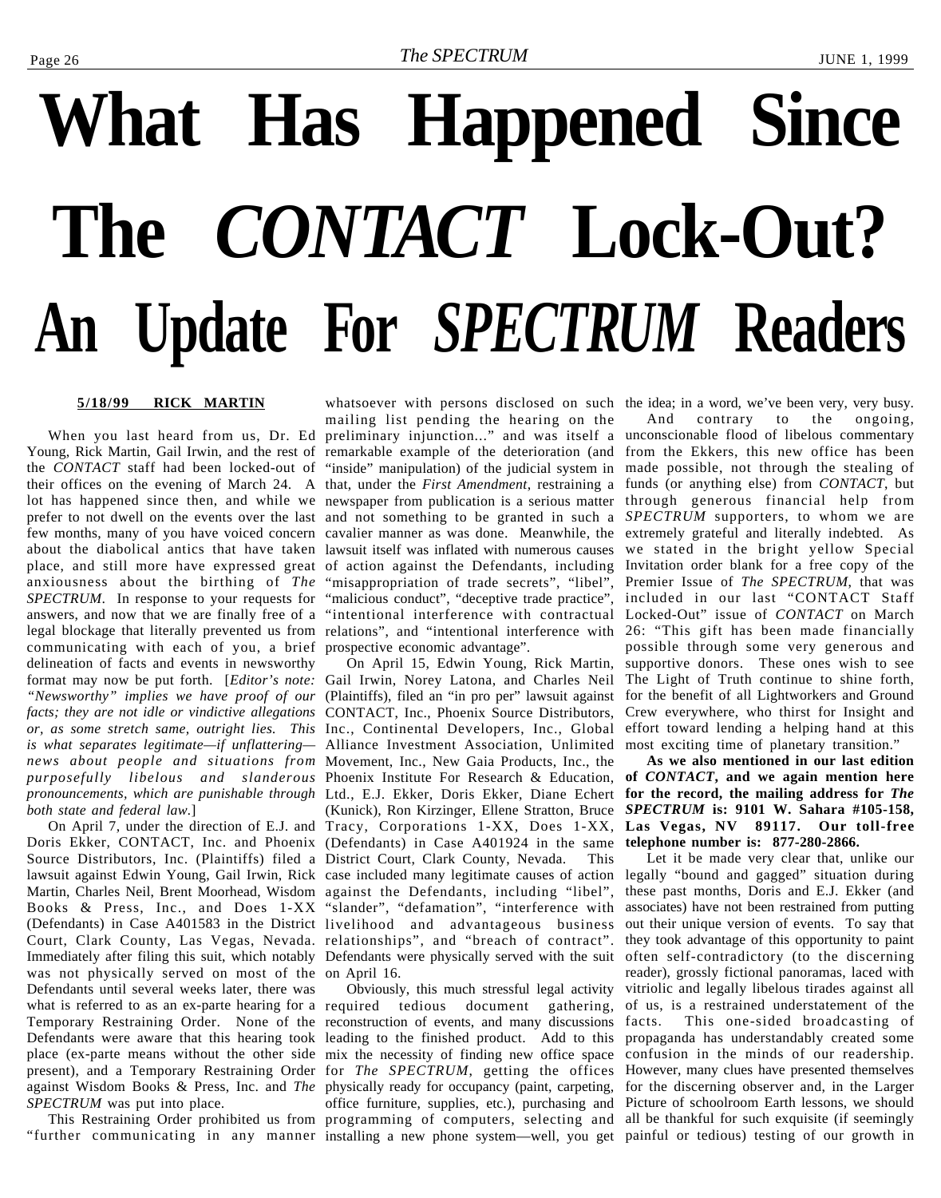# What Has Happened Since The *CONTACT* Lock-Out?

## An Update For *SPECTRUM* Readers

**5/18/99 RICK MARTIN**

When you last heard from us, Dr. Ed Young, Rick Martin, Gail Irwin, and the rest of the *CONTACT* staff had been locked-out of their offices on the evening of March 24. A lot has happened since then, and while we prefer to not dwell on the events over the last few months, many of you have voiced concern about the diabolical antics that have taken place, and still more have expressed great anxiousness about the birthing of *The SPECTRUM*. In response to your requests for answers, and now that we are finally free of a legal blockage that literally prevented us from communicating with each of you, a brief delineation of facts and events in newsworthy format may now be put forth. [*Editor's note: "Newsworthy" implies we have proof of our facts; they are not idle or vindictive allegations or, as some stretch same, outright lies. This is what separates legitimate—if unflattering—news about people and situations from purposefully libelous and slanderous pronouncements, which are punishable through both state and federal law.*]

On April 7, under the direction of E.J. and Doris Ekker, CONTACT, Inc. and Phoenix Source Distributors, Inc. (Plaintiffs) filed a lawsuit against Edwin Young, Gail Irwin, Rick Martin, Charles Neil, Brent Moorhead, Wisdom Books & Press, Inc., and Does 1-XX (Defendants) in Case A401583 in the District Court, Clark County, Las Vegas, Nevada. Immediately after filing this suit, which notably was not physically served on most of the Defendants until several weeks later, there was what is referred to as an ex-parte hearing for a Temporary Restraining Order. None of the Defendants were aware that this hearing took place (ex-parte means without the other side present), and a Temporary Restraining Order against Wisdom Books & Press, Inc. and *The SPECTRUM* was put into place.

This Restraining Order prohibited us from "further communicating in any manner whatsoever with persons disclosed on such mailing list pending the hearing on the preliminary injunction..." and was itself a remarkable example of the deterioration (and "inside" manipulation) of the judicial system in that, under the *First Amendment*, restraining a newspaper from publication is a serious matter and not something to be granted in such a cavalier manner as was done. Meanwhile, the lawsuit itself was inflated with numerous causes of action against the Defendants, including "misappropriation of trade secrets", "libel", "malicious conduct", "deceptive trade practice", "intentional interference with contractual relations", and "intentional interference with prospective economic advantage".

On April 15, Edwin Young, Rick Martin, Gail Irwin, Norey Latona, and Charles Neil (Plaintiffs), filed an "in pro per" lawsuit against CONTACT, Inc., Phoenix Source Distributors, Inc., Continental Developers, Inc., Global Alliance Investment Association, Unlimited Movement, Inc., New Gaia Products, Inc., the Phoenix Institute For Research & Education, Ltd., E.J. Ekker, Doris Ekker, Diane Echert (Kunick), Ron Kirzinger, Ellene Stratton, Bruce Tracy, Corporations 1-XX, Does 1-XX, (Defendants) in Case A401924 in the same District Court, Clark County, Nevada. This case included many legitimate causes of action against the Defendants, including "libel", "slander", "defamation", "interference with livelihood and advantageous business relationships", and "breach of contract". Defendants were physically served with the suit on April 16.

Obviously, this much stressful legal activity required tedious document gathering, reconstruction of events, and many discussions leading to the finished product. Add to this mix the necessity of finding new office space for *The SPECTRUM*, getting the offices physically ready for occupancy (paint, carpeting, office furniture, supplies, etc.), purchasing and programming of computers, selecting and installing a new phone system—well, you get the idea; in a word, we've been very, very busy.

And contrary to the ongoing, unconscionable flood of libelous commentary from the Ekkers, this new office has been made possible, not through the stealing of funds (or anything else) from *CONTACT*, but through generous financial help from *SPECTRUM* supporters, to whom we are extremely grateful and literally indebted. As we stated in the bright yellow Special Invitation order blank for a free copy of the Premier Issue of *The SPECTRUM*, that was included in our last "CONTACT Staff Locked-Out" issue of *CONTACT* on March 26: "This gift has been made financially possible through some very generous and supportive donors. These ones wish to see The Light of Truth continue to shine forth, for the benefit of all Lightworkers and Ground Crew everywhere, who thirst for Insight and effort toward lending a helping hand at this most exciting time of planetary transition."

**As we also mentioned in our last edition of *CONTACT*, and we again mention here for the record, the mailing address for *The SPECTRUM* is: 9101 W. Sahara #105-158, Las Vegas, NV 89117. Our toll-free telephone number is: 877-280-2866.**

Let it be made very clear that, unlike our legally "bound and gagged" situation during these past months, Doris and E.J. Ekker (and associates) have not been restrained from putting out their unique version of events. To say that they took advantage of this opportunity to paint often self-contradictory (to the discerning reader), grossly fictional panoramas, laced with vitriolic and legally libelous tirades against all of us, is a restrained understatement of the facts. This one-sided broadcasting of propaganda has understandably created some confusion in the minds of our readership. However, many clues have presented themselves for the discerning observer and, in the Larger Picture of schoolroom Earth lessons, we should all be thankful for such exquisite (if seemingly painful or tedious) testing of our growth in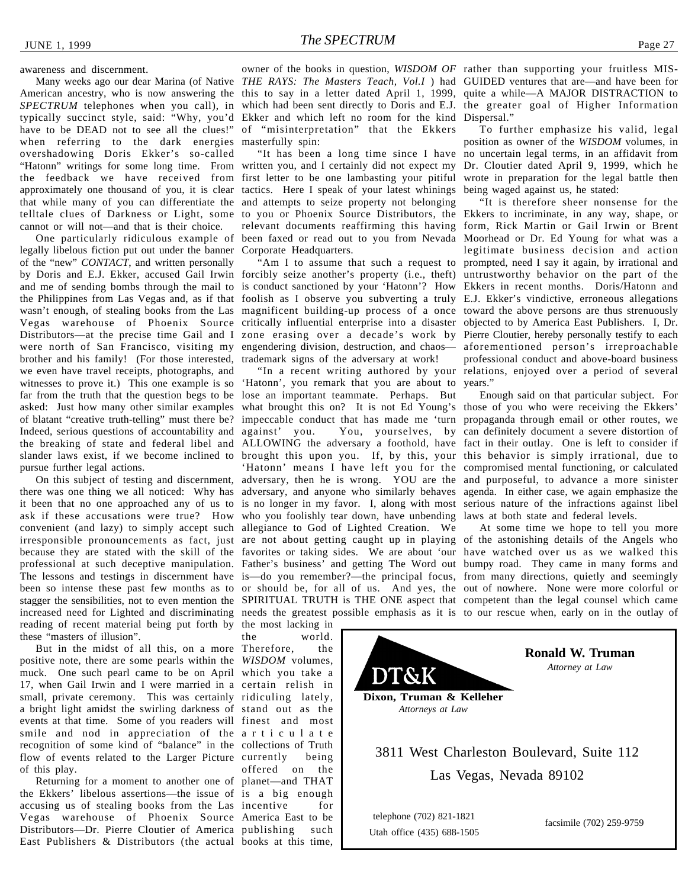awareness and discernment.

Many weeks ago our dear Marina (of Native American ancestry, who is now answering the *SPECTRUM* telephones when you call), in typically succinct style, said: "Why, you'd have to be DEAD not to see all the clues!" when referring to the dark energies overshadowing Doris Ekker's so-called "Hatonn" writings for some long time. From the feedback we have received from approximately one thousand of you, it is clear that while many of you can differentiate the telltale clues of Darkness or Light, some cannot or will not—and that is their choice.

One particularly ridiculous example of legally libelous fiction put out under the banner of the "new" *CONTACT*, and written personally by Doris and E.J. Ekker, accused Gail Irwin and me of sending bombs through the mail to the Philippines from Las Vegas and, as if that wasn't enough, of stealing books from the Las Vegas warehouse of Phoenix Source Distributors—at the precise time Gail and I were north of San Francisco, visiting my brother and his family! (For those interested, we even have travel receipts, photographs, and witnesses to prove it.) This one example is so far from the truth that the question begs to be asked: Just how many other similar examples of blatant "creative truth-telling" must there be? Indeed, serious questions of accountability and the breaking of state and federal libel and slander laws exist, if we become inclined to pursue further legal actions.

On this subject of testing and discernment, there was one thing we all noticed: Why has it been that no one approached any of us to ask if these accusations were true? How convenient (and lazy) to simply accept such irresponsible pronouncements as fact, just because they are stated with the skill of the professional at such deceptive manipulation. The lessons and testings in discernment have been so intense these past few months as to stagger the sensibilities, not to even mention the increased need for Lighted and discriminating reading of recent material being put forth by these "masters of illusion".

But in the midst of all this, on a more positive note, there are some pearls within the muck. One such pearl came to be on April 17, when Gail Irwin and I were married in a small, private ceremony. This was certainly a bright light amidst the swirling darkness of events at that time. Some of you readers will smile and nod in appreciation of the recognition of some kind of "balance" in the flow of events related to the Larger Picture of this play.

Returning for a moment to another one of the Ekkers' libelous assertions—the issue of accusing us of stealing books from the Las Vegas warehouse of Phoenix Source Distributors—Dr. Pierre Cloutier of America East Publishers & Distributors (the actual owner of the books in question, *WISDOM OF THE RAYS: The Masters Teach, Vol.I* ) had this to say in a letter dated April 1, 1999, which had been sent directly to Doris and E.J. Ekker and which left no room for the kind of "misinterpretation" that the Ekkers masterfully spin:

"It has been a long time since I have written you, and I certainly did not expect my first letter to be one lambasting your pitiful tactics. Here I speak of your latest whinings and attempts to seize property not belonging to you or Phoenix Source Distributors, the relevant documents reaffirming this having been faxed or read out to you from Nevada Corporate Headquarters.

"Am I to assume that such a request to forcibly seize another's property (i.e., theft) is conduct sanctioned by your 'Hatonn'? How foolish as I observe you subverting a truly magnificent building-up process of a once critically influential enterprise into a disaster zone erasing over a decade's work by engendering division, destruction, and chaos—trademark signs of the adversary at work!

"In a recent writing authored by your 'Hatonn', you remark that you are about to lose an important teammate. Perhaps. But what brought this on? It is not Ed Young's impeccable conduct that has made me 'turn against' you. You, yourselves, by ALLOWING the adversary a foothold, have brought this upon you. If, by this, your 'Hatonn' means I have left you for the adversary, then he is wrong. YOU are the adversary, and anyone who similarly behaves is no longer in my favor. I, along with most who you foolishly tear down, have unbending allegiance to God of Lighted Creation. We are not about getting caught up in playing favorites or taking sides. We are about 'our Father's business' and getting The Word out is—do you remember?—the principal focus, or should be, for all of us. And yes, the SPIRITUAL TRUTH is THE ONE aspect that needs the greatest possible emphasis as it is the most lacking in the world. Therefore, the *WISDOM* volumes, which you take a certain relish in ridiculing lately, stand out as the finest and most articulate collections of Truth currently being offered on the planet—and THAT is a big enough incentive for America East to be publishing such books at this time, rather than supporting your fruitless MIS-GUIDED ventures that are—and have been for quite a while—A MAJOR DISTRACTION to the greater goal of Higher Information Dispersal."

To further emphasize his valid, legal position as owner of the *WISDOM* volumes, in no uncertain legal terms, in an affidavit from Dr. Cloutier dated April 9, 1999, which he wrote in preparation for the legal battle then being waged against us, he stated:

"It is therefore sheer nonsense for the Ekkers to incriminate, in any way, shape, or form, Rick Martin or Gail Irwin or Brent Moorhead or Dr. Ed Young for what was a legitimate business decision and action prompted, need I say it again, by irrational and untrustworthy behavior on the part of the Ekkers in recent months. Doris/Hatonn and E.J. Ekker's vindictive, erroneous allegations toward the above persons are thus strenuously objected to by America East Publishers. I, Dr. Pierre Cloutier, hereby personally testify to each aforementioned person's irreproachable professional conduct and above-board business relations, enjoyed over a period of several years."

Enough said on that particular subject. For those of you who were receiving the Ekkers' propaganda through email or other routes, we can definitely document a severe distortion of fact in their outlay. One is left to consider if this behavior is simply irrational, due to compromised mental functioning, or calculated and purposeful, to advance a more sinister agenda. In either case, we again emphasize the serious nature of the infractions against libel laws at both state and federal levels.

At some time we hope to tell you more of the astonishing details of the Angels who have watched over us as we walked this bumpy road. They came in many forms and from many directions, quietly and seemingly out of nowhere. None were more colorful or competent than the legal counsel which came to our rescue when, early on in the outlay of

---

**DT&K**

**Dixon, Truman & Kelleher**
*Attorneys at Law*

**Ronald W. Truman**
*Attorney at Law*

3811 West Charleston Boulevard, Suite 112
Las Vegas, Nevada 89102

telephone (702) 821-1821
Utah office (435) 688-1505

facsimile (702) 259-9759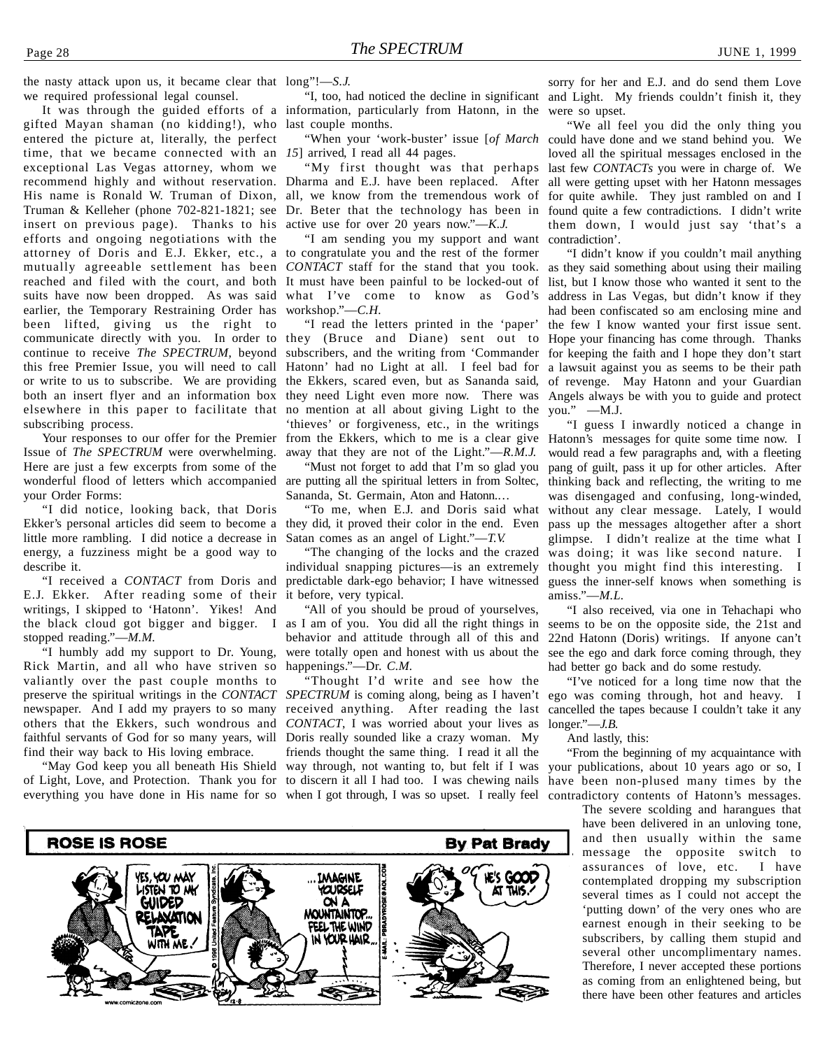the nasty attack upon us, it became clear that we required professional legal counsel.

It was through the guided efforts of a gifted Mayan shaman (no kidding!), who entered the picture at, literally, the perfect time, that we became connected with an exceptional Las Vegas attorney, whom we recommend highly and without reservation. His name is Ronald W. Truman of Dixon, Truman & Kelleher (phone 702-821-1821; see insert on previous page). Thanks to his efforts and ongoing negotiations with the attorney of Doris and E.J. Ekker, etc., a mutually agreeable settlement has been reached and filed with the court, and both suits have now been dropped. As was said earlier, the Temporary Restraining Order has been lifted, giving us the right to communicate directly with you. In order to continue to receive *The SPECTRUM*, beyond this free Premier Issue, you will need to call or write to us to subscribe. We are providing both an insert flyer and an information box elsewhere in this paper to facilitate that subscribing process.

Your responses to our offer for the Premier Issue of *The SPECTRUM* were overwhelming. Here are just a few excerpts from some of the wonderful flood of letters which accompanied your Order Forms:

"I did notice, looking back, that Doris Ekker's personal articles did seem to become a little more rambling. I did notice a decrease in energy, a fuzziness might be a good way to describe it.

"I received a *CONTACT* from Doris and E.J. Ekker. After reading some of their writings, I skipped to 'Hatonn'. Yikes! And the black cloud got bigger and bigger. I stopped reading."—*M.M.*

"I humbly add my support to Dr. Young, Rick Martin, and all who have striven so valiantly over the past couple months to preserve the spiritual writings in the *CONTACT* newspaper. And I add my prayers to so many others that the Ekkers, such wondrous and faithful servants of God for so many years, will find their way back to His loving embrace.

"May God keep you all beneath His Shield of Light, Love, and Protection. Thank you for everything you have done in His name for so long"!—*S.J.*

"I, too, had noticed the decline in significant information, particularly from Hatonn, in the last couple months.

"When your 'work-buster' issue [*of March 15*] arrived, I read all 44 pages.

"My first thought was that perhaps Dharma and E.J. have been replaced. After all, we know from the tremendous work of Dr. Beter that the technology has been in active use for over 20 years now."—*K.J.*

"I am sending you my support and want to congratulate you and the rest of the former *CONTACT* staff for the stand that you took. It must have been painful to be locked-out of what I've come to know as God's workshop."—*C.H.*

"I read the letters printed in the 'paper' they (Bruce and Diane) sent out to subscribers, and the writing from 'Commander Hatonn' had no Light at all. I feel bad for the Ekkers, scared even, but as Sananda said, they need Light even more now. There was no mention at all about giving Light to the 'thieves' or forgiveness, etc., in the writings from the Ekkers, which to me is a clear give away that they are not of the Light."—*R.M.J.*

"Must not forget to add that I'm so glad you are putting all the spiritual letters in from Soltec, Sananda, St. Germain, Aton and Hatonn.…

"To me, when E.J. and Doris said what they did, it proved their color in the end. Even Satan comes as an angel of Light."—*T.V.*

"The changing of the locks and the crazed individual snapping pictures—is an extremely predictable dark-ego behavior; I have witnessed it before, very typical.

"All of you should be proud of yourselves, as I am of you. You did all the right things in behavior and attitude through all of this and were totally open and honest with us about the happenings."—Dr. *C.M.*

"Thought I'd write and see how the *SPECTRUM* is coming along, being as I haven't received anything. After reading the last *CONTACT*, I was worried about your lives as Doris really sounded like a crazy woman. My friends thought the same thing. I read it all the way through, not wanting to, but felt if I was to discern it all I had too. I was chewing nails when I got through, I was so upset. I really feel sorry for her and E.J. and do send them Love and Light. My friends couldn't finish it, they were so upset.

"We all feel you did the only thing you could have done and we stand behind you. We loved all the spiritual messages enclosed in the last few *CONTACTs* you were in charge of. We all were getting upset with her Hatonn messages for quite awhile. They just rambled on and I found quite a few contradictions. I didn't write them down, I would just say 'that's a contradiction'.

"I didn't know if you couldn't mail anything as they said something about using their mailing list, but I know those who wanted it sent to the address in Las Vegas, but didn't know if they had been confiscated so am enclosing mine and the few I know wanted your first issue sent. Hope your financing has come through. Thanks for keeping the faith and I hope they don't start a lawsuit against you as seems to be their path of revenge. May Hatonn and your Guardian Angels always be with you to guide and protect you." —M.J.

"I guess I inwardly noticed a change in Hatonn's messages for quite some time now. I would read a few paragraphs and, with a fleeting pang of guilt, pass it up for other articles. After thinking back and reflecting, the writing to me was disengaged and confusing, long-winded, without any clear message. Lately, I would pass up the messages altogether after a short glimpse. I didn't realize at the time what I was doing; it was like second nature. I thought you might find this interesting. I guess the inner-self knows when something is amiss."—*M.L.*

"I also received, via one in Tehachapi who seems to be on the opposite side, the 21st and 22nd Hatonn (Doris) writings. If anyone can't see the ego and dark force coming through, they had better go back and do some restudy.

"I've noticed for a long time now that the ego was coming through, hot and heavy. I cancelled the tapes because I couldn't take it any longer."—*J.B.*

And lastly, this:

"From the beginning of my acquaintance with your publications, about 10 years ago or so, I have been non-plused many times by the contradictory contents of Hatonn's messages. The severe scolding and harangues that have been delivered in an unloving tone, and then usually within the same message the opposite switch to assurances of love, etc. I have contemplated dropping my subscription several times as I could not accept the 'putting down' of the very ones who are earnest enough in their seeking to be subscribers, by calling them stupid and several other uncomplimentary names. Therefore, I never accepted these portions as coming from an enlightened being, but there have been other features and articles

**ROSE IS ROSE** — By Pat Brady

YES, YOU MAY LISTEN TO MY GUIDED RELAXATION TAPE WITH ME.! … IMAGINE YOURSELF ON A MOUNTAINTOP… FEEL THE WIND IN YOUR HAIR… HE'S GOOD AT THIS.!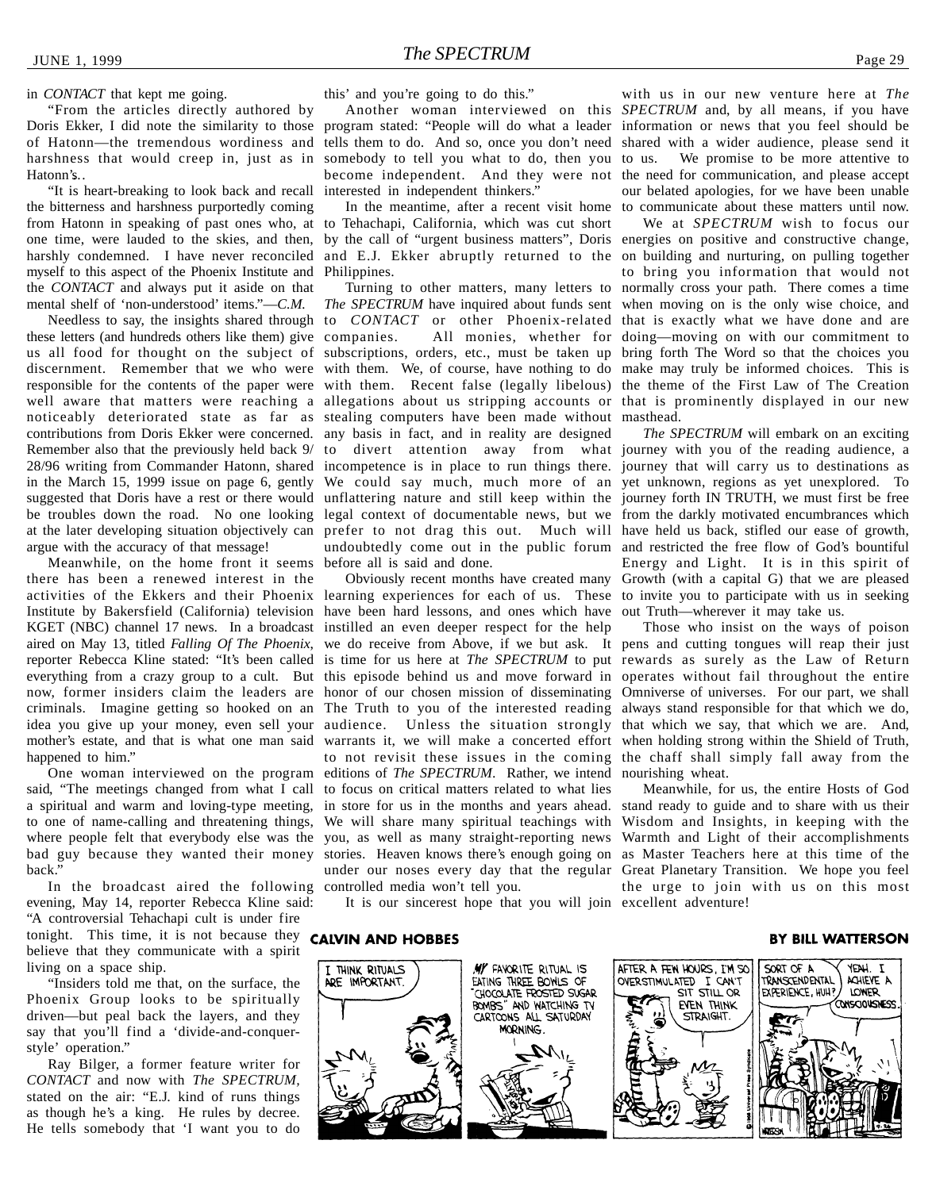in *CONTACT* that kept me going.

"From the articles directly authored by Doris Ekker, I did note the similarity to those of Hatonn—the tremendous wordiness and harshness that would creep in, just as in Hatonn's..

"It is heart-breaking to look back and recall the bitterness and harshness purportedly coming from Hatonn in speaking of past ones who, at one time, were lauded to the skies, and then, harshly condemned. I have never reconciled myself to this aspect of the Phoenix Institute and the *CONTACT* and always put it aside on that mental shelf of 'non-understood' items."—*C.M.*

Needless to say, the insights shared through these letters (and hundreds others like them) give us all food for thought on the subject of discernment. Remember that we who were responsible for the contents of the paper were well aware that matters were reaching a noticeably deteriorated state as far as contributions from Doris Ekker were concerned. Remember also that the previously held back 9/28/96 writing from Commander Hatonn, shared in the March 15, 1999 issue on page 6, gently suggested that Doris have a rest or there would be troubles down the road. No one looking at the later developing situation objectively can argue with the accuracy of that message!

Meanwhile, on the home front it seems there has been a renewed interest in the activities of the Ekkers and their Phoenix Institute by Bakersfield (California) television KGET (NBC) channel 17 news. In a broadcast aired on May 13, titled *Falling Of The Phoenix*, reporter Rebecca Kline stated: "It's been called everything from a crazy group to a cult. But now, former insiders claim the leaders are criminals. Imagine getting so hooked on an idea you give up your money, even sell your mother's estate, and that is what one man said happened to him."

One woman interviewed on the program said, "The meetings changed from what I call a spiritual and warm and loving-type meeting, to one of name-calling and threatening things, where people felt that everybody else was the bad guy because they wanted their money back."

In the broadcast aired the following evening, May 14, reporter Rebecca Kline said: "A controversial Tehachapi cult is under fire tonight. This time, it is not because they believe that they communicate with a spirit living on a space ship.

"Insiders told me that, on the surface, the Phoenix Group looks to be spiritually driven—but peal back the layers, and they say that you'll find a 'divide-and-conquer-style' operation."

Ray Bilger, a former feature writer for *CONTACT* and now with *The SPECTRUM*, stated on the air: "E.J. kind of runs things as though he's a king. He rules by decree. He tells somebody that 'I want you to do this' and you're going to do this."

Another woman interviewed on this program stated: "People will do what a leader tells them to do. And so, once you don't need somebody to tell you what to do, then you become independent. And they were not interested in independent thinkers."

In the meantime, after a recent visit home to Tehachapi, California, which was cut short by the call of "urgent business matters", Doris and E.J. Ekker abruptly returned to the Philippines.

Turning to other matters, many letters to *The SPECTRUM* have inquired about funds sent to *CONTACT* or other Phoenix-related companies. All monies, whether for subscriptions, orders, etc., must be taken up with them. We, of course, have nothing to do with them. Recent false (legally libelous) allegations about us stripping accounts or stealing computers have been made without any basis in fact, and in reality are designed to divert attention away from what incompetence is in place to run things there. We could say much, much more of an unflattering nature and still keep within the legal context of documentable news, but we prefer to not drag this out. Much will undoubtedly come out in the public forum before all is said and done.

Obviously recent months have created many learning experiences for each of us. These have been hard lessons, and ones which have instilled an even deeper respect for the help we do receive from Above, if we but ask. It is time for us here at *The SPECTRUM* to put this episode behind us and move forward in honor of our chosen mission of disseminating The Truth to you of the interested reading audience. Unless the situation strongly warrants it, we will make a concerted effort to not revisit these issues in the coming editions of *The SPECTRUM*. Rather, we intend to focus on critical matters related to what lies in store for us in the months and years ahead. We will share many spiritual teachings with you, as well as many straight-reporting news stories. Heaven knows there's enough going on under our noses every day that the regular controlled media won't tell you.

It is our sincerest hope that you will join with us in our new venture here at *The SPECTRUM* and, by all means, if you have information or news that you feel should be shared with a wider audience, please send it to us. We promise to be more attentive to the need for communication, and please accept our belated apologies, for we have been unable to communicate about these matters until now.

We at *SPECTRUM* wish to focus our energies on positive and constructive change, on building and nurturing, on pulling together to bring you information that would not normally cross your path. There comes a time when moving on is the only wise choice, and that is exactly what we have done and are doing—moving on with our commitment to bring forth The Word so that the choices you make may truly be informed choices. This is the theme of the First Law of The Creation that is prominently displayed in our new masthead.

*The SPECTRUM* will embark on an exciting journey with you of the reading audience, a journey that will carry us to destinations as yet unknown, regions as yet unexplored. To journey forth IN TRUTH, we must first be free from the darkly motivated encumbrances which have held us back, stifled our ease of growth, and restricted the free flow of God's bountiful Energy and Light. It is in this spirit of Growth (with a capital G) that we are pleased to invite you to participate with us in seeking out Truth—wherever it may take us.

Those who insist on the ways of poison pens and cutting tongues will reap their just rewards as surely as the Law of Return operates without fail throughout the entire Omniverse of universes. For our part, we shall always stand responsible for that which we do, that which we say, that which we are. And, when holding strong within the Shield of Truth, the chaff shall simply fall away from the nourishing wheat.

Meanwhile, for us, the entire Hosts of God stand ready to guide and to share with us their Wisdom and Insights, in keeping with the Warmth and Light of their accomplishments as Master Teachers here at this time of the Great Planetary Transition. We hope you feel the urge to join with us on this most excellent adventure!

**CALVIN AND HOBBES** **BY BILL WATTERSON**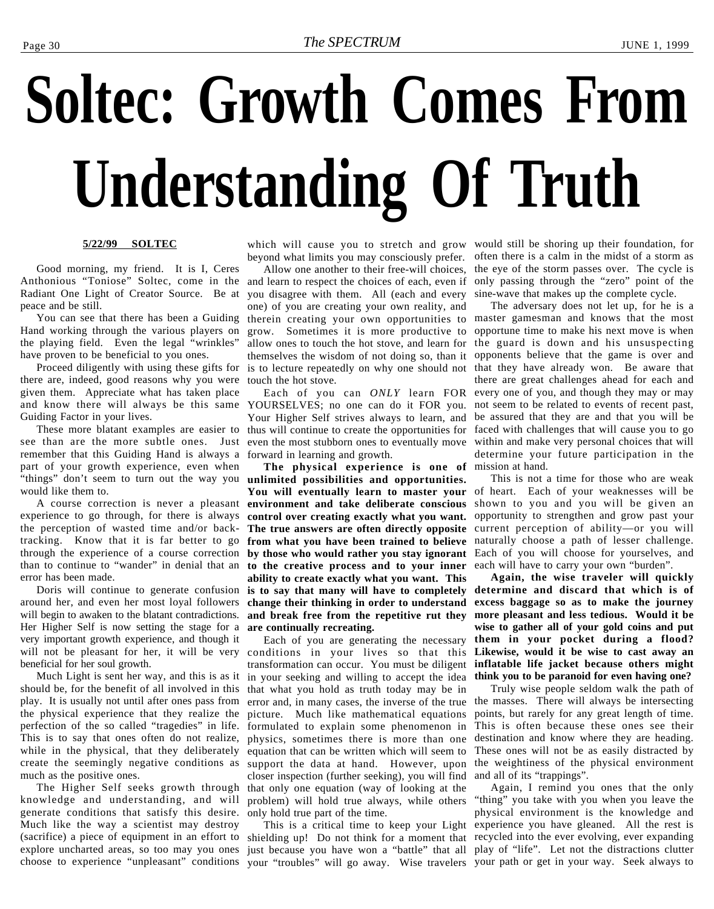# Soltec: Growth Comes From Understanding Of Truth

**5/22/99 SOLTEC**

Good morning, my friend. It is I, Ceres Anthonious "Toniose" Soltec, come in the Radiant One Light of Creator Source. Be at peace and be still.

You can see that there has been a Guiding Hand working through the various players on the playing field. Even the legal "wrinkles" have proven to be beneficial to you ones.

Proceed diligently with using these gifts for there are, indeed, good reasons why you were given them. Appreciate what has taken place and know there will always be this same Guiding Factor in your lives.

These more blatant examples are easier to see than are the more subtle ones. Just remember that this Guiding Hand is always a part of your growth experience, even when "things" don't seem to turn out the way you would like them to.

A course correction is never a pleasant experience to go through, for there is always the perception of wasted time and/or back-tracking. Know that it is far better to go through the experience of a course correction than to continue to "wander" in denial that an error has been made.

Doris will continue to generate confusion around her, and even her most loyal followers will begin to awaken to the blatant contradictions. Her Higher Self is now setting the stage for a very important growth experience, and though it will not be pleasant for her, it will be very beneficial for her soul growth.

Much Light is sent her way, and this is as it should be, for the benefit of all involved in this play. It is usually not until after ones pass from the physical experience that they realize the perfection of the so called "tragedies" in life. This is to say that ones often do not realize, while in the physical, that they deliberately create the seemingly negative conditions as much as the positive ones.

The Higher Self seeks growth through knowledge and understanding, and will generate conditions that satisfy this desire. Much like the way a scientist may destroy (sacrifice) a piece of equipment in an effort to explore uncharted areas, so too may you ones choose to experience "unpleasant" conditions which will cause you to stretch and grow beyond what limits you may consciously prefer.

Allow one another to their free-will choices, and learn to respect the choices of each, even if you disagree with them. All (each and every one) of you are creating your own reality, and therein creating your own opportunities to grow. Sometimes it is more productive to allow ones to touch the hot stove, and learn for themselves the wisdom of not doing so, than it is to lecture repeatedly on why one should not touch the hot stove.

Each of you can *ONLY* learn FOR YOURSELVES; no one can do it FOR you. Your Higher Self strives always to learn, and thus will continue to create the opportunities for even the most stubborn ones to eventually move forward in learning and growth.

**The physical experience is one of unlimited possibilities and opportunities. You will eventually learn to master your environment and take deliberate conscious control over creating exactly what you want. The true answers are often directly opposite from what you have been trained to believe by those who would rather you stay ignorant to the creative process and to your inner ability to create exactly what you want. This is to say that many will have to completely change their thinking in order to understand and break free from the repetitive rut they are continually recreating.**

Each of you are generating the necessary conditions in your lives so that this transformation can occur. You must be diligent in your seeking and willing to accept the idea that what you hold as truth today may be in error and, in many cases, the inverse of the true picture. Much like mathematical equations formulated to explain some phenomenon in physics, sometimes there is more than one equation that can be written which will seem to support the data at hand. However, upon closer inspection (further seeking), you will find that only one equation (way of looking at the problem) will hold true always, while others only hold true part of the time.

This is a critical time to keep your Light shielding up! Do not think for a moment that just because you have won a "battle" that all your "troubles" will go away. Wise travelers would still be shoring up their foundation, for often there is a calm in the midst of a storm as the eye of the storm passes over. The cycle is only passing through the "zero" point of the sine-wave that makes up the complete cycle.

The adversary does not let up, for he is a master gamesman and knows that the most opportune time to make his next move is when the guard is down and his unsuspecting opponents believe that the game is over and that they have already won. Be aware that there are great challenges ahead for each and every one of you, and though they may or may not seem to be related to events of recent past, be assured that they are and that you will be faced with challenges that will cause you to go within and make very personal choices that will determine your future participation in the mission at hand.

This is not a time for those who are weak of heart. Each of your weaknesses will be shown to you and you will be given an opportunity to strengthen and grow past your current perception of ability—or you will naturally choose a path of lesser challenge. Each of you will choose for yourselves, and each will have to carry your own "burden".

**Again, the wise traveler will quickly determine and discard that which is of excess baggage so as to make the journey more pleasant and less tedious. Would it be wise to gather all of your gold coins and put them in your pocket during a flood? Likewise, would it be wise to cast away an inflatable life jacket because others might think you to be paranoid for even having one?**

Truly wise people seldom walk the path of the masses. There will always be intersecting points, but rarely for any great length of time. This is often because these ones see their destination and know where they are heading. These ones will not be as easily distracted by the weightiness of the physical environment and all of its "trappings".

Again, I remind you ones that the only "thing" you take with you when you leave the physical environment is the knowledge and experience you have gleaned. All the rest is recycled into the ever evolving, ever expanding play of "life". Let not the distractions clutter your path or get in your way. Seek always to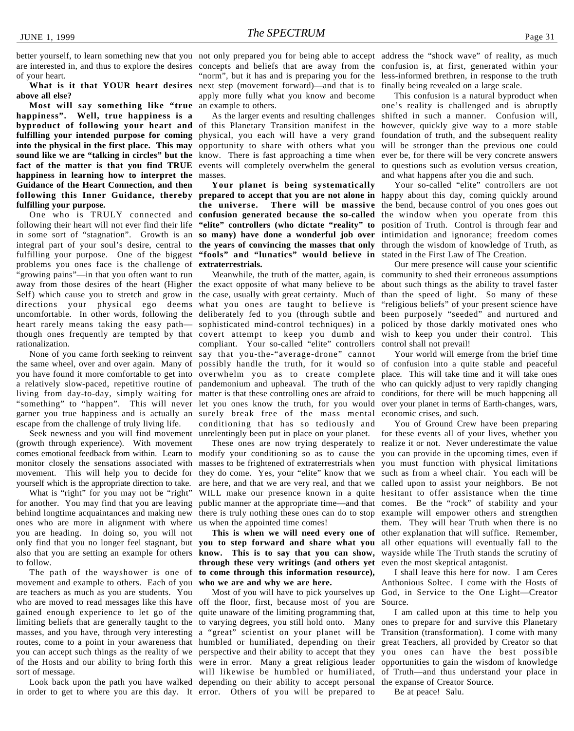better yourself, to learn something new that you are interested in, and thus to explore the desires of your heart.

**What is it that YOUR heart desires above all else?**

**Most will say something like "true happiness". Well, true happiness is a byproduct of following your heart and fulfilling your intended purpose for coming into the physical in the first place. This may sound like we are "talking in circles" but the fact of the matter is that you find TRUE happiness in learning how to interpret the Guidance of the Heart Connection, and then following this Inner Guidance, thereby fulfilling your purpose.**

One who is TRULY connected and following their heart will not ever find their life in some sort of "stagnation". Growth is an integral part of your soul's desire, central to fulfilling your purpose. One of the biggest problems you ones face is the challenge of "growing pains"—in that you often want to run away from those desires of the heart (Higher Self) which cause you to stretch and grow in directions your physical ego deems uncomfortable. In other words, following the heart rarely means taking the easy path—though ones frequently are tempted by that rationalization.

None of you came forth seeking to reinvent the same wheel, over and over again. Many of you have found it more comfortable to get into a relatively slow-paced, repetitive routine of living from day-to-day, simply waiting for "something" to "happen". This will never garner you true happiness and is actually an escape from the challenge of truly living life.

Seek newness and you will find movement (growth through experience). With movement comes emotional feedback from within. Learn to monitor closely the sensations associated with movement. This will help you to decide for yourself which is the appropriate direction to take.

What is "right" for you may not be "right" for another. You may find that you are leaving behind longtime acquaintances and making new ones who are more in alignment with where you are heading. In doing so, you will not only find that you no longer feel stagnant, but also that you are setting an example for others to follow.

The path of the wayshower is one of movement and example to others. Each of you are teachers as much as you are students. You who are moved to read messages like this have gained enough experience to let go of the limiting beliefs that are generally taught to the masses, and you have, through very interesting routes, come to a point in your awareness that you can accept such things as the reality of we of the Hosts and our ability to bring forth this sort of message.

Look back upon the path you have walked in order to get to where you are this day. It not only prepared you for being able to accept concepts and beliefs that are away from the "norm", but it has and is preparing you for the next step (movement forward)—and that is to apply more fully what you know and become an example to others.

As the larger events and resulting challenges of this Planetary Transition manifest in the physical, you each will have a very grand opportunity to share with others what you know. There is fast approaching a time when events will completely overwhelm the general masses.

**Your planet is being systematically prepared to accept that you are not alone in the universe. There will be massive confusion generated because the so-called "elite" controllers (who dictate "reality" to so many) have done a wonderful job over the years of convincing the masses that only "fools" and "lunatics" would believe in extraterrestrials.**

Meanwhile, the truth of the matter, again, is the exact opposite of what many believe to be the case, usually with great certainty. Much of what you ones are taught to believe is deliberately fed to you (through subtle and sophisticated mind-control techniques) in a covert attempt to keep you dumb and compliant. Your so-called "elite" controllers say that you-the-"average-drone" cannot possibly handle the truth, for it would so overwhelm you as to create complete pandemonium and upheaval. The truth of the matter is that these controlling ones are afraid to let you ones know the truth, for you would surely break free of the mass mental conditioning that has so tediously and unrelentingly been put in place on your planet.

These ones are now trying desperately to modify your conditioning so as to cause the masses to be frightened of extraterrestrials when they do come. Yes, your "elite" know that we are here, and that we are very real, and that we WILL make our presence known in a quite public manner at the appropriate time—and that there is truly nothing these ones can do to stop us when the appointed time comes!

**This is when we will need every one of you to step forward and share what you know. This is to say that you can show, through these very writings (and others yet to come through this information resource), who we are and why we are here.**

Most of you will have to pick yourselves up off the floor, first, because most of you are quite unaware of the limiting programming that, to varying degrees, you still hold onto. Many a "great" scientist on your planet will be humbled or humiliated, depending on their perspective and their ability to accept that they were in error. Many a great religious leader will likewise be humbled or humiliated, depending on their ability to accept personal error. Others of you will be prepared to address the "shock wave" of reality, as much confusion is, at first, generated within your less-informed brethren, in response to the truth finally being revealed on a large scale.

This confusion is a natural byproduct when one's reality is challenged and is abruptly shifted in such a manner. Confusion will, however, quickly give way to a more stable foundation of truth, and the subsequent reality will be stronger than the previous one could ever be, for there will be very concrete answers to questions such as evolution versus creation, and what happens after you die and such.

Your so-called "elite" controllers are not happy about this day, coming quickly around the bend, because control of you ones goes out the window when you operate from this position of Truth. Control is through fear and intimidation and ignorance; freedom comes through the wisdom of knowledge of Truth, as stated in the First Law of The Creation.

Our mere presence will cause your scientific community to shed their erroneous assumptions about such things as the ability to travel faster than the speed of light. So many of these "religious beliefs" of your present science have been purposely "seeded" and nurtured and policed by those darkly motivated ones who wish to keep you under their control. This control shall not prevail!

Your world will emerge from the brief time of confusion into a quite stable and peaceful place. This will take time and it will take ones who can quickly adjust to very rapidly changing conditions, for there will be much happening all over your planet in terms of Earth-changes, wars, economic crises, and such.

You of Ground Crew have been preparing for these events all of your lives, whether you realize it or not. Never underestimate the value you can provide in the upcoming times, even if you must function with physical limitations such as from a wheel chair. You each will be called upon to assist your neighbors. Be not hesitant to offer assistance when the time comes. Be the "rock" of stability and your example will empower others and strengthen them. They will hear Truth when there is no other explanation that will suffice. Remember, all other equations will eventually fall to the wayside while The Truth stands the scrutiny of even the most skeptical antagonist.

I shall leave this here for now. I am Ceres Anthonious Soltec. I come with the Hosts of God, in Service to the One Light—Creator Source.

I am called upon at this time to help you ones to prepare for and survive this Planetary Transition (transformation). I come with many great Teachers, all provided by Creator so that you ones can have the best possible opportunities to gain the wisdom of knowledge of Truth—and thus understand your place in the expanse of Creator Source.

Be at peace! Salu.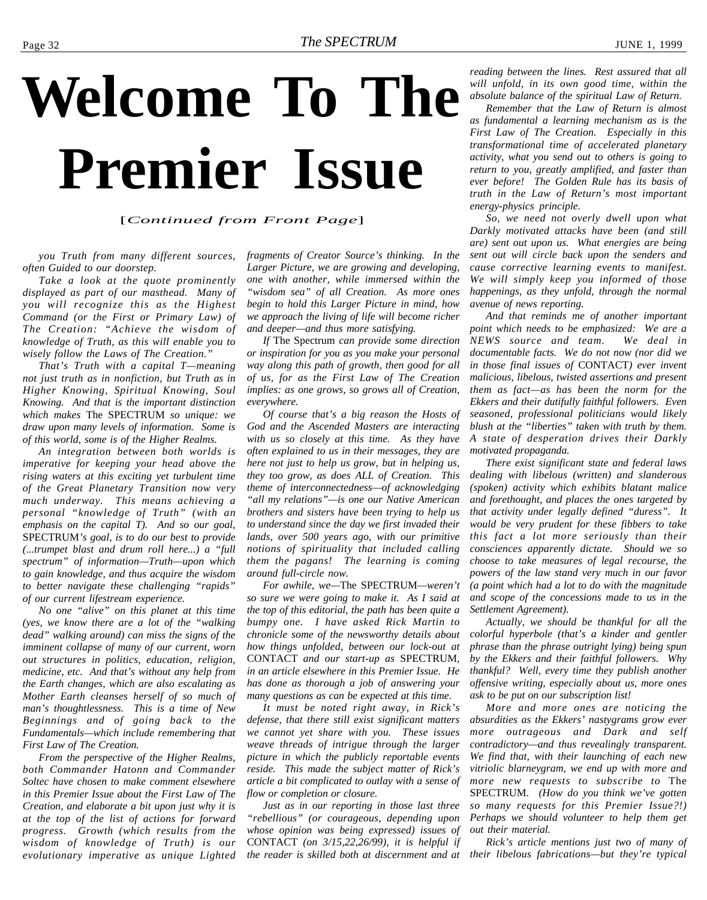# Welcome To The Premier Issue

[*Continued from Front Page*]

*you Truth from many different sources, often Guided to our doorstep.*

*Take a look at the quote prominently displayed as part of our masthead. Many of you will recognize this as the Highest Command (or the First or Primary Law) of The Creation: "Achieve the wisdom of knowledge of Truth, as this will enable you to wisely follow the Laws of The Creation."*

*That's Truth with a capital T—meaning not just truth as in nonfiction, but Truth as in Higher Knowing, Spiritual Knowing, Soul Knowing. And that is the important distinction which makes* The SPECTRUM *so unique: we draw upon many levels of information. Some is of this world, some is of the Higher Realms.*

*An integration between both worlds is imperative for keeping your head above the rising waters at this exciting yet turbulent time of the Great Planetary Transition now very much underway. This means achieving a personal "knowledge of Truth" (with an emphasis on the capital T). And so our goal,* SPECTRUM*'s goal, is to do our best to provide (...trumpet blast and drum roll here...) a "full spectrum" of information—Truth—upon which to gain knowledge, and thus acquire the wisdom to better navigate these challenging "rapids" of our current lifestream experience.*

*No one "alive" on this planet at this time (yes, we know there are a lot of the "walking dead" walking around) can miss the signs of the imminent collapse of many of our current, worn out structures in politics, education, religion, medicine, etc. And that's without any help from the Earth changes, which are also escalating as Mother Earth cleanses herself of so much of man's thoughtlessness. This is a time of New Beginnings and of going back to the Fundamentals—which include remembering that First Law of The Creation.*

*From the perspective of the Higher Realms, both Commander Hatonn and Commander Soltec have chosen to make comment elsewhere in this Premier Issue about the First Law of The Creation, and elaborate a bit upon just why it is at the top of the list of actions for forward progress. Growth (which results from the wisdom of knowledge of Truth) is our evolutionary imperative as unique Lighted fragments of Creator Source's thinking. In the Larger Picture, we are growing and developing, one with another, while immersed within the "wisdom sea" of all Creation. As more ones begin to hold this Larger Picture in mind, how we approach the living of life will become richer and deeper—and thus more satisfying.*

*If* The Spectrum *can provide some direction or inspiration for you as you make your personal way along this path of growth, then good for all of us, for as the First Law of The Creation implies: as one grows, so grows all of Creation, everywhere.*

*Of course that's a big reason the Hosts of God and the Ascended Masters are interacting with us so closely at this time. As they have often explained to us in their messages, they are here not just to help us grow, but in helping us, they too grow, as does ALL of Creation. This theme of interconnectedness—of acknowledging "all my relations"—is one our Native American brothers and sisters have been trying to help us to understand since the day we first invaded their lands, over 500 years ago, with our primitive notions of spirituality that included calling them the pagans! The learning is coming around full-circle now.*

*For awhile, we—*The SPECTRUM*—weren't so sure we were going to make it. As I said at the top of this editorial, the path has been quite a bumpy one. I have asked Rick Martin to chronicle some of the newsworthy details about how things unfolded, between our lock-out at* CONTACT *and our start-up as* SPECTRUM*, in an article elsewhere in this Premier Issue. He has done as thorough a job of answering your many questions as can be expected at this time.*

*It must be noted right away, in Rick's defense, that there still exist significant matters we cannot yet share with you. These issues weave threads of intrigue through the larger picture in which the publicly reportable events reside. This made the subject matter of Rick's article a bit complicated to outlay with a sense of flow or completion or closure.*

*Just as in our reporting in those last three "rebellious" (or courageous, depending upon whose opinion was being expressed) issues of* CONTACT *(on 3/15,22,26/99), it is helpful if the reader is skilled both at discernment and at reading between the lines. Rest assured that all will unfold, in its own good time, within the absolute balance of the spiritual Law of Return.*

*Remember that the Law of Return is almost as fundamental a learning mechanism as is the First Law of The Creation. Especially in this transformational time of accelerated planetary activity, what you send out to others is going to return to you, greatly amplified, and faster than ever before! The Golden Rule has its basis of truth in the Law of Return's most important energy-physics principle.*

*So, we need not overly dwell upon what Darkly motivated attacks have been (and still are) sent out upon us. What energies are being sent out will circle back upon the senders and cause corrective learning events to manifest. We will simply keep you informed of those happenings, as they unfold, through the normal avenue of news reporting.*

*And that reminds me of another important point which needs to be emphasized: We are a NEWS source and team. We deal in documentable facts. We do not now (nor did we in those final issues of* CONTACT*) ever invent malicious, libelous, twisted assertions and present them as fact—as has been the norm for the Ekkers and their dutifully faithful followers. Even seasoned, professional politicians would likely blush at the "liberties" taken with truth by them. A state of desperation drives their Darkly motivated propaganda.*

*There exist significant state and federal laws dealing with libelous (written) and slanderous (spoken) activity which exhibits blatant malice and forethought, and places the ones targeted by that activity under legally defined "duress". It would be very prudent for these fibbers to take this fact a lot more seriously than their consciences apparently dictate. Should we so choose to take measures of legal recourse, the powers of the law stand very much in our favor (a point which had a lot to do with the magnitude and scope of the concessions made to us in the Settlement Agreement).*

*Actually, we should be thankful for all the colorful hyperbole (that's a kinder and gentler phrase than the phrase outright lying) being spun by the Ekkers and their faithful followers. Why thankful? Well, every time they publish another offensive writing, especially about us, more ones ask to be put on our subscription list!*

*More and more ones are noticing the absurdities as the Ekkers' nastygrams grow ever more outrageous and Dark and self contradictory—and thus revealingly transparent. We find that, with their launching of each new vitriolic blarneygram, we end up with more and more new requests to subscribe to* The SPECTRUM*. (How do you think we've gotten so many requests for this Premier Issue?!) Perhaps we should volunteer to help them get out their material.*

*Rick's article mentions just two of many of their libelous fabrications—but they're typical*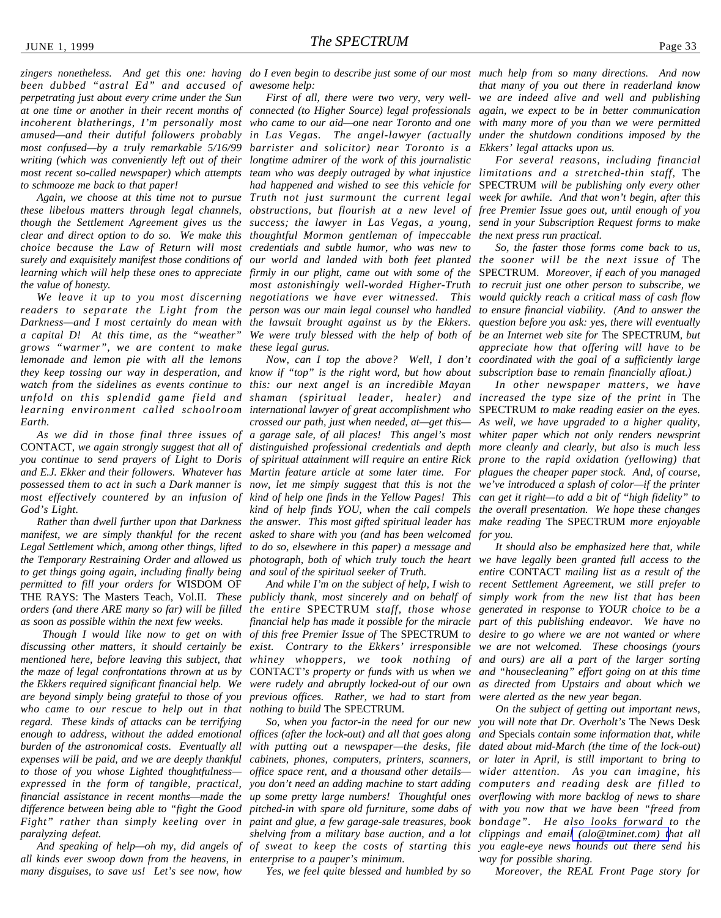*zingers nonetheless. And get this one: having been dubbed "astral Ed" and accused of perpetrating just about every crime under the Sun at one time or another in their recent months of incoherent blatherings, I'm personally most amused—and their dutiful followers probably most confused—by a truly remarkable 5/16/99 writing (which was conveniently left out of their most recent so-called newspaper) which attempts to schmooze me back to that paper!*

*Again, we choose at this time not to pursue these libelous matters through legal channels, though the Settlement Agreement gives us the clear and direct option to do so. We make this choice because the Law of Return will most surely and exquisitely manifest those conditions of learning which will help these ones to appreciate the value of honesty.*

*We leave it up to you most discerning readers to separate the Light from the Darkness—and I most certainly do mean with a capital D! At this time, as the "weather" grows "warmer", we are content to make lemonade and lemon pie with all the lemons they keep tossing our way in desperation, and watch from the sidelines as events continue to unfold on this splendid game field and learning environment called schoolroom Earth.*

*As we did in those final three issues of* CONTACT*, we again strongly suggest that all of you continue to send prayers of Light to Doris and E.J. Ekker and their followers. Whatever has possessed them to act in such a Dark manner is most effectively countered by an infusion of God's Light.*

*Rather than dwell further upon that Darkness manifest, we are simply thankful for the recent Legal Settlement which, among other things, lifted the Temporary Restraining Order and allowed us to get things going again, including finally being permitted to fill your orders for* WISDOM OF THE RAYS: The Masters Teach, Vol.II. *These orders (and there ARE many so far) will be filled as soon as possible within the next few weeks.*

*Though I would like now to get on with discussing other matters, it should certainly be mentioned here, before leaving this subject, that the maze of legal confrontations thrown at us by the Ekkers required significant financial help. We are beyond simply being grateful to those of you who came to our rescue to help out in that regard. These kinds of attacks can be terrifying enough to address, without the added emotional burden of the astronomical costs. Eventually all expenses will be paid, and we are deeply thankful to those of you whose Lighted thoughtfulness—expressed in the form of tangible, practical, financial assistance in recent months—made the difference between being able to "fight the Good Fight" rather than simply keeling over in paralyzing defeat.*

*And speaking of help—oh my, did angels of all kinds ever swoop down from the heavens, in many disguises, to save us! Let's see now, how do I even begin to describe just some of our most awesome help:*

*First of all, there were two very, very well-connected (to Higher Source) legal professionals who came to our aid—one near Toronto and one in Las Vegas. The angel-lawyer (actually barrister and solicitor) near Toronto is a longtime admirer of the work of this journalistic team who was deeply outraged by what injustice had happened and wished to see this vehicle for Truth not just surmount the current legal obstructions, but flourish at a new level of success; the lawyer in Las Vegas, a young, thoughtful Mormon gentleman of impeccable credentials and subtle humor, who was new to our world and landed with both feet planted firmly in our plight, came out with some of the most astonishingly well-worded Higher-Truth negotiations we have ever witnessed. This person was our main legal counsel who handled the lawsuit brought against us by the Ekkers. We were truly blessed with the help of both of these legal gurus.*

*Now, can I top the above? Well, I don't know if "top" is the right word, but how about this: our next angel is an incredible Mayan shaman (spiritual leader, healer) and international lawyer of great accomplishment who crossed our path, just when needed, at—get this—a garage sale, of all places! This angel's most distinguished professional credentials and depth of spiritual attainment will require an entire Rick Martin feature article at some later time. For now, let me simply suggest that this is not the kind of help one finds in the Yellow Pages! This kind of help finds YOU, when the call compels the answer. This most gifted spiritual leader has asked to share with you (and has been welcomed to do so, elsewhere in this paper) a message and photograph, both of which truly touch the heart and soul of the spiritual seeker of Truth.*

*And while I'm on the subject of help, I wish to publicly thank, most sincerely and on behalf of the entire* SPECTRUM *staff, those whose financial help has made it possible for the miracle of this free Premier Issue of* The SPECTRUM *to exist. Contrary to the Ekkers' irresponsible whiney whoppers, we took nothing of* CONTACT*'s property or funds with us when we were rudely and abruptly locked-out of our own previous offices. Rather, we had to start from nothing to build* The SPECTRUM.

*So, when you factor-in the need for our new offices (after the lock-out) and all that goes along with putting out a newspaper—the desks, file cabinets, phones, computers, printers, scanners, office space rent, and a thousand other details—you don't need an adding machine to start adding up some pretty large numbers! Thoughtful ones pitched-in with spare old furniture, some dabs of paint and glue, a few garage-sale treasures, book shelving from a military base auction, and a lot of sweat to keep the costs of starting this enterprise to a pauper's minimum.*

*Yes, we feel quite blessed and humbled by so much help from so many directions. And now that many of you out there in readerland know we are indeed alive and well and publishing again, we expect to be in better communication with many more of you than we were permitted under the shutdown conditions imposed by the Ekkers' legal attacks upon us.*

*For several reasons, including financial limitations and a stretched-thin staff,* The SPECTRUM *will be publishing only every other week for awhile. And that won't begin, after this free Premier Issue goes out, until enough of you send in your Subscription Request forms to make the next press run practical.*

*So, the faster those forms come back to us, the sooner will be the next issue of* The SPECTRUM. *Moreover, if each of you managed to recruit just one other person to subscribe, we would quickly reach a critical mass of cash flow to ensure financial viability. (And to answer the question before you ask: yes, there will eventually be an Internet web site for* The SPECTRUM, *but appreciate how that offering will have to be coordinated with the goal of a sufficiently large subscription base to remain financially afloat.)*

*In other newspaper matters, we have increased the type size of the print in* The SPECTRUM *to make reading easier on the eyes. As well, we have upgraded to a higher quality, whiter paper which not only renders newsprint more cleanly and clearly, but also is much less prone to the rapid oxidation (yellowing) that plagues the cheaper paper stock. And, of course, we've introduced a splash of color—if the printer can get it right—to add a bit of "high fidelity" to the overall presentation. We hope these changes make reading* The SPECTRUM *more enjoyable for you.*

*It should also be emphasized here that, while we have legally been granted full access to the entire* CONTACT *mailing list as a result of the recent Settlement Agreement, we still prefer to simply work from the new list that has been generated in response to YOUR choice to be a part of this publishing endeavor. We have no desire to go where we are not wanted or where we are not welcomed. These choosings (yours and ours) are all a part of the larger sorting and "housecleaning" effort going on at this time as directed from Upstairs and about which we were alerted as the new year began.*

*On the subject of getting out important news, you will note that Dr. Overholt's* The News Desk *and* Specials *contain some information that, while dated about mid-March (the time of the lock-out) or later in April, is still important to bring to wider attention. As you can imagine, his computers and reading desk are filled to overflowing with more backlog of news to share with you now that we have been "freed from bondage". He also looks forward to the clippings and email (alo@tminet.com) that all you eagle-eye news hounds out there send his way for possible sharing.*

*Moreover, the REAL Front Page story for*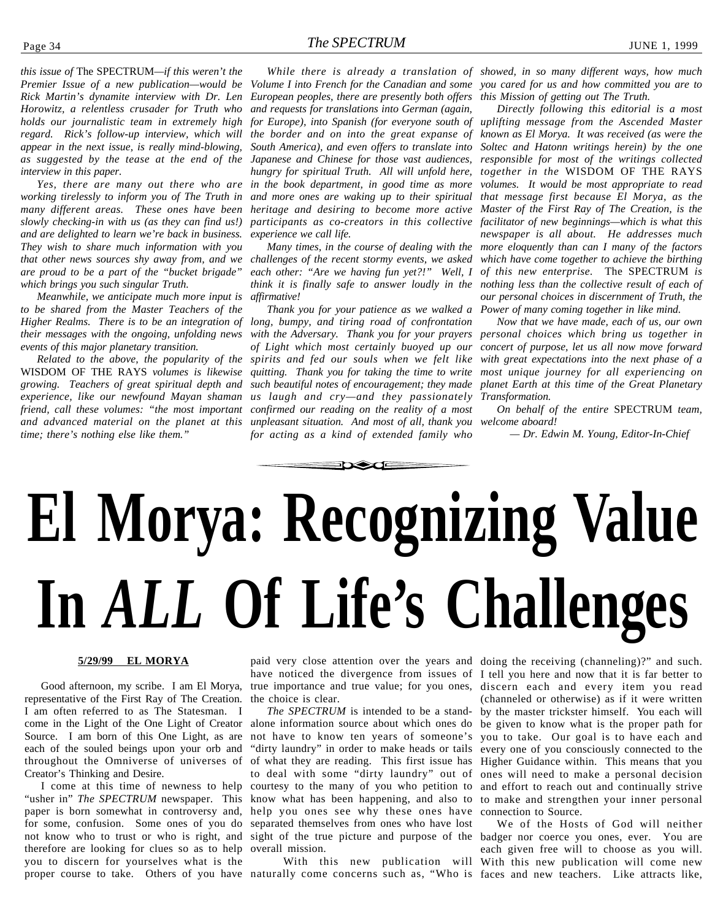*this issue of* The SPECTRUM*—if this weren't the Premier Issue of a new publication—would be Rick Martin's dynamite interview with Dr. Len Horowitz, a relentless crusader for Truth who holds our journalistic team in extremely high regard. Rick's follow-up interview, which will appear in the next issue, is really mind-blowing, as suggested by the tease at the end of the interview in this paper.*

*Yes, there are many out there who are working tirelessly to inform you of The Truth in many different areas. These ones have been slowly checking-in with us (as they can find us!) and are delighted to learn we're back in business. They wish to share much information with you that other news sources shy away from, and we are proud to be a part of the "bucket brigade" which brings you such singular Truth.*

*Meanwhile, we anticipate much more input is to be shared from the Master Teachers of the Higher Realms. There is to be an integration of their messages with the ongoing, unfolding news events of this major planetary transition.*

*Related to the above, the popularity of the* WISDOM OF THE RAYS *volumes is likewise growing. Teachers of great spiritual depth and experience, like our newfound Mayan shaman friend, call these volumes: "the most important and advanced material on the planet at this time; there's nothing else like them."*

*While there is already a translation of Volume I into French for the Canadian and some European peoples, there are presently both offers and requests for translations into German (again, for Europe), into Spanish (for everyone south of the border and on into the great expanse of South America), and even offers to translate into Japanese and Chinese for those vast audiences, hungry for spiritual Truth. All will unfold here, in the book department, in good time as more and more ones are waking up to their spiritual heritage and desiring to become more active participants as co-creators in this collective experience we call life.*

*Many times, in the course of dealing with the challenges of the recent stormy events, we asked each other: "Are we having fun yet?!" Well, I think it is finally safe to answer loudly in the affirmative!*

*Thank you for your patience as we walked a long, bumpy, and tiring road of confrontation with the Adversary. Thank you for your prayers of Light which most certainly buoyed up our spirits and fed our souls when we felt like quitting. Thank you for taking the time to write such beautiful notes of encouragement; they made us laugh and cry—and they passionately confirmed our reading on the reality of a most unpleasant situation. And most of all, thank you for acting as a kind of extended family who showed, in so many different ways, how much you cared for us and how committed you are to this Mission of getting out The Truth.*

*Directly following this editorial is a most uplifting message from the Ascended Master known as El Morya. It was received (as were the Soltec and Hatonn writings herein) by the one responsible for most of the writings collected together in the* WISDOM OF THE RAYS *volumes. It would be most appropriate to read that message first because El Morya, as the Master of the First Ray of The Creation, is the facilitator of new beginnings—which is what this newspaper is all about. He addresses much more eloquently than can I many of the factors which have come together to achieve the birthing of this new enterprise.* The SPECTRUM *is nothing less than the collective result of each of our personal choices in discernment of Truth, the Power of many coming together in like mind.*

*Now that we have made, each of us, our own personal choices which bring us together in concert of purpose, let us all now move forward with great expectations into the next phase of a most unique journey for all experiencing on planet Earth at this time of the Great Planetary Transformation.*

*On behalf of the entire* SPECTRUM *team, welcome aboard!*

*— Dr. Edwin M. Young, Editor-In-Chief*

# El Morya: Recognizing Value In *ALL* Of Life's Challenges

**5/29/99 EL MORYA**

Good afternoon, my scribe. I am El Morya, representative of the First Ray of The Creation. I am often referred to as The Statesman. I come in the Light of the One Light of Creator Source. I am born of this One Light, as are each of the souled beings upon your orb and throughout the Omniverse of universes of Creator's Thinking and Desire.

I come at this time of newness to help "usher in" *The SPECTRUM* newspaper. This paper is born somewhat in controversy and, for some, confusion. Some ones of you do not know who to trust or who is right, and therefore are looking for clues so as to help you to discern for yourselves what is the proper course to take. Others of you have paid very close attention over the years and have noticed the divergence from issues of true importance and true value; for you ones, the choice is clear.

*The SPECTRUM* is intended to be a stand-alone information source about which ones do not have to know ten years of someone's "dirty laundry" in order to make heads or tails of what they are reading. This first issue has to deal with some "dirty laundry" out of courtesy to the many of you who petition to know what has been happening, and also to help you ones see why these ones have separated themselves from ones who have lost sight of the true picture and purpose of the overall mission.

With this new publication will naturally come concerns such as, "Who is doing the receiving (channeling)?" and such. I tell you here and now that it is far better to discern each and every item you read (channeled or otherwise) as if it were written by the master trickster himself. You each will be given to know what is the proper path for you to take. Our goal is to have each and every one of you consciously connected to the Higher Guidance within. This means that you ones will need to make a personal decision and effort to reach out and continually strive to make and strengthen your inner personal connection to Source.

We of the Hosts of God will neither badger nor coerce you ones, ever. You are each given free will to choose as you will. With this new publication will come new faces and new teachers. Like attracts like,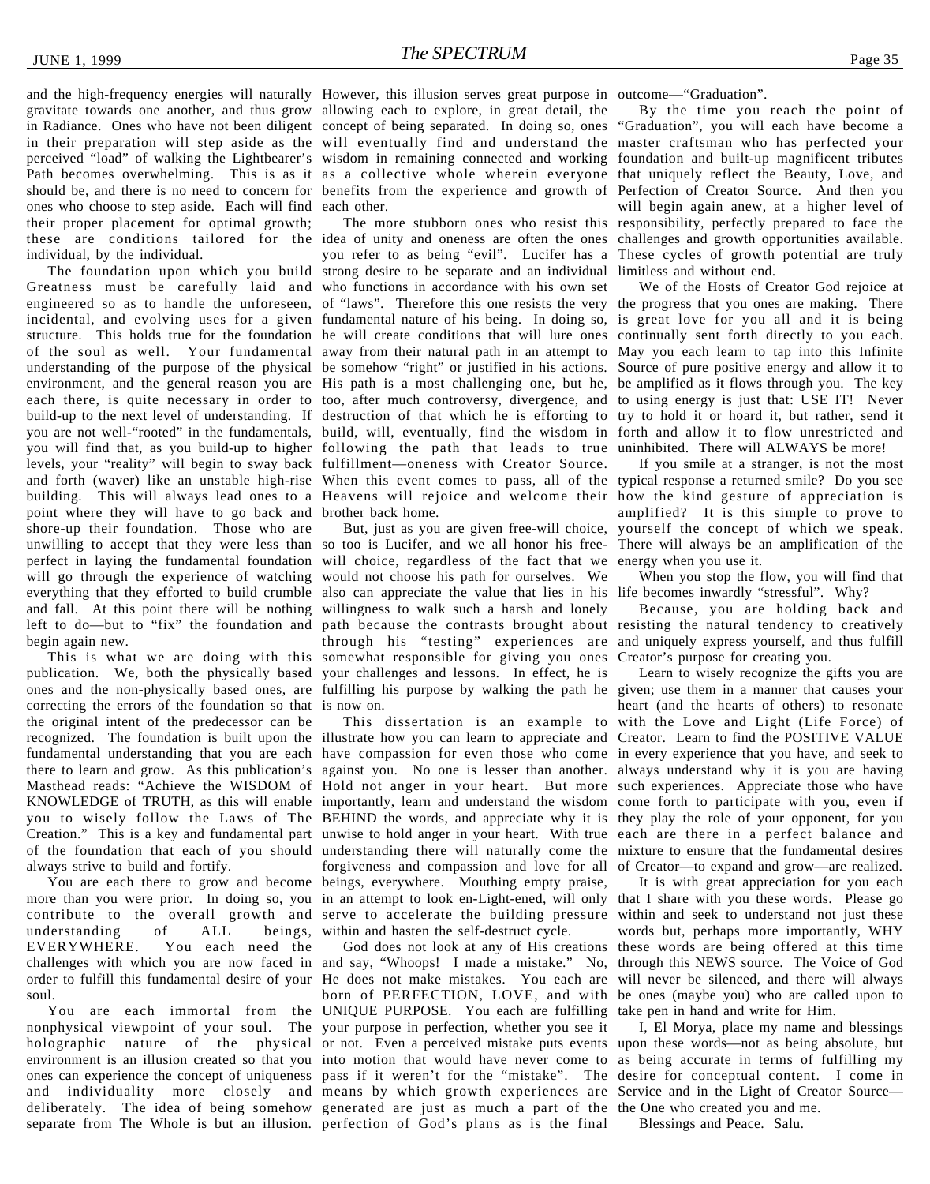and the high-frequency energies will naturally gravitate towards one another, and thus grow in Radiance. Ones who have not been diligent in their preparation will step aside as the perceived "load" of walking the Lightbearer's Path becomes overwhelming. This is as it should be, and there is no need to concern for ones who choose to step aside. Each will find their proper placement for optimal growth; these are conditions tailored for the individual, by the individual.

The foundation upon which you build Greatness must be carefully laid and engineered so as to handle the unforeseen, incidental, and evolving uses for a given structure. This holds true for the foundation of the soul as well. Your fundamental understanding of the purpose of the physical environment, and the general reason you are each there, is quite necessary in order to build-up to the next level of understanding. If you are not well-"rooted" in the fundamentals, you will find that, as you build-up to higher levels, your "reality" will begin to sway back and forth (waver) like an unstable high-rise building. This will always lead ones to a point where they will have to go back and shore-up their foundation. Those who are unwilling to accept that they were less than perfect in laying the fundamental foundation will go through the experience of watching everything that they efforted to build crumble and fall. At this point there will be nothing left to do—but to "fix" the foundation and begin again new.

This is what we are doing with this publication. We, both the physically based ones and the non-physically based ones, are correcting the errors of the foundation so that the original intent of the predecessor can be recognized. The foundation is built upon the fundamental understanding that you are each there to learn and grow. As this publication's Masthead reads: "Achieve the WISDOM of KNOWLEDGE of TRUTH, as this will enable you to wisely follow the Laws of The Creation." This is a key and fundamental part of the foundation that each of you should always strive to build and fortify.

You are each there to grow and become more than you were prior. In doing so, you contribute to the overall growth and understanding of ALL beings, EVERYWHERE. You each need the challenges with which you are now faced in order to fulfill this fundamental desire of your soul.

You are each immortal from the nonphysical viewpoint of your soul. The holographic nature of the physical environment is an illusion created so that you ones can experience the concept of uniqueness and individuality more closely and deliberately. The idea of being somehow separate from The Whole is but an illusion. However, this illusion serves great purpose in allowing each to explore, in great detail, the concept of being separated. In doing so, ones will eventually find and understand the wisdom in remaining connected and working as a collective whole wherein everyone benefits from the experience and growth of each other.

The more stubborn ones who resist this idea of unity and oneness are often the ones you refer to as being "evil". Lucifer has a strong desire to be separate and an individual who functions in accordance with his own set of "laws". Therefore this one resists the very fundamental nature of his being. In doing so, he will create conditions that will lure ones away from their natural path in an attempt to be somehow "right" or justified in his actions. His path is a most challenging one, but he, too, after much controversy, divergence, and destruction of that which he is efforting to build, will, eventually, find the wisdom in following the path that leads to true fulfillment—oneness with Creator Source. When this event comes to pass, all of the Heavens will rejoice and welcome their brother back home.

But, just as you are given free-will choice, so too is Lucifer, and we all honor his free-will choice, regardless of the fact that we would not choose his path for ourselves. We also can appreciate the value that lies in his willingness to walk such a harsh and lonely path because the contrasts brought about through his "testing" experiences are somewhat responsible for giving you ones your challenges and lessons. In effect, he is fulfilling his purpose by walking the path he is now on.

This dissertation is an example to illustrate how you can learn to appreciate and have compassion for even those who come against you. No one is lesser than another. Hold not anger in your heart. But more importantly, learn and understand the wisdom BEHIND the words, and appreciate why it is unwise to hold anger in your heart. With true understanding there will naturally come the forgiveness and compassion and love for all beings, everywhere. Mouthing empty praise, in an attempt to look en-Light-ened, will only serve to accelerate the building pressure within and hasten the self-destruct cycle.

God does not look at any of His creations and say, "Whoops! I made a mistake." No, He does not make mistakes. You each are born of PERFECTION, LOVE, and with UNIQUE PURPOSE. You each are fulfilling your purpose in perfection, whether you see it or not. Even a perceived mistake puts events into motion that would have never come to pass if it weren't for the "mistake". The means by which growth experiences are generated are just as much a part of the perfection of God's plans as is the final outcome—"Graduation".

By the time you reach the point of "Graduation", you will each have become a master craftsman who has perfected your foundation and built-up magnificent tributes that uniquely reflect the Beauty, Love, and Perfection of Creator Source. And then you will begin again anew, at a higher level of responsibility, perfectly prepared to face the challenges and growth opportunities available. These cycles of growth potential are truly limitless and without end.

We of the Hosts of Creator God rejoice at the progress that you ones are making. There is great love for you all and it is being continually sent forth directly to you each. May you each learn to tap into this Infinite Source of pure positive energy and allow it to be amplified as it flows through you. The key to using energy is just that: USE IT! Never try to hold it or hoard it, but rather, send it forth and allow it to flow unrestricted and uninhibited. There will ALWAYS be more!

If you smile at a stranger, is not the most typical response a returned smile? Do you see how the kind gesture of appreciation is amplified? It is this simple to prove to yourself the concept of which we speak. There will always be an amplification of the energy when you use it.

When you stop the flow, you will find that life becomes inwardly "stressful". Why?

Because, you are holding back and resisting the natural tendency to creatively and uniquely express yourself, and thus fulfill Creator's purpose for creating you.

Learn to wisely recognize the gifts you are given; use them in a manner that causes your heart (and the hearts of others) to resonate with the Love and Light (Life Force) of Creator. Learn to find the POSITIVE VALUE in every experience that you have, and seek to always understand why it is you are having such experiences. Appreciate those who have come forth to participate with you, even if they play the role of your opponent, for you each are there in a perfect balance and mixture to ensure that the fundamental desires of Creator—to expand and grow—are realized.

It is with great appreciation for you each that I share with you these words. Please go within and seek to understand not just these words but, perhaps more importantly, WHY these words are being offered at this time through this NEWS source. The Voice of God will never be silenced, and there will always be ones (maybe you) who are called upon to take pen in hand and write for Him.

I, El Morya, place my name and blessings upon these words—not as being absolute, but as being accurate in terms of fulfilling my desire for conceptual content. I come in Service and in the Light of Creator Source—the One who created you and me.

Blessings and Peace. Salu.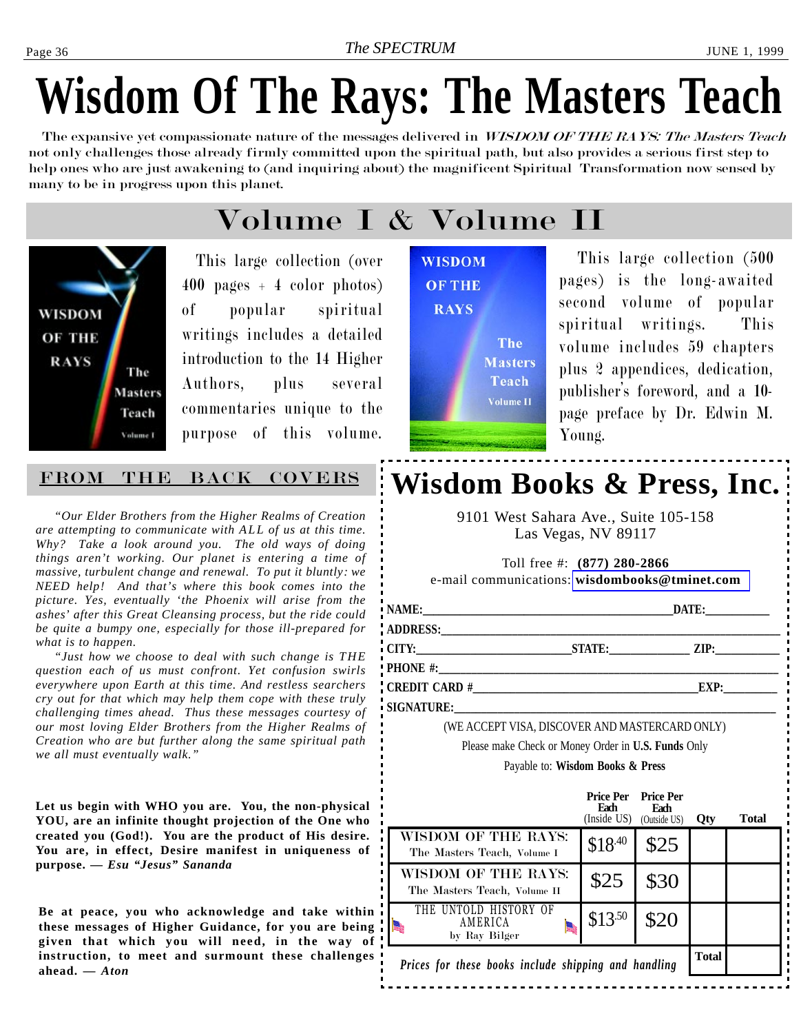# Wisdom Of The Rays: The Masters Teach

The expansive yet compassionate nature of the messages delivered in *WISDOM OF THE RAYS: The Masters Teach* not only challenges those already firmly committed upon the spiritual path, but also provides a serious first step to help ones who are just awakening to (and inquiring about) the magnificent Spiritual Transformation now sensed by many to be in progress upon this planet.

## Volume I & Volume II

WISDOM OF THE RAYS The Masters Teach Volume I

This large collection (over 400 pages + 4 color photos) of popular spiritual writings includes a detailed introduction to the 14 Higher Authors, plus several commentaries unique to the purpose of this volume.

WISDOM OF THE RAYS The Masters Teach Volume II

This large collection (500 pages) is the long-awaited second volume of popular spiritual writings. This volume includes 59 chapters plus 2 appendices, dedication, publisher's foreword, and a 10-page preface by Dr. Edwin M. Young.

### FROM THE BACK COVERS

*"Our Elder Brothers from the Higher Realms of Creation are attempting to communicate with ALL of us at this time. Why? Take a look around you. The old ways of doing things aren't working. Our planet is entering a time of massive, turbulent change and renewal. To put it bluntly: we NEED help! And that's where this book comes into the picture. Yes, eventually 'the Phoenix will arise from the ashes' after this Great Cleansing process, but the ride could be quite a bumpy one, especially for those ill-prepared for what is to happen.*

*"Just how we choose to deal with such change is THE question each of us must confront. Yet confusion swirls everywhere upon Earth at this time. And restless searchers cry out for that which may help them cope with these truly challenging times ahead. Thus these messages courtesy of our most loving Elder Brothers from the Higher Realms of Creation who are but further along the same spiritual path we all must eventually walk."*

**Let us begin with WHO you are. You, the non-physical YOU, are an infinite thought projection of the One who created you (God!). You are the product of His desire. You are, in effect, Desire manifest in uniqueness of purpose. — *Esu "Jesus" Sananda***

**Be at peace, you who acknowledge and take within these messages of Higher Guidance, for you are being given that which you will need, in the way of instruction, to meet and surmount these challenges ahead. — *Aton***

## Wisdom Books & Press, Inc.

9101 West Sahara Ave., Suite 105-158
Las Vegas, NV 89117

Toll free #: **(877) 280-2866**
e-mail communications: **wisdombooks@tminet.com**

**NAME:**\_\_\_\_\_\_\_\_\_\_\_\_\_\_\_\_\_\_\_\_ **DATE:**\_\_\_\_\_\_\_\_
**ADDRESS:**\_\_\_\_\_\_\_\_\_\_\_\_\_\_\_\_\_\_\_\_
**CITY:**\_\_\_\_\_\_\_\_\_\_ **STATE:**\_\_\_\_\_\_ **ZIP:**\_\_\_\_\_\_
**PHONE #:**\_\_\_\_\_\_\_\_\_\_\_\_\_\_\_\_\_\_\_\_
**CREDIT CARD #**\_\_\_\_\_\_\_\_\_\_\_\_\_\_\_\_ **EXP:**\_\_\_\_\_\_
**SIGNATURE:**\_\_\_\_\_\_\_\_\_\_\_\_\_\_\_\_\_\_\_\_

(WE ACCEPT VISA, DISCOVER AND MASTERCARD ONLY)

Please make Check or Money Order in **U.S. Funds** Only

Payable to: **Wisdom Books & Press**

| | Price Per Each (Inside US) | Price Per Each (Outside US) | Qty | Total |
|---|---|---|---|---|
| WISDOM OF THE RAYS: The Masters Teach, Volume I | $18.40 | $25 | | |
| WISDOM OF THE RAYS: The Masters Teach, Volume II | $25 | $30 | | |
| THE UNTOLD HISTORY OF AMERICA by Ray Bilger | $13.50 | $20 | | |
| *Prices for these books include shipping and handling* | | | Total | |